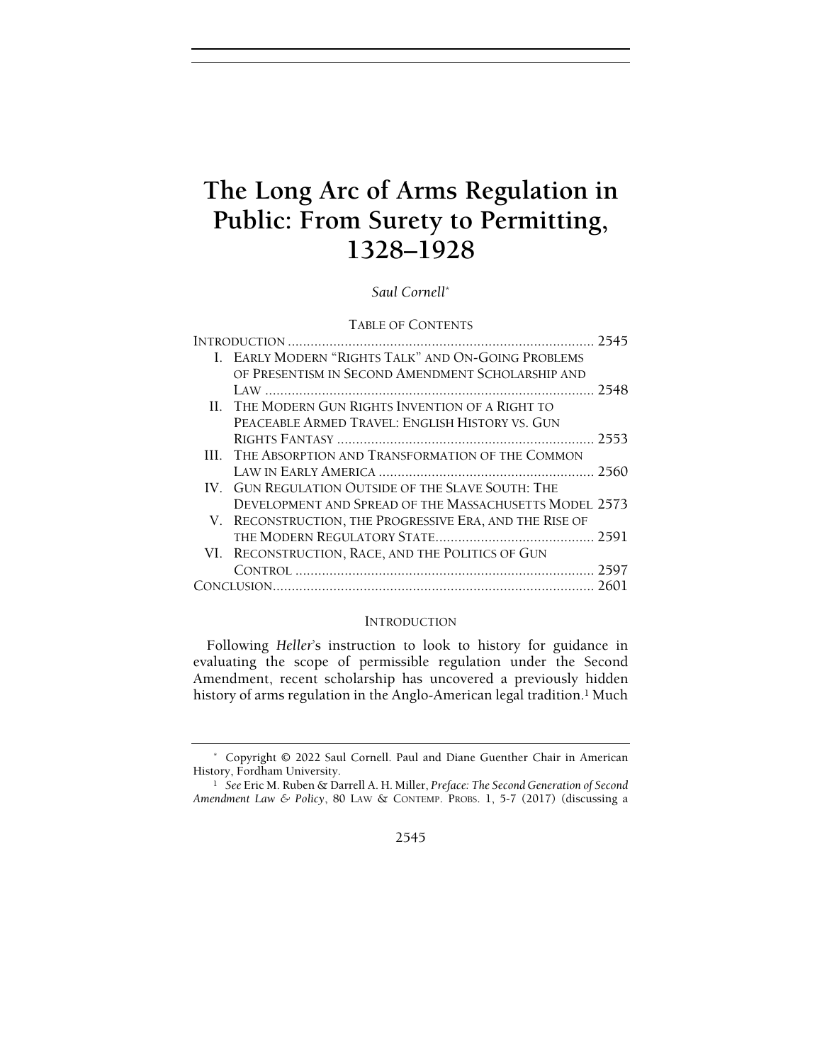# The Long Arc of Arms Regulation in Public: From Surety to Permitting, 1328–1928

*Saul Cornell*[*]

TABLE OF CONTENTS

| | |
|---|---|
| INTRODUCTION | 2545 |
| I. EARLY MODERN "RIGHTS TALK" AND ON-GOING PROBLEMS OF PRESENTISM IN SECOND AMENDMENT SCHOLARSHIP AND LAW | 2548 |
| II. THE MODERN GUN RIGHTS INVENTION OF A RIGHT TO PEACEABLE ARMED TRAVEL: ENGLISH HISTORY VS. GUN RIGHTS FANTASY | 2553 |
| III. THE ABSORPTION AND TRANSFORMATION OF THE COMMON LAW IN EARLY AMERICA | 2560 |
| IV. GUN REGULATION OUTSIDE OF THE SLAVE SOUTH: THE DEVELOPMENT AND SPREAD OF THE MASSACHUSETTS MODEL | 2573 |
| V. RECONSTRUCTION, THE PROGRESSIVE ERA, AND THE RISE OF THE MODERN REGULATORY STATE | 2591 |
| VI. RECONSTRUCTION, RACE, AND THE POLITICS OF GUN CONTROL | 2597 |
| CONCLUSION | 2601 |

## INTRODUCTION

Following *Heller*'s instruction to look to history for guidance in evaluating the scope of permissible regulation under the Second Amendment, recent scholarship has uncovered a previously hidden history of arms regulation in the Anglo-American legal tradition.[1] Much

---

[*] Copyright © 2022 Saul Cornell. Paul and Diane Guenther Chair in American History, Fordham University.

[1] *See* Eric M. Ruben & Darrell A. H. Miller, *Preface: The Second Generation of Second Amendment Law & Policy*, 80 LAW & CONTEMP. PROBS. 1, 5-7 (2017) (discussing a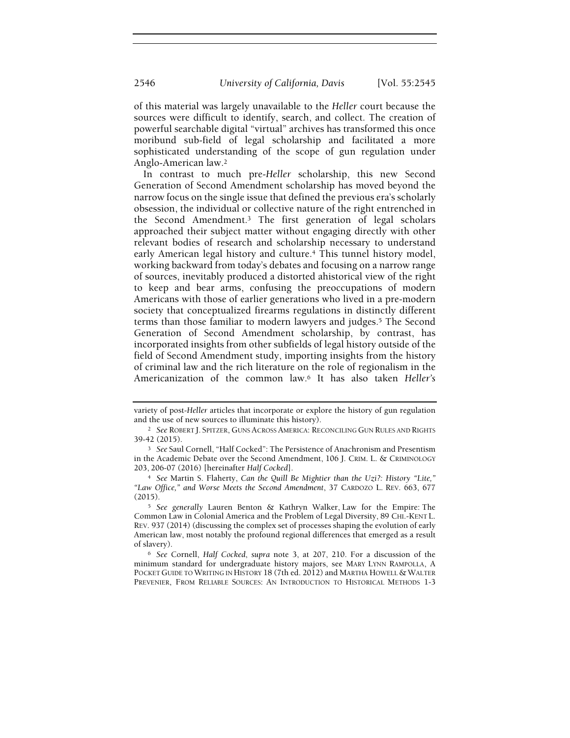of this material was largely unavailable to the *Heller* court because the sources were difficult to identify, search, and collect. The creation of powerful searchable digital "virtual" archives has transformed this once moribund sub-field of legal scholarship and facilitated a more sophisticated understanding of the scope of gun regulation under Anglo-American law.[2]

In contrast to much pre-*Heller* scholarship, this new Second Generation of Second Amendment scholarship has moved beyond the narrow focus on the single issue that defined the previous era's scholarly obsession, the individual or collective nature of the right entrenched in the Second Amendment.[3] The first generation of legal scholars approached their subject matter without engaging directly with other relevant bodies of research and scholarship necessary to understand early American legal history and culture.[4] This tunnel history model, working backward from today's debates and focusing on a narrow range of sources, inevitably produced a distorted ahistorical view of the right to keep and bear arms, confusing the preoccupations of modern Americans with those of earlier generations who lived in a pre-modern society that conceptualized firearms regulations in distinctly different terms than those familiar to modern lawyers and judges.[5] The Second Generation of Second Amendment scholarship, by contrast, has incorporated insights from other subfields of legal history outside of the field of Second Amendment study, importing insights from the history of criminal law and the rich literature on the role of regionalism in the Americanization of the common law.[6] It has also taken *Heller's*

---

variety of post-*Heller* articles that incorporate or explore the history of gun regulation and the use of new sources to illuminate this history).

[2] *See* ROBERT J. SPITZER, GUNS ACROSS AMERICA: RECONCILING GUN RULES AND RIGHTS 39-42 (2015).

[3] *See* Saul Cornell, "Half Cocked": The Persistence of Anachronism and Presentism in the Academic Debate over the Second Amendment, 106 J. CRIM. L. & CRIMINOLOGY 203, 206-07 (2016) [hereinafter *Half Cocked*].

[4] *See* Martin S. Flaherty, *Can the Quill Be Mightier than the Uzi?: History "Lite," "Law Office," and Worse Meets the Second Amendment*, 37 CARDOZO L. REV. 663, 677 (2015).

[5] *See generally* Lauren Benton & Kathryn Walker, Law for the Empire: The Common Law in Colonial America and the Problem of Legal Diversity, 89 CHI.-KENT L. REV. 937 (2014) (discussing the complex set of processes shaping the evolution of early American law, most notably the profound regional differences that emerged as a result of slavery).

[6] *See* Cornell, *Half Cocked*, *supra* note 3, at 207, 210. For a discussion of the minimum standard for undergraduate history majors, see MARY LYNN RAMPOLLA, A POCKET GUIDE TO WRITING IN HISTORY 18 (7th ed. 2012) and MARTHA HOWELL & WALTER PREVENIER, FROM RELIABLE SOURCES: AN INTRODUCTION TO HISTORICAL METHODS 1-3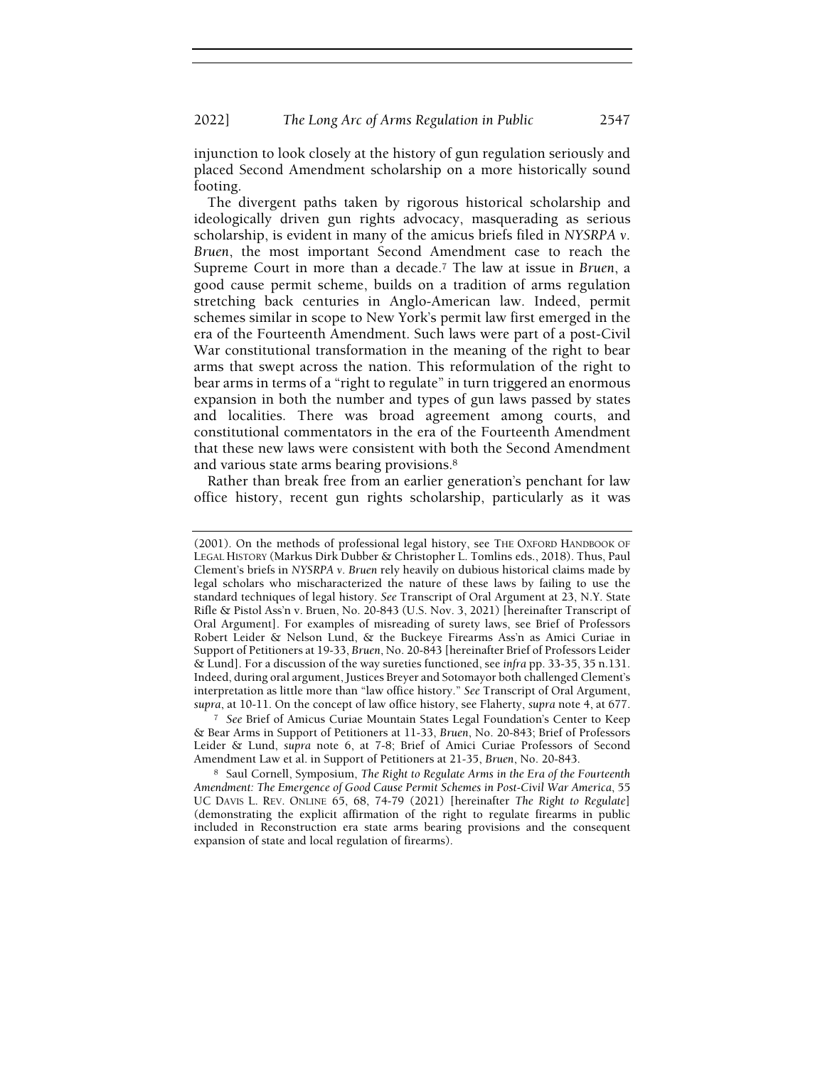injunction to look closely at the history of gun regulation seriously and placed Second Amendment scholarship on a more historically sound footing.

The divergent paths taken by rigorous historical scholarship and ideologically driven gun rights advocacy, masquerading as serious scholarship, is evident in many of the amicus briefs filed in *NYSRPA v. Bruen*, the most important Second Amendment case to reach the Supreme Court in more than a decade.[7] The law at issue in *Bruen*, a good cause permit scheme, builds on a tradition of arms regulation stretching back centuries in Anglo-American law. Indeed, permit schemes similar in scope to New York's permit law first emerged in the era of the Fourteenth Amendment. Such laws were part of a post-Civil War constitutional transformation in the meaning of the right to bear arms that swept across the nation. This reformulation of the right to bear arms in terms of a "right to regulate" in turn triggered an enormous expansion in both the number and types of gun laws passed by states and localities. There was broad agreement among courts, and constitutional commentators in the era of the Fourteenth Amendment that these new laws were consistent with both the Second Amendment and various state arms bearing provisions.[8]

Rather than break free from an earlier generation's penchant for law office history, recent gun rights scholarship, particularly as it was

---

(2001). On the methods of professional legal history, see THE OXFORD HANDBOOK OF LEGAL HISTORY (Markus Dirk Dubber & Christopher L. Tomlins eds., 2018). Thus, Paul Clement's briefs in *NYSRPA v. Bruen* rely heavily on dubious historical claims made by legal scholars who mischaracterized the nature of these laws by failing to use the standard techniques of legal history. *See* Transcript of Oral Argument at 23, N.Y. State Rifle & Pistol Ass'n v. Bruen, No. 20-843 (U.S. Nov. 3, 2021) [hereinafter Transcript of Oral Argument]. For examples of misreading of surety laws, see Brief of Professors Robert Leider & Nelson Lund, & the Buckeye Firearms Ass'n as Amici Curiae in Support of Petitioners at 19-33, *Bruen*, No. 20-843 [hereinafter Brief of Professors Leider & Lund]. For a discussion of the way sureties functioned, see *infra* pp. 33-35, 35 n.131. Indeed, during oral argument, Justices Breyer and Sotomayor both challenged Clement's interpretation as little more than "law office history." *See* Transcript of Oral Argument, *supra*, at 10-11. On the concept of law office history, see Flaherty, *supra* note 4, at 677.

[7] *See* Brief of Amicus Curiae Mountain States Legal Foundation's Center to Keep & Bear Arms in Support of Petitioners at 11-33, *Bruen*, No. 20-843; Brief of Professors Leider & Lund, *supra* note 6, at 7-8; Brief of Amici Curiae Professors of Second Amendment Law et al. in Support of Petitioners at 21-35, *Bruen*, No. 20-843.

[8] Saul Cornell, Symposium, *The Right to Regulate Arms in the Era of the Fourteenth Amendment: The Emergence of Good Cause Permit Schemes in Post-Civil War America*, 55 UC DAVIS L. REV. ONLINE 65, 68, 74-79 (2021) [hereinafter *The Right to Regulate*] (demonstrating the explicit affirmation of the right to regulate firearms in public included in Reconstruction era state arms bearing provisions and the consequent expansion of state and local regulation of firearms).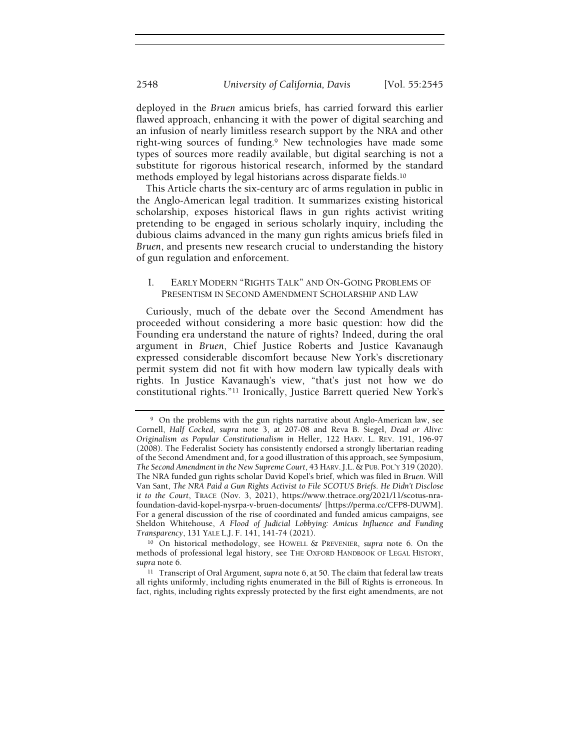deployed in the *Bruen* amicus briefs, has carried forward this earlier flawed approach, enhancing it with the power of digital searching and an infusion of nearly limitless research support by the NRA and other right-wing sources of funding.[9] New technologies have made some types of sources more readily available, but digital searching is not a substitute for rigorous historical research, informed by the standard methods employed by legal historians across disparate fields.[10]

This Article charts the six-century arc of arms regulation in public in the Anglo-American legal tradition. It summarizes existing historical scholarship, exposes historical flaws in gun rights activist writing pretending to be engaged in serious scholarly inquiry, including the dubious claims advanced in the many gun rights amicus briefs filed in *Bruen*, and presents new research crucial to understanding the history of gun regulation and enforcement.

## I. EARLY MODERN "RIGHTS TALK" AND ON-GOING PROBLEMS OF PRESENTISM IN SECOND AMENDMENT SCHOLARSHIP AND LAW

Curiously, much of the debate over the Second Amendment has proceeded without considering a more basic question: how did the Founding era understand the nature of rights? Indeed, during the oral argument in *Bruen*, Chief Justice Roberts and Justice Kavanaugh expressed considerable discomfort because New York's discretionary permit system did not fit with how modern law typically deals with rights. In Justice Kavanaugh's view, "that's just not how we do constitutional rights."[11] Ironically, Justice Barrett queried New York's

---

[9] On the problems with the gun rights narrative about Anglo-American law, see Cornell, *Half Cocked*, *supra* note 3, at 207-08 and Reva B. Siegel, *Dead or Alive: Originalism as Popular Constitutionalism in* Heller, 122 HARV. L. REV. 191, 196-97 (2008). The Federalist Society has consistently endorsed a strongly libertarian reading of the Second Amendment and, for a good illustration of this approach, see Symposium, *The Second Amendment in the New Supreme Court*, 43 HARV. J.L. & PUB. POL'Y 319 (2020). The NRA funded gun rights scholar David Kopel's brief, which was filed in *Bruen*. Will Van Sant, *The NRA Paid a Gun Rights Activist to File SCOTUS Briefs. He Didn't Disclose it to the Court*, TRACE (Nov. 3, 2021), https://www.thetrace.org/2021/11/scotus-nra-foundation-david-kopel-nysrpa-v-bruen-documents/ [https://perma.cc/CFP8-DUWM]. For a general discussion of the rise of coordinated and funded amicus campaigns, see Sheldon Whitehouse, *A Flood of Judicial Lobbying: Amicus Influence and Funding Transparency*, 131 YALE L.J. F. 141, 141-74 (2021).

[10] On historical methodology, see HOWELL & PREVENIER, *supra* note 6. On the methods of professional legal history, see THE OXFORD HANDBOOK OF LEGAL HISTORY, *supra* note 6.

[11] Transcript of Oral Argument, *supra* note 6, at 50. The claim that federal law treats all rights uniformly, including rights enumerated in the Bill of Rights is erroneous. In fact, rights, including rights expressly protected by the first eight amendments, are not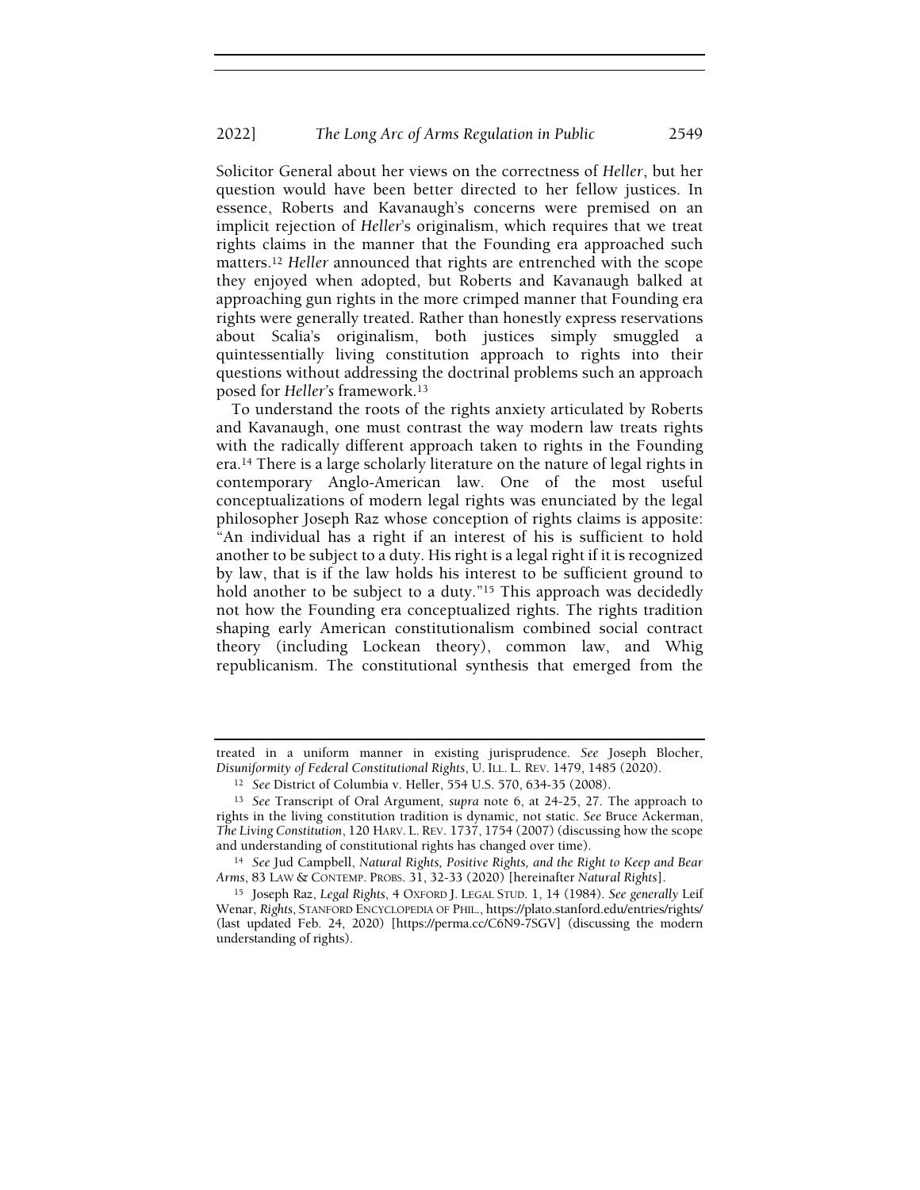Solicitor General about her views on the correctness of *Heller*, but her question would have been better directed to her fellow justices. In essence, Roberts and Kavanaugh's concerns were premised on an implicit rejection of *Heller*'s originalism, which requires that we treat rights claims in the manner that the Founding era approached such matters.[12] *Heller* announced that rights are entrenched with the scope they enjoyed when adopted, but Roberts and Kavanaugh balked at approaching gun rights in the more crimped manner that Founding era rights were generally treated. Rather than honestly express reservations about Scalia's originalism, both justices simply smuggled a quintessentially living constitution approach to rights into their questions without addressing the doctrinal problems such an approach posed for *Heller's* framework.[13]

To understand the roots of the rights anxiety articulated by Roberts and Kavanaugh, one must contrast the way modern law treats rights with the radically different approach taken to rights in the Founding era.[14] There is a large scholarly literature on the nature of legal rights in contemporary Anglo-American law. One of the most useful conceptualizations of modern legal rights was enunciated by the legal philosopher Joseph Raz whose conception of rights claims is apposite: "An individual has a right if an interest of his is sufficient to hold another to be subject to a duty. His right is a legal right if it is recognized by law, that is if the law holds his interest to be sufficient ground to hold another to be subject to a duty."[15] This approach was decidedly not how the Founding era conceptualized rights. The rights tradition shaping early American constitutionalism combined social contract theory (including Lockean theory), common law, and Whig republicanism. The constitutional synthesis that emerged from the

---

treated in a uniform manner in existing jurisprudence. *See* Joseph Blocher, *Disuniformity of Federal Constitutional Rights*, U. ILL. L. REV. 1479, 1485 (2020).

[12] *See* District of Columbia v. Heller, 554 U.S. 570, 634-35 (2008).

[13] *See* Transcript of Oral Argument, *supra* note 6, at 24-25, 27. The approach to rights in the living constitution tradition is dynamic, not static. *See* Bruce Ackerman, *The Living Constitution*, 120 HARV. L. REV. 1737, 1754 (2007) (discussing how the scope and understanding of constitutional rights has changed over time).

[14] *See* Jud Campbell, *Natural Rights, Positive Rights, and the Right to Keep and Bear Arms*, 83 LAW & CONTEMP. PROBS. 31, 32-33 (2020) [hereinafter *Natural Rights*].

[15] Joseph Raz, *Legal Rights*, 4 OXFORD J. LEGAL STUD. 1, 14 (1984). *See generally* Leif Wenar, *Rights*, STANFORD ENCYCLOPEDIA OF PHIL., https://plato.stanford.edu/entries/rights/ (last updated Feb. 24, 2020) [https://perma.cc/C6N9-7SGV] (discussing the modern understanding of rights).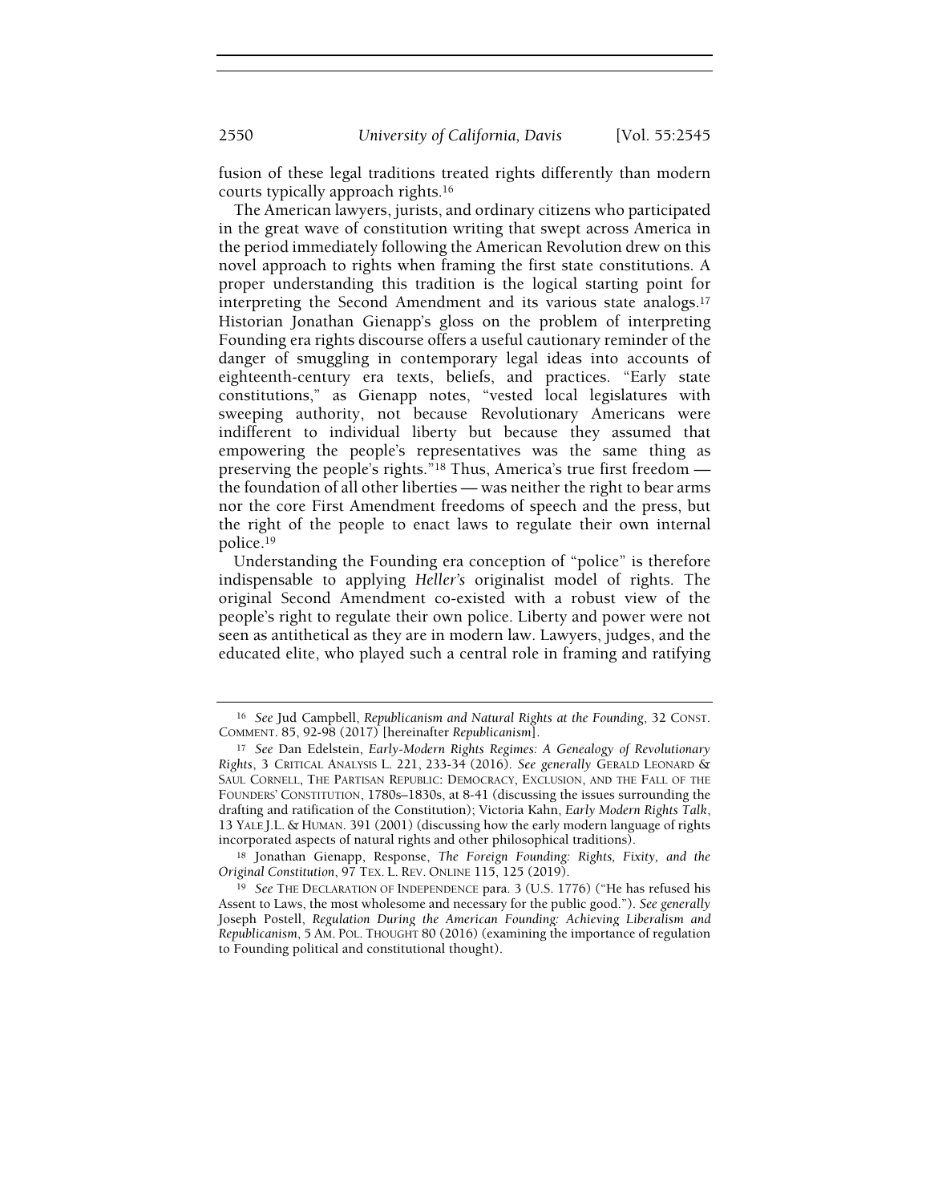fusion of these legal traditions treated rights differently than modern courts typically approach rights.[16]

The American lawyers, jurists, and ordinary citizens who participated in the great wave of constitution writing that swept across America in the period immediately following the American Revolution drew on this novel approach to rights when framing the first state constitutions. A proper understanding this tradition is the logical starting point for interpreting the Second Amendment and its various state analogs.[17] Historian Jonathan Gienapp's gloss on the problem of interpreting Founding era rights discourse offers a useful cautionary reminder of the danger of smuggling in contemporary legal ideas into accounts of eighteenth-century era texts, beliefs, and practices. "Early state constitutions," as Gienapp notes, "vested local legislatures with sweeping authority, not because Revolutionary Americans were indifferent to individual liberty but because they assumed that empowering the people's representatives was the same thing as preserving the people's rights."[18] Thus, America's true first freedom — the foundation of all other liberties — was neither the right to bear arms nor the core First Amendment freedoms of speech and the press, but the right of the people to enact laws to regulate their own internal police.[19]

Understanding the Founding era conception of "police" is therefore indispensable to applying *Heller's* originalist model of rights. The original Second Amendment co-existed with a robust view of the people's right to regulate their own police. Liberty and power were not seen as antithetical as they are in modern law. Lawyers, judges, and the educated elite, who played such a central role in framing and ratifying

---

[16] *See* Jud Campbell, *Republicanism and Natural Rights at the Founding*, 32 CONST. COMMENT. 85, 92-98 (2017) [hereinafter *Republicanism*].

[17] *See* Dan Edelstein, *Early-Modern Rights Regimes: A Genealogy of Revolutionary Rights*, 3 CRITICAL ANALYSIS L. 221, 233-34 (2016). *See generally* GERALD LEONARD & SAUL CORNELL, THE PARTISAN REPUBLIC: DEMOCRACY, EXCLUSION, AND THE FALL OF THE FOUNDERS' CONSTITUTION, 1780s–1830s, at 8-41 (discussing the issues surrounding the drafting and ratification of the Constitution); Victoria Kahn, *Early Modern Rights Talk*, 13 YALE J.L. & HUMAN. 391 (2001) (discussing how the early modern language of rights incorporated aspects of natural rights and other philosophical traditions).

[18] Jonathan Gienapp, Response, *The Foreign Founding: Rights, Fixity, and the Original Constitution*, 97 TEX. L. REV. ONLINE 115, 125 (2019).

[19] *See* THE DECLARATION OF INDEPENDENCE para. 3 (U.S. 1776) ("He has refused his Assent to Laws, the most wholesome and necessary for the public good."). *See generally* Joseph Postell, *Regulation During the American Founding: Achieving Liberalism and Republicanism*, 5 AM. POL. THOUGHT 80 (2016) (examining the importance of regulation to Founding political and constitutional thought).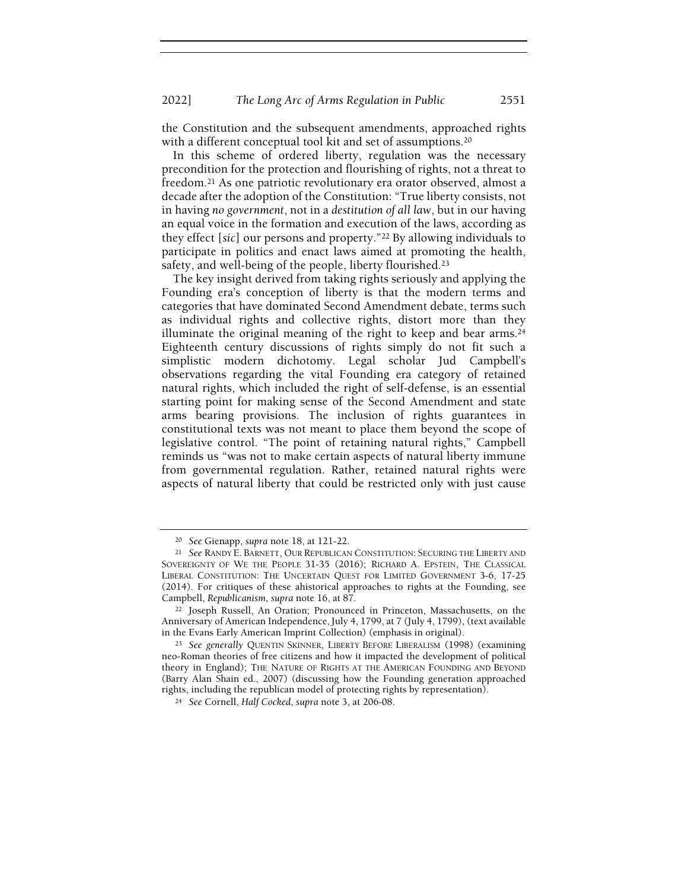the Constitution and the subsequent amendments, approached rights with a different conceptual tool kit and set of assumptions.[20]

In this scheme of ordered liberty, regulation was the necessary precondition for the protection and flourishing of rights, not a threat to freedom.[21] As one patriotic revolutionary era orator observed, almost a decade after the adoption of the Constitution: "True liberty consists, not in having *no government*, not in a *destitution of all law*, but in our having an equal voice in the formation and execution of the laws, according as they effect [*sic*] our persons and property."[22] By allowing individuals to participate in politics and enact laws aimed at promoting the health, safety, and well-being of the people, liberty flourished.[23]

The key insight derived from taking rights seriously and applying the Founding era's conception of liberty is that the modern terms and categories that have dominated Second Amendment debate, terms such as individual rights and collective rights, distort more than they illuminate the original meaning of the right to keep and bear arms.[24] Eighteenth century discussions of rights simply do not fit such a simplistic modern dichotomy. Legal scholar Jud Campbell's observations regarding the vital Founding era category of retained natural rights, which included the right of self-defense, is an essential starting point for making sense of the Second Amendment and state arms bearing provisions. The inclusion of rights guarantees in constitutional texts was not meant to place them beyond the scope of legislative control. "The point of retaining natural rights," Campbell reminds us "was not to make certain aspects of natural liberty immune from governmental regulation. Rather, retained natural rights were aspects of natural liberty that could be restricted only with just cause

---

[20] *See* Gienapp, *supra* note 18, at 121-22.

[21] *See* RANDY E. BARNETT, OUR REPUBLICAN CONSTITUTION: SECURING THE LIBERTY AND SOVEREIGNTY OF WE THE PEOPLE 31-35 (2016); RICHARD A. EPSTEIN, THE CLASSICAL LIBERAL CONSTITUTION: THE UNCERTAIN QUEST FOR LIMITED GOVERNMENT 3-6, 17-25 (2014). For critiques of these ahistorical approaches to rights at the Founding, see Campbell, *Republicanism*, *supra* note 16, at 87.

[22] Joseph Russell, An Oration; Pronounced in Princeton, Massachusetts, on the Anniversary of American Independence, July 4, 1799, at 7 (July 4, 1799), (text available in the Evans Early American Imprint Collection) (emphasis in original).

[23] *See generally* QUENTIN SKINNER, LIBERTY BEFORE LIBERALISM (1998) (examining neo-Roman theories of free citizens and how it impacted the development of political theory in England); THE NATURE OF RIGHTS AT THE AMERICAN FOUNDING AND BEYOND (Barry Alan Shain ed., 2007) (discussing how the Founding generation approached rights, including the republican model of protecting rights by representation).

[24] *See* Cornell, *Half Cocked*, *supra* note 3, at 206-08.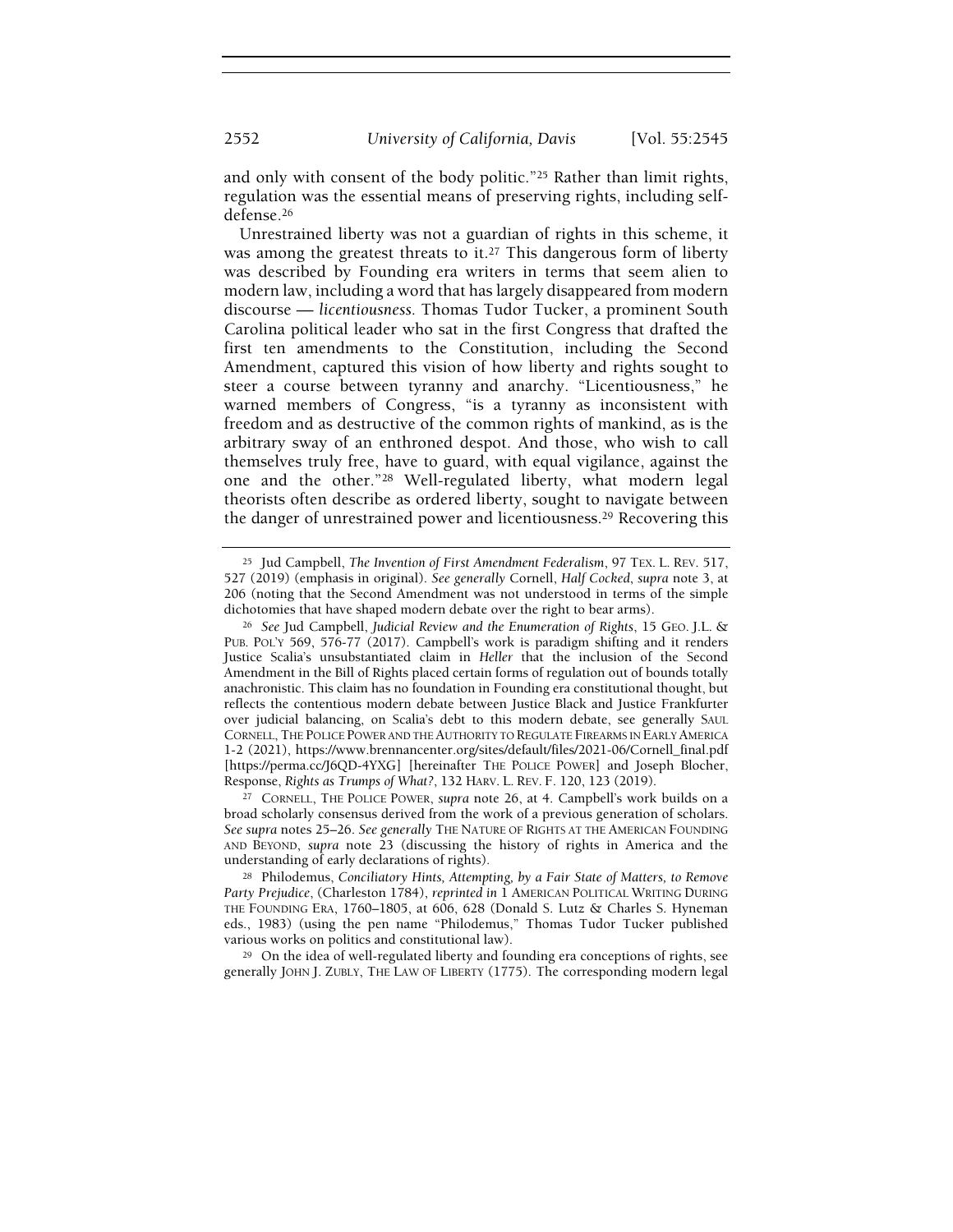and only with consent of the body politic."[25] Rather than limit rights, regulation was the essential means of preserving rights, including self-defense.[26]

Unrestrained liberty was not a guardian of rights in this scheme, it was among the greatest threats to it.[27] This dangerous form of liberty was described by Founding era writers in terms that seem alien to modern law, including a word that has largely disappeared from modern discourse — *licentiousness.* Thomas Tudor Tucker, a prominent South Carolina political leader who sat in the first Congress that drafted the first ten amendments to the Constitution, including the Second Amendment, captured this vision of how liberty and rights sought to steer a course between tyranny and anarchy. "Licentiousness," he warned members of Congress, "is a tyranny as inconsistent with freedom and as destructive of the common rights of mankind, as is the arbitrary sway of an enthroned despot. And those, who wish to call themselves truly free, have to guard, with equal vigilance, against the one and the other."[28] Well-regulated liberty, what modern legal theorists often describe as ordered liberty, sought to navigate between the danger of unrestrained power and licentiousness.[29] Recovering this

---

[25] Jud Campbell, *The Invention of First Amendment Federalism*, 97 TEX. L. REV. 517, 527 (2019) (emphasis in original). *See generally* Cornell, *Half Cocked*, *supra* note 3, at 206 (noting that the Second Amendment was not understood in terms of the simple dichotomies that have shaped modern debate over the right to bear arms).

[26] *See* Jud Campbell, *Judicial Review and the Enumeration of Rights*, 15 GEO. J.L. & PUB. POL'Y 569, 576-77 (2017). Campbell's work is paradigm shifting and it renders Justice Scalia's unsubstantiated claim in *Heller* that the inclusion of the Second Amendment in the Bill of Rights placed certain forms of regulation out of bounds totally anachronistic. This claim has no foundation in Founding era constitutional thought, but reflects the contentious modern debate between Justice Black and Justice Frankfurter over judicial balancing, on Scalia's debt to this modern debate, see generally SAUL CORNELL, THE POLICE POWER AND THE AUTHORITY TO REGULATE FIREARMS IN EARLY AMERICA 1-2 (2021), https://www.brennancenter.org/sites/default/files/2021-06/Cornell_final.pdf [https://perma.cc/J6QD-4YXG] [hereinafter THE POLICE POWER] and Joseph Blocher, Response, *Rights as Trumps of What?*, 132 HARV. L. REV. F. 120, 123 (2019).

[27] CORNELL, THE POLICE POWER, *supra* note 26, at 4. Campbell's work builds on a broad scholarly consensus derived from the work of a previous generation of scholars. *See supra* notes 25–26. *See generally* THE NATURE OF RIGHTS AT THE AMERICAN FOUNDING AND BEYOND, *supra* note 23 (discussing the history of rights in America and the understanding of early declarations of rights).

[28] Philodemus, *Conciliatory Hints, Attempting, by a Fair State of Matters, to Remove Party Prejudice*, (Charleston 1784), *reprinted in* 1 AMERICAN POLITICAL WRITING DURING THE FOUNDING ERA, 1760–1805, at 606, 628 (Donald S. Lutz & Charles S. Hyneman eds., 1983) (using the pen name "Philodemus," Thomas Tudor Tucker published various works on politics and constitutional law).

[29] On the idea of well-regulated liberty and founding era conceptions of rights, see generally JOHN J. ZUBLY, THE LAW OF LIBERTY (1775). The corresponding modern legal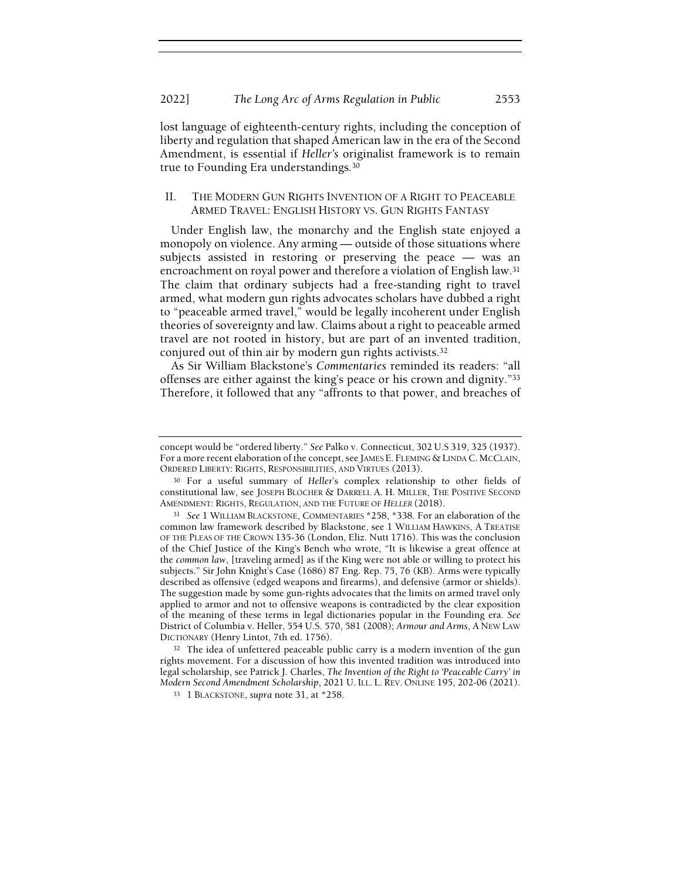lost language of eighteenth-century rights, including the conception of liberty and regulation that shaped American law in the era of the Second Amendment, is essential if *Heller's* originalist framework is to remain true to Founding Era understandings.[30]

## II. THE MODERN GUN RIGHTS INVENTION OF A RIGHT TO PEACEABLE ARMED TRAVEL: ENGLISH HISTORY VS. GUN RIGHTS FANTASY

Under English law, the monarchy and the English state enjoyed a monopoly on violence. Any arming — outside of those situations where subjects assisted in restoring or preserving the peace — was an encroachment on royal power and therefore a violation of English law.[31] The claim that ordinary subjects had a free-standing right to travel armed, what modern gun rights advocates scholars have dubbed a right to "peaceable armed travel," would be legally incoherent under English theories of sovereignty and law. Claims about a right to peaceable armed travel are not rooted in history, but are part of an invented tradition, conjured out of thin air by modern gun rights activists.[32]

As Sir William Blackstone's *Commentaries* reminded its readers: "all offenses are either against the king's peace or his crown and dignity."[33] Therefore, it followed that any "affronts to that power, and breaches of

---

concept would be "ordered liberty." *See* Palko v. Connecticut, 302 U.S 319, 325 (1937). For a more recent elaboration of the concept, see JAMES E. FLEMING & LINDA C. MCCLAIN, ORDERED LIBERTY: RIGHTS, RESPONSIBILITIES, AND VIRTUES (2013).

[30] For a useful summary of *Heller*'s complex relationship to other fields of constitutional law, see JOSEPH BLOCHER & DARRELL A. H. MILLER, THE POSITIVE SECOND AMENDMENT: RIGHTS, REGULATION, AND THE FUTURE OF *HELLER* (2018).

[31] *See* 1 WILLIAM BLACKSTONE, COMMENTARIES *258, *338. For an elaboration of the common law framework described by Blackstone, see 1 WILLIAM HAWKINS, A TREATISE OF THE PLEAS OF THE CROWN 135-36 (London, Eliz. Nutt 1716). This was the conclusion of the Chief Justice of the King's Bench who wrote, "It is likewise a great offence at the *common law*, [traveling armed] as if the King were not able or willing to protect his subjects." Sir John Knight's Case (1686) 87 Eng. Rep. 75, 76 (KB). Arms were typically described as offensive (edged weapons and firearms), and defensive (armor or shields). The suggestion made by some gun-rights advocates that the limits on armed travel only applied to armor and not to offensive weapons is contradicted by the clear exposition of the meaning of these terms in legal dictionaries popular in the Founding era. *See* District of Columbia v. Heller, 554 U.S. 570, 581 (2008); *Armour and Arms*, A NEW LAW DICTIONARY (Henry Lintot, 7th ed. 1756).

[32] The idea of unfettered peaceable public carry is a modern invention of the gun rights movement. For a discussion of how this invented tradition was introduced into legal scholarship, see Patrick J. Charles, *The Invention of the Right to 'Peaceable Carry' in Modern Second Amendment Scholarship*, 2021 U. ILL. L. REV. ONLINE 195, 202-06 (2021).

[33] 1 BLACKSTONE, *supra* note 31, at *258.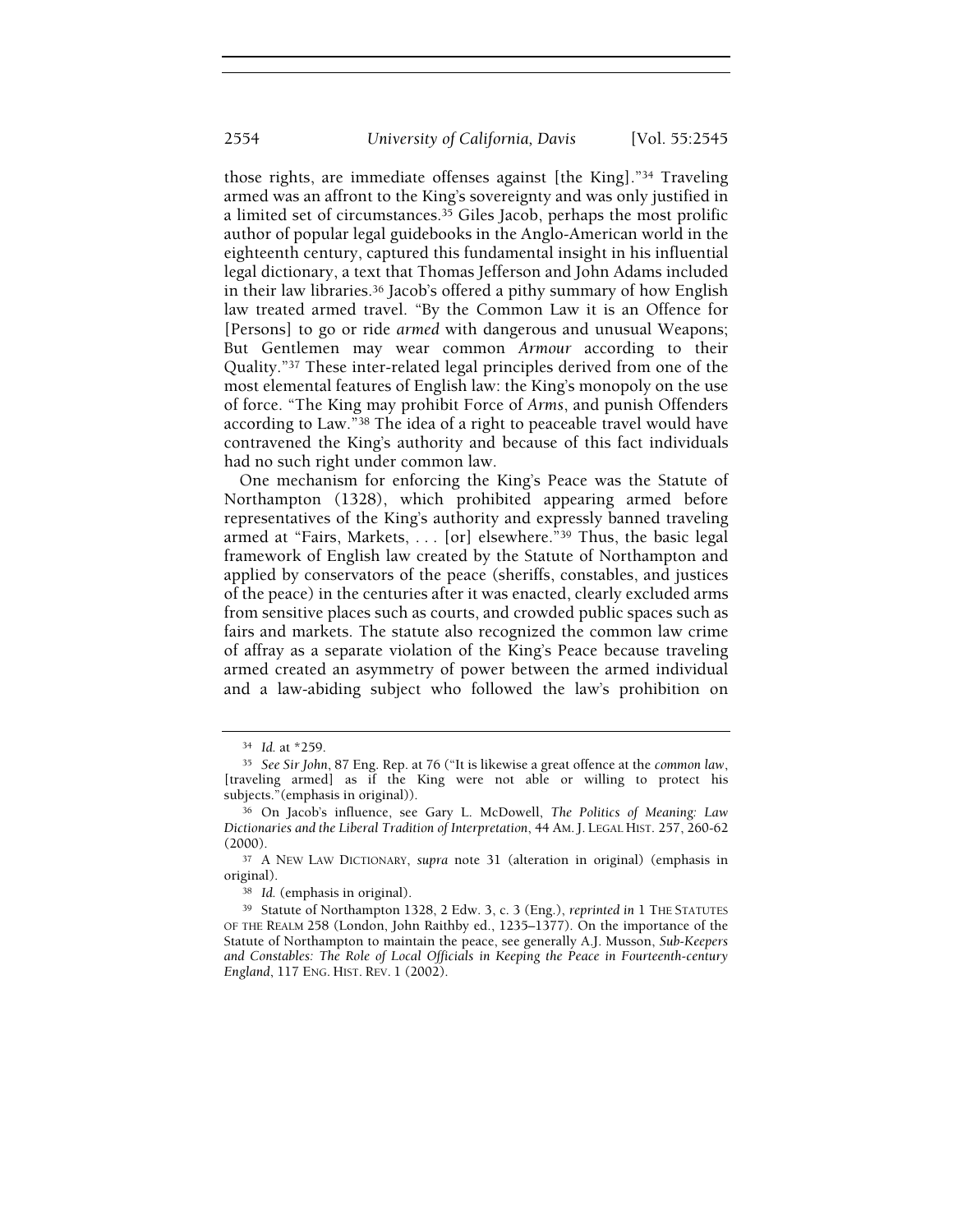those rights, are immediate offenses against [the King]."[34] Traveling armed was an affront to the King's sovereignty and was only justified in a limited set of circumstances.[35] Giles Jacob, perhaps the most prolific author of popular legal guidebooks in the Anglo-American world in the eighteenth century, captured this fundamental insight in his influential legal dictionary, a text that Thomas Jefferson and John Adams included in their law libraries.[36] Jacob's offered a pithy summary of how English law treated armed travel. "By the Common Law it is an Offence for [Persons] to go or ride *armed* with dangerous and unusual Weapons; But Gentlemen may wear common *Armour* according to their Quality."[37] These inter-related legal principles derived from one of the most elemental features of English law: the King's monopoly on the use of force. "The King may prohibit Force of *Arms*, and punish Offenders according to Law."[38] The idea of a right to peaceable travel would have contravened the King's authority and because of this fact individuals had no such right under common law.

One mechanism for enforcing the King's Peace was the Statute of Northampton (1328), which prohibited appearing armed before representatives of the King's authority and expressly banned traveling armed at "Fairs, Markets, . . . [or] elsewhere."[39] Thus, the basic legal framework of English law created by the Statute of Northampton and applied by conservators of the peace (sheriffs, constables, and justices of the peace) in the centuries after it was enacted, clearly excluded arms from sensitive places such as courts, and crowded public spaces such as fairs and markets. The statute also recognized the common law crime of affray as a separate violation of the King's Peace because traveling armed created an asymmetry of power between the armed individual and a law-abiding subject who followed the law's prohibition on

---

[34] *Id.* at *259.

[35] *See Sir John*, 87 Eng. Rep. at 76 ("It is likewise a great offence at the *common law*, [traveling armed] as if the King were not able or willing to protect his subjects."(emphasis in original)).

[36] On Jacob's influence, see Gary L. McDowell, *The Politics of Meaning: Law Dictionaries and the Liberal Tradition of Interpretation*, 44 AM. J. LEGAL HIST. 257, 260-62 (2000).

[37] A NEW LAW DICTIONARY, *supra* note 31 (alteration in original) (emphasis in original).

[38] *Id.* (emphasis in original).

[39] Statute of Northampton 1328, 2 Edw. 3, c. 3 (Eng.), *reprinted in* 1 THE STATUTES OF THE REALM 258 (London, John Raithby ed., 1235–1377). On the importance of the Statute of Northampton to maintain the peace, see generally A.J. Musson, *Sub-Keepers and Constables: The Role of Local Officials in Keeping the Peace in Fourteenth-century England*, 117 ENG. HIST. REV. 1 (2002).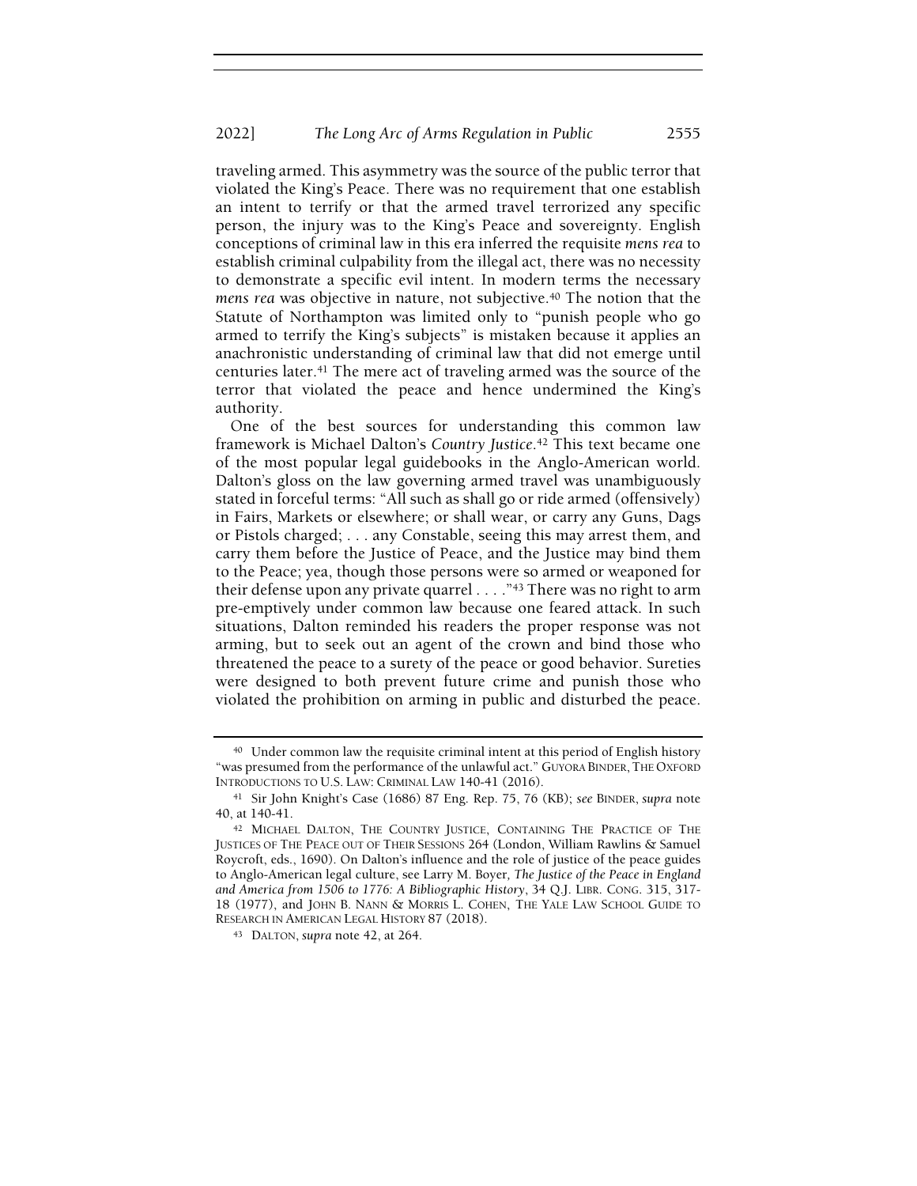traveling armed. This asymmetry was the source of the public terror that violated the King's Peace. There was no requirement that one establish an intent to terrify or that the armed travel terrorized any specific person, the injury was to the King's Peace and sovereignty. English conceptions of criminal law in this era inferred the requisite *mens rea* to establish criminal culpability from the illegal act, there was no necessity to demonstrate a specific evil intent. In modern terms the necessary *mens rea* was objective in nature, not subjective.[40] The notion that the Statute of Northampton was limited only to "punish people who go armed to terrify the King's subjects" is mistaken because it applies an anachronistic understanding of criminal law that did not emerge until centuries later.[41] The mere act of traveling armed was the source of the terror that violated the peace and hence undermined the King's authority.

One of the best sources for understanding this common law framework is Michael Dalton's *Country Justice*.[42] This text became one of the most popular legal guidebooks in the Anglo-American world. Dalton's gloss on the law governing armed travel was unambiguously stated in forceful terms: "All such as shall go or ride armed (offensively) in Fairs, Markets or elsewhere; or shall wear, or carry any Guns, Dags or Pistols charged; . . . any Constable, seeing this may arrest them, and carry them before the Justice of Peace, and the Justice may bind them to the Peace; yea, though those persons were so armed or weaponed for their defense upon any private quarrel . . . ."[43] There was no right to arm pre-emptively under common law because one feared attack. In such situations, Dalton reminded his readers the proper response was not arming, but to seek out an agent of the crown and bind those who threatened the peace to a surety of the peace or good behavior. Sureties were designed to both prevent future crime and punish those who violated the prohibition on arming in public and disturbed the peace.

---

[40] Under common law the requisite criminal intent at this period of English history "was presumed from the performance of the unlawful act." GUYORA BINDER, THE OXFORD INTRODUCTIONS TO U.S. LAW: CRIMINAL LAW 140-41 (2016).

[41] Sir John Knight's Case (1686) 87 Eng. Rep. 75, 76 (KB); *see* BINDER, *supra* note 40, at 140-41.

[42] MICHAEL DALTON, THE COUNTRY JUSTICE, CONTAINING THE PRACTICE OF THE JUSTICES OF THE PEACE OUT OF THEIR SESSIONS 264 (London, William Rawlins & Samuel Roycroft, eds., 1690). On Dalton's influence and the role of justice of the peace guides to Anglo-American legal culture, see Larry M. Boyer, *The Justice of the Peace in England and America from 1506 to 1776: A Bibliographic History*, 34 Q.J. LIBR. CONG. 315, 317-18 (1977), and JOHN B. NANN & MORRIS L. COHEN, THE YALE LAW SCHOOL GUIDE TO RESEARCH IN AMERICAN LEGAL HISTORY 87 (2018).

[43] DALTON, *supra* note 42, at 264.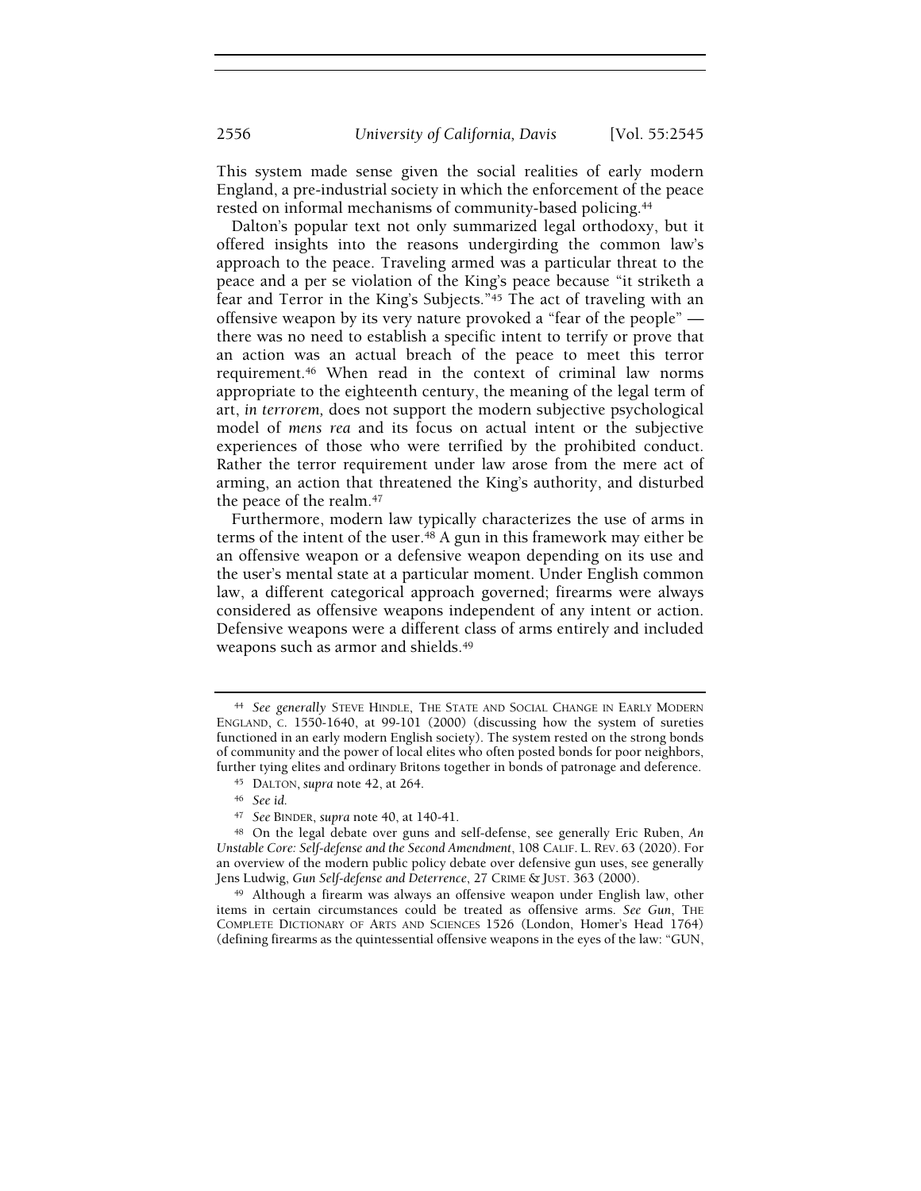This system made sense given the social realities of early modern England, a pre-industrial society in which the enforcement of the peace rested on informal mechanisms of community-based policing.[44]

Dalton's popular text not only summarized legal orthodoxy, but it offered insights into the reasons undergirding the common law's approach to the peace. Traveling armed was a particular threat to the peace and a per se violation of the King's peace because "it striketh a fear and Terror in the King's Subjects."[45] The act of traveling with an offensive weapon by its very nature provoked a "fear of the people" — there was no need to establish a specific intent to terrify or prove that an action was an actual breach of the peace to meet this terror requirement.[46] When read in the context of criminal law norms appropriate to the eighteenth century, the meaning of the legal term of art, *in terrorem*, does not support the modern subjective psychological model of *mens rea* and its focus on actual intent or the subjective experiences of those who were terrified by the prohibited conduct. Rather the terror requirement under law arose from the mere act of arming, an action that threatened the King's authority, and disturbed the peace of the realm.[47]

Furthermore, modern law typically characterizes the use of arms in terms of the intent of the user.[48] A gun in this framework may either be an offensive weapon or a defensive weapon depending on its use and the user's mental state at a particular moment. Under English common law, a different categorical approach governed; firearms were always considered as offensive weapons independent of any intent or action. Defensive weapons were a different class of arms entirely and included weapons such as armor and shields.[49]

---

[44] *See generally* STEVE HINDLE, THE STATE AND SOCIAL CHANGE IN EARLY MODERN ENGLAND, C. 1550-1640, at 99-101 (2000) (discussing how the system of sureties functioned in an early modern English society). The system rested on the strong bonds of community and the power of local elites who often posted bonds for poor neighbors, further tying elites and ordinary Britons together in bonds of patronage and deference.

[45] DALTON, *supra* note 42, at 264.

[46] *See id.*

[47] *See* BINDER, *supra* note 40, at 140-41.

[48] On the legal debate over guns and self-defense, see generally Eric Ruben, *An Unstable Core: Self-defense and the Second Amendment*, 108 CALIF. L. REV. 63 (2020). For an overview of the modern public policy debate over defensive gun uses, see generally Jens Ludwig, *Gun Self-defense and Deterrence*, 27 CRIME & JUST. 363 (2000).

[49] Although a firearm was always an offensive weapon under English law, other items in certain circumstances could be treated as offensive arms. *See Gun*, THE COMPLETE DICTIONARY OF ARTS AND SCIENCES 1526 (London, Homer's Head 1764) (defining firearms as the quintessential offensive weapons in the eyes of the law: "GUN,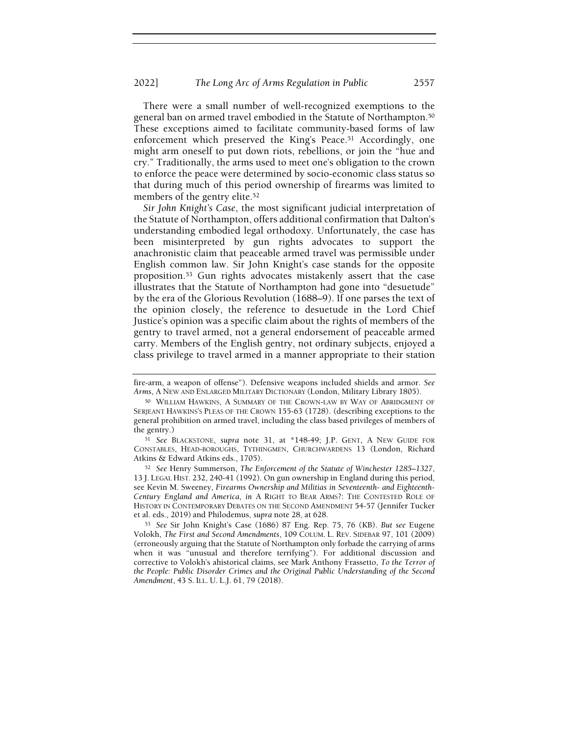There were a small number of well-recognized exemptions to the general ban on armed travel embodied in the Statute of Northampton.[50] These exceptions aimed to facilitate community-based forms of law enforcement which preserved the King's Peace.[51] Accordingly, one might arm oneself to put down riots, rebellions, or join the "hue and cry." Traditionally, the arms used to meet one's obligation to the crown to enforce the peace were determined by socio-economic class status so that during much of this period ownership of firearms was limited to members of the gentry elite.[52]

*Sir John Knight's Case*, the most significant judicial interpretation of the Statute of Northampton, offers additional confirmation that Dalton's understanding embodied legal orthodoxy. Unfortunately, the case has been misinterpreted by gun rights advocates to support the anachronistic claim that peaceable armed travel was permissible under English common law. Sir John Knight's case stands for the opposite proposition.[53] Gun rights advocates mistakenly assert that the case illustrates that the Statute of Northampton had gone into "desuetude" by the era of the Glorious Revolution (1688–9). If one parses the text of the opinion closely, the reference to desuetude in the Lord Chief Justice's opinion was a specific claim about the rights of members of the gentry to travel armed, not a general endorsement of peaceable armed carry. Members of the English gentry, not ordinary subjects, enjoyed a class privilege to travel armed in a manner appropriate to their station

---

fire-arm, a weapon of offense"). Defensive weapons included shields and armor. *See Arms*, A NEW AND ENLARGED MILITARY DICTIONARY (London, Military Library 1805).

[50] WILLIAM HAWKINS, A SUMMARY OF THE CROWN-LAW BY WAY OF ABRIDGMENT OF SERJEANT HAWKINS'S PLEAS OF THE CROWN 155-63 (1728). (describing exceptions to the general prohibition on armed travel, including the class based privileges of members of the gentry.)

[51] *See* BLACKSTONE, *supra* note 31, at *148-49; J.P. GENT, A NEW GUIDE FOR CONSTABLES, HEAD-BOROUGHS, TYTHINGMEN, CHURCHWARDENS 13 (London, Richard Atkins & Edward Atkins eds., 1705).

[52] *See* Henry Summerson, *The Enforcement of the Statute of Winchester 1285–1327*, 13 J. LEGAL HIST. 232, 240-41 (1992). On gun ownership in England during this period, see Kevin M. Sweeney, *Firearms Ownership and Militias in Seventeenth- and Eighteenth-Century England and America*, *in* A RIGHT TO BEAR ARMS?: THE CONTESTED ROLE OF HISTORY IN CONTEMPORARY DEBATES ON THE SECOND AMENDMENT 54-57 (Jennifer Tucker et al. eds., 2019) and Philodemus, *supra* note 28, at 628.

[53] *See* Sir John Knight's Case (1686) 87 Eng. Rep. 75, 76 (KB). *But see* Eugene Volokh, *The First and Second Amendments*, 109 COLUM. L. REV. SIDEBAR 97, 101 (2009) (erroneously arguing that the Statute of Northampton only forbade the carrying of arms when it was "unusual and therefore terrifying"). For additional discussion and corrective to Volokh's ahistorical claims, see Mark Anthony Frassetto, *To the Terror of the People: Public Disorder Crimes and the Original Public Understanding of the Second Amendment*, 43 S. ILL. U. L.J. 61, 79 (2018).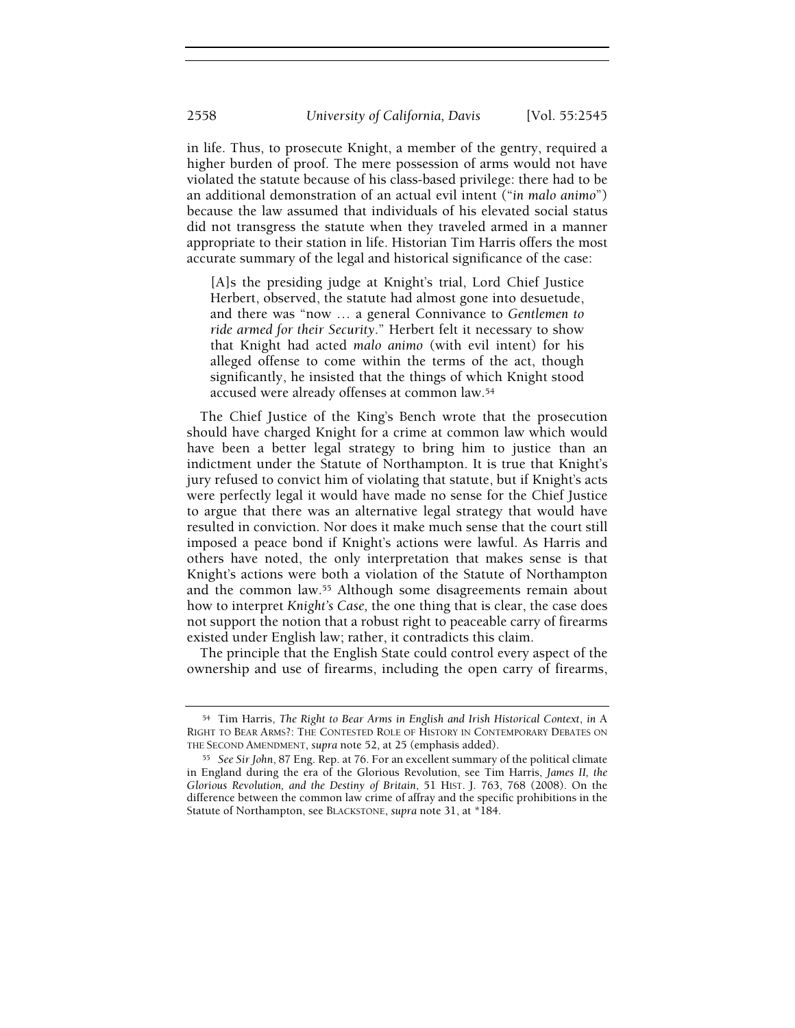in life. Thus, to prosecute Knight, a member of the gentry, required a higher burden of proof. The mere possession of arms would not have violated the statute because of his class-based privilege: there had to be an additional demonstration of an actual evil intent ("*in malo animo*") because the law assumed that individuals of his elevated social status did not transgress the statute when they traveled armed in a manner appropriate to their station in life. Historian Tim Harris offers the most accurate summary of the legal and historical significance of the case:

> [A]s the presiding judge at Knight's trial, Lord Chief Justice Herbert, observed, the statute had almost gone into desuetude, and there was "now … a general Connivance to *Gentlemen to ride armed for their Security*." Herbert felt it necessary to show that Knight had acted *malo animo* (with evil intent) for his alleged offense to come within the terms of the act, though significantly, he insisted that the things of which Knight stood accused were already offenses at common law.[54]

The Chief Justice of the King's Bench wrote that the prosecution should have charged Knight for a crime at common law which would have been a better legal strategy to bring him to justice than an indictment under the Statute of Northampton. It is true that Knight's jury refused to convict him of violating that statute, but if Knight's acts were perfectly legal it would have made no sense for the Chief Justice to argue that there was an alternative legal strategy that would have resulted in conviction. Nor does it make much sense that the court still imposed a peace bond if Knight's actions were lawful. As Harris and others have noted, the only interpretation that makes sense is that Knight's actions were both a violation of the Statute of Northampton and the common law.[55] Although some disagreements remain about how to interpret *Knight's Case,* the one thing that is clear, the case does not support the notion that a robust right to peaceable carry of firearms existed under English law; rather, it contradicts this claim.

The principle that the English State could control every aspect of the ownership and use of firearms, including the open carry of firearms,

---

[54] Tim Harris, *The Right to Bear Arms in English and Irish Historical Context*, *in* A RIGHT TO BEAR ARMS?: THE CONTESTED ROLE OF HISTORY IN CONTEMPORARY DEBATES ON THE SECOND AMENDMENT, *supra* note 52, at 25 (emphasis added).

[55] *See Sir John*, 87 Eng. Rep. at 76. For an excellent summary of the political climate in England during the era of the Glorious Revolution, see Tim Harris, *James II, the Glorious Revolution, and the Destiny of Britain*, 51 HIST. J. 763, 768 (2008). On the difference between the common law crime of affray and the specific prohibitions in the Statute of Northampton, see BLACKSTONE, *supra* note 31, at *184.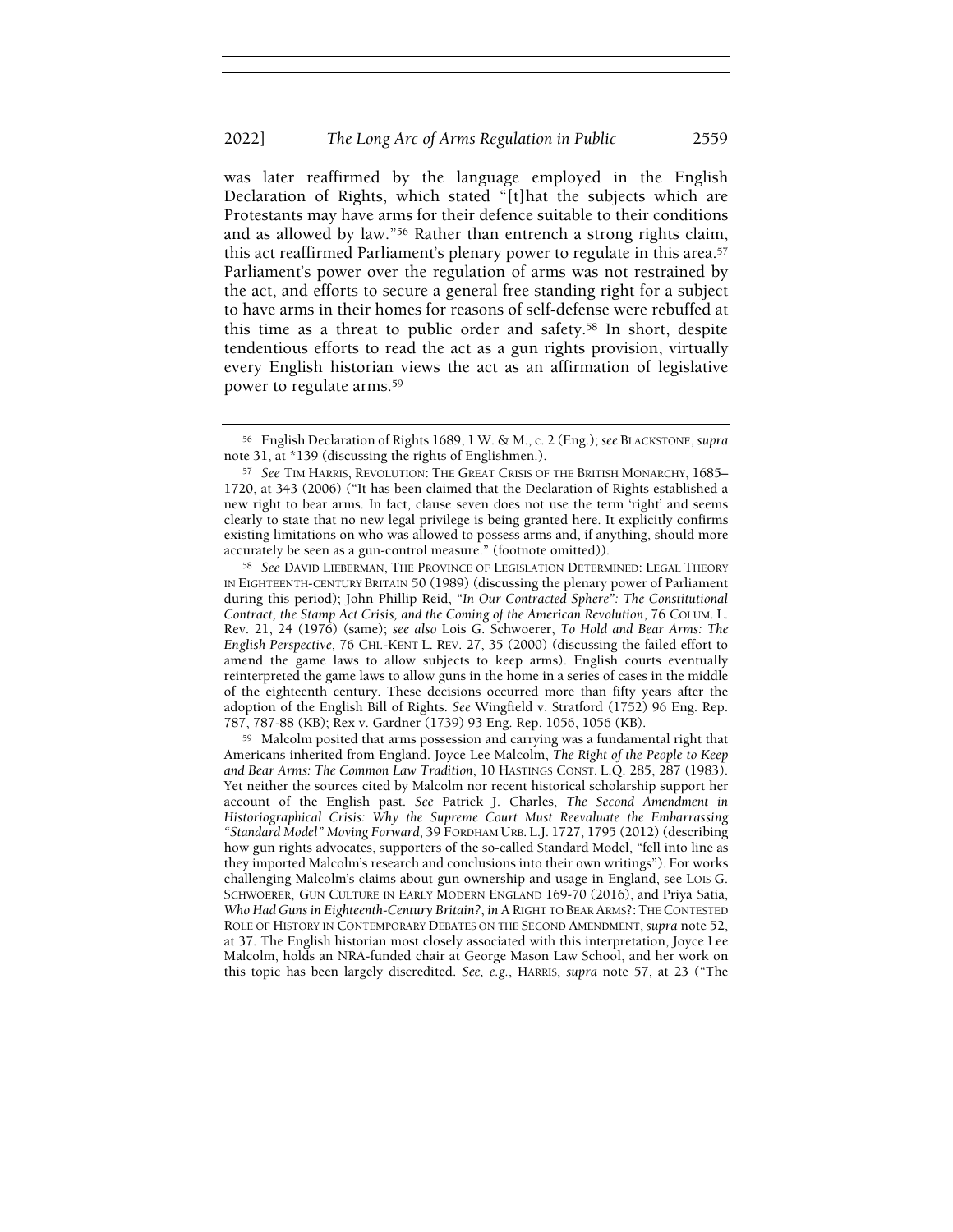was later reaffirmed by the language employed in the English Declaration of Rights, which stated "[t]hat the subjects which are Protestants may have arms for their defence suitable to their conditions and as allowed by law."[56] Rather than entrench a strong rights claim, this act reaffirmed Parliament's plenary power to regulate in this area.[57] Parliament's power over the regulation of arms was not restrained by the act, and efforts to secure a general free standing right for a subject to have arms in their homes for reasons of self-defense were rebuffed at this time as a threat to public order and safety.[58] In short, despite tendentious efforts to read the act as a gun rights provision, virtually every English historian views the act as an affirmation of legislative power to regulate arms.[59]

---

[56] English Declaration of Rights 1689, 1 W. & M., c. 2 (Eng.); *see* BLACKSTONE, *supra* note 31, at *139 (discussing the rights of Englishmen.).

[57] *See* TIM HARRIS, REVOLUTION: THE GREAT CRISIS OF THE BRITISH MONARCHY, 1685–1720, at 343 (2006) ("It has been claimed that the Declaration of Rights established a new right to bear arms. In fact, clause seven does not use the term 'right' and seems clearly to state that no new legal privilege is being granted here. It explicitly confirms existing limitations on who was allowed to possess arms and, if anything, should more accurately be seen as a gun-control measure." (footnote omitted)).

[58] *See* DAVID LIEBERMAN, THE PROVINCE OF LEGISLATION DETERMINED: LEGAL THEORY IN EIGHTEENTH-CENTURY BRITAIN 50 (1989) (discussing the plenary power of Parliament during this period); John Phillip Reid, *"In Our Contracted Sphere": The Constitutional Contract, the Stamp Act Crisis, and the Coming of the American Revolution*, 76 COLUM. L. Rev. 21, 24 (1976) (same); *see also* Lois G. Schwoerer, *To Hold and Bear Arms: The English Perspective*, 76 CHI.-KENT L. REV. 27, 35 (2000) (discussing the failed effort to amend the game laws to allow subjects to keep arms). English courts eventually reinterpreted the game laws to allow guns in the home in a series of cases in the middle of the eighteenth century. These decisions occurred more than fifty years after the adoption of the English Bill of Rights. *See* Wingfield v. Stratford (1752) 96 Eng. Rep. 787, 787-88 (KB); Rex v. Gardner (1739) 93 Eng. Rep. 1056, 1056 (KB).

[59] Malcolm posited that arms possession and carrying was a fundamental right that Americans inherited from England. Joyce Lee Malcolm, *The Right of the People to Keep and Bear Arms: The Common Law Tradition*, 10 HASTINGS CONST. L.Q. 285, 287 (1983). Yet neither the sources cited by Malcolm nor recent historical scholarship support her account of the English past. *See* Patrick J. Charles, *The Second Amendment in Historiographical Crisis: Why the Supreme Court Must Reevaluate the Embarrassing "Standard Model" Moving Forward*, 39 FORDHAM URB. L.J. 1727, 1795 (2012) (describing how gun rights advocates, supporters of the so-called Standard Model, "fell into line as they imported Malcolm's research and conclusions into their own writings"). For works challenging Malcolm's claims about gun ownership and usage in England, see LOIS G. SCHWOERER, GUN CULTURE IN EARLY MODERN ENGLAND 169-70 (2016), and Priya Satia, *Who Had Guns in Eighteenth-Century Britain?*, *in* A RIGHT TO BEAR ARMS?: THE CONTESTED ROLE OF HISTORY IN CONTEMPORARY DEBATES ON THE SECOND AMENDMENT, *supra* note 52, at 37. The English historian most closely associated with this interpretation, Joyce Lee Malcolm, holds an NRA-funded chair at George Mason Law School, and her work on this topic has been largely discredited. *See, e.g.*, HARRIS, *supra* note 57, at 23 ("The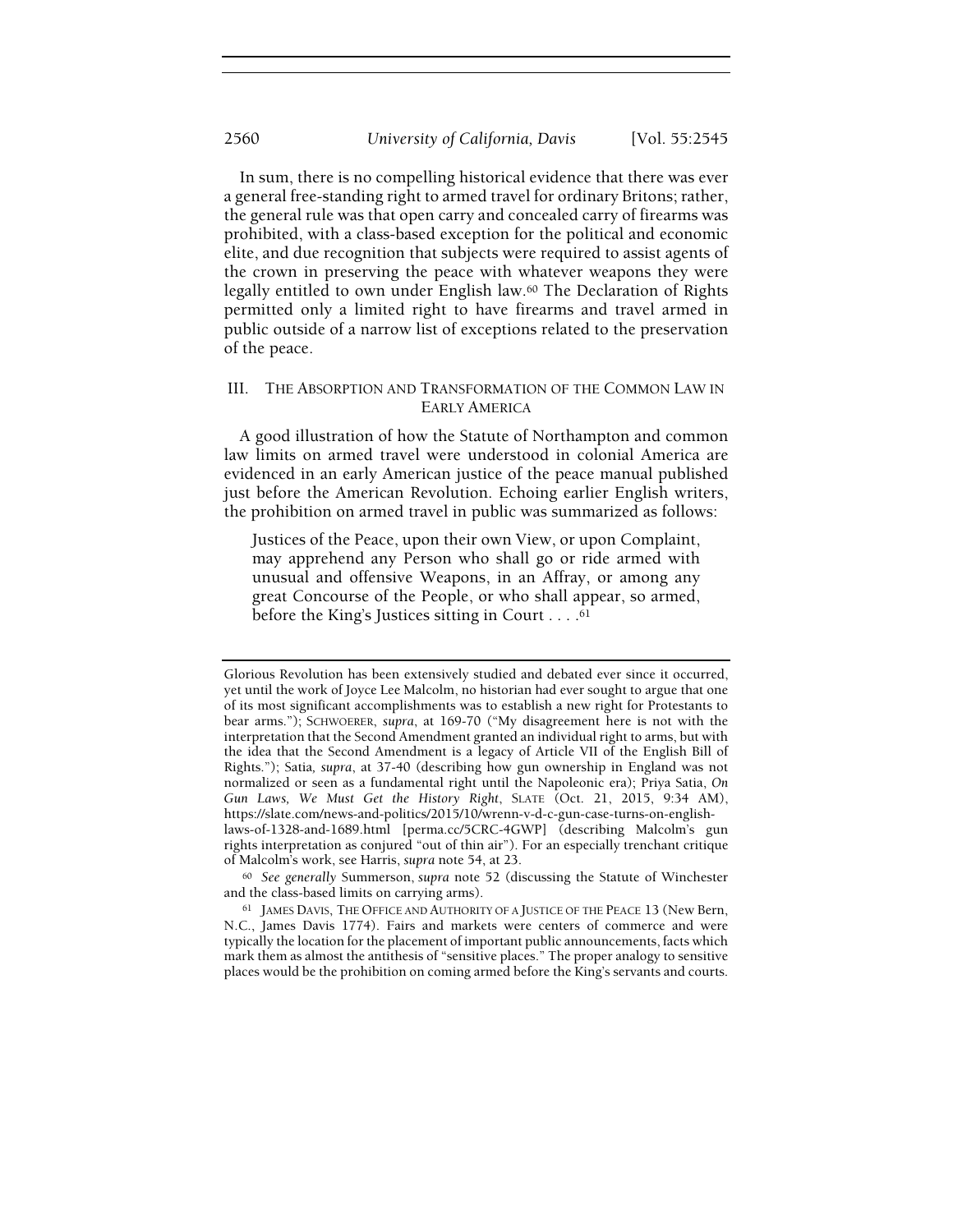In sum, there is no compelling historical evidence that there was ever a general free-standing right to armed travel for ordinary Britons; rather, the general rule was that open carry and concealed carry of firearms was prohibited, with a class-based exception for the political and economic elite, and due recognition that subjects were required to assist agents of the crown in preserving the peace with whatever weapons they were legally entitled to own under English law.[60] The Declaration of Rights permitted only a limited right to have firearms and travel armed in public outside of a narrow list of exceptions related to the preservation of the peace.

## III. THE ABSORPTION AND TRANSFORMATION OF THE COMMON LAW IN EARLY AMERICA

A good illustration of how the Statute of Northampton and common law limits on armed travel were understood in colonial America are evidenced in an early American justice of the peace manual published just before the American Revolution. Echoing earlier English writers, the prohibition on armed travel in public was summarized as follows:

> Justices of the Peace, upon their own View, or upon Complaint, may apprehend any Person who shall go or ride armed with unusual and offensive Weapons, in an Affray, or among any great Concourse of the People, or who shall appear, so armed, before the King's Justices sitting in Court . . . .[61]

---

Glorious Revolution has been extensively studied and debated ever since it occurred, yet until the work of Joyce Lee Malcolm, no historian had ever sought to argue that one of its most significant accomplishments was to establish a new right for Protestants to bear arms."); SCHWOERER, *supra*, at 169-70 ("My disagreement here is not with the interpretation that the Second Amendment granted an individual right to arms, but with the idea that the Second Amendment is a legacy of Article VII of the English Bill of Rights."); Satia, *supra*, at 37-40 (describing how gun ownership in England was not normalized or seen as a fundamental right until the Napoleonic era); Priya Satia, *On Gun Laws, We Must Get the History Right*, SLATE (Oct. 21, 2015, 9:34 AM), https://slate.com/news-and-politics/2015/10/wrenn-v-d-c-gun-case-turns-on-english-laws-of-1328-and-1689.html [perma.cc/5CRC-4GWP] (describing Malcolm's gun rights interpretation as conjured "out of thin air"). For an especially trenchant critique of Malcolm's work, see Harris, *supra* note 54, at 23.

[60] *See generally* Summerson, *supra* note 52 (discussing the Statute of Winchester and the class-based limits on carrying arms).

[61] JAMES DAVIS, THE OFFICE AND AUTHORITY OF A JUSTICE OF THE PEACE 13 (New Bern, N.C., James Davis 1774). Fairs and markets were centers of commerce and were typically the location for the placement of important public announcements, facts which mark them as almost the antithesis of "sensitive places." The proper analogy to sensitive places would be the prohibition on coming armed before the King's servants and courts.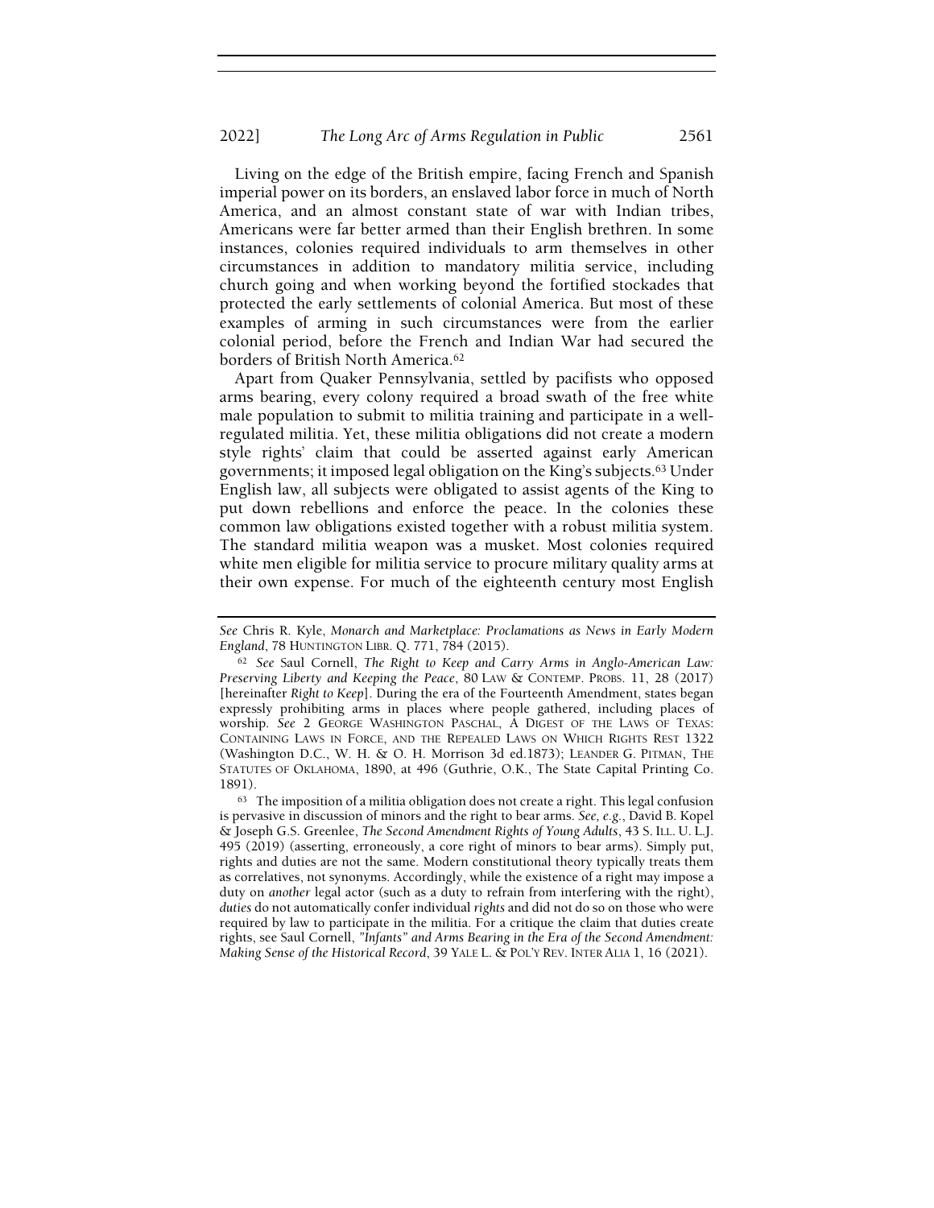Living on the edge of the British empire, facing French and Spanish imperial power on its borders, an enslaved labor force in much of North America, and an almost constant state of war with Indian tribes, Americans were far better armed than their English brethren. In some instances, colonies required individuals to arm themselves in other circumstances in addition to mandatory militia service, including church going and when working beyond the fortified stockades that protected the early settlements of colonial America. But most of these examples of arming in such circumstances were from the earlier colonial period, before the French and Indian War had secured the borders of British North America.[62]

Apart from Quaker Pennsylvania, settled by pacifists who opposed arms bearing, every colony required a broad swath of the free white male population to submit to militia training and participate in a well-regulated militia. Yet, these militia obligations did not create a modern style rights' claim that could be asserted against early American governments; it imposed legal obligation on the King's subjects.[63] Under English law, all subjects were obligated to assist agents of the King to put down rebellions and enforce the peace. In the colonies these common law obligations existed together with a robust militia system. The standard militia weapon was a musket. Most colonies required white men eligible for militia service to procure military quality arms at their own expense. For much of the eighteenth century most English

---

*See* Chris R. Kyle, *Monarch and Marketplace: Proclamations as News in Early Modern England*, 78 HUNTINGTON LIBR. Q. 771, 784 (2015).

[62] *See* Saul Cornell, *The Right to Keep and Carry Arms in Anglo-American Law: Preserving Liberty and Keeping the Peace*, 80 LAW & CONTEMP. PROBS. 11, 28 (2017) [hereinafter *Right to Keep*]. During the era of the Fourteenth Amendment, states began expressly prohibiting arms in places where people gathered, including places of worship. *See* 2 GEORGE WASHINGTON PASCHAL, A DIGEST OF THE LAWS OF TEXAS: CONTAINING LAWS IN FORCE, AND THE REPEALED LAWS ON WHICH RIGHTS REST 1322 (Washington D.C., W. H. & O. H. Morrison 3d ed.1873); LEANDER G. PITMAN, THE STATUTES OF OKLAHOMA, 1890, at 496 (Guthrie, O.K., The State Capital Printing Co. 1891).

[63] The imposition of a militia obligation does not create a right. This legal confusion is pervasive in discussion of minors and the right to bear arms. *See, e.g.*, David B. Kopel & Joseph G.S. Greenlee, *The Second Amendment Rights of Young Adults*, 43 S. ILL. U. L.J. 495 (2019) (asserting, erroneously, a core right of minors to bear arms). Simply put, rights and duties are not the same. Modern constitutional theory typically treats them as correlatives, not synonyms. Accordingly, while the existence of a right may impose a duty on *another* legal actor (such as a duty to refrain from interfering with the right), *duties* do not automatically confer individual *rights* and did not do so on those who were required by law to participate in the militia. For a critique the claim that duties create rights, see Saul Cornell, *"Infants" and Arms Bearing in the Era of the Second Amendment: Making Sense of the Historical Record*, 39 YALE L. & POL'Y REV. INTER ALIA 1, 16 (2021).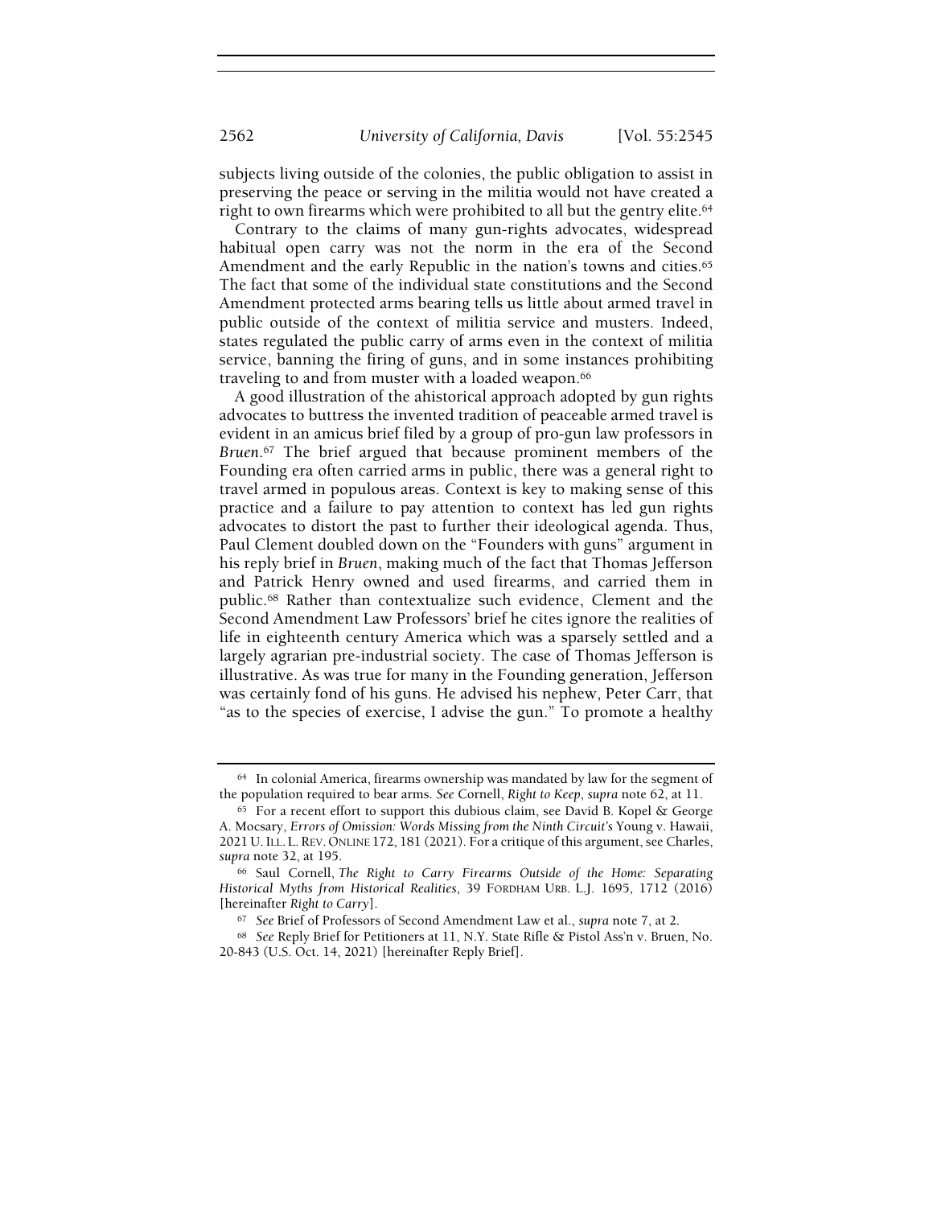subjects living outside of the colonies, the public obligation to assist in preserving the peace or serving in the militia would not have created a right to own firearms which were prohibited to all but the gentry elite.[64]

Contrary to the claims of many gun-rights advocates, widespread habitual open carry was not the norm in the era of the Second Amendment and the early Republic in the nation's towns and cities.[65] The fact that some of the individual state constitutions and the Second Amendment protected arms bearing tells us little about armed travel in public outside of the context of militia service and musters. Indeed, states regulated the public carry of arms even in the context of militia service, banning the firing of guns, and in some instances prohibiting traveling to and from muster with a loaded weapon.[66]

A good illustration of the ahistorical approach adopted by gun rights advocates to buttress the invented tradition of peaceable armed travel is evident in an amicus brief filed by a group of pro-gun law professors in *Bruen*.[67] The brief argued that because prominent members of the Founding era often carried arms in public, there was a general right to travel armed in populous areas. Context is key to making sense of this practice and a failure to pay attention to context has led gun rights advocates to distort the past to further their ideological agenda. Thus, Paul Clement doubled down on the "Founders with guns" argument in his reply brief in *Bruen*, making much of the fact that Thomas Jefferson and Patrick Henry owned and used firearms, and carried them in public.[68] Rather than contextualize such evidence, Clement and the Second Amendment Law Professors' brief he cites ignore the realities of life in eighteenth century America which was a sparsely settled and a largely agrarian pre-industrial society. The case of Thomas Jefferson is illustrative. As was true for many in the Founding generation, Jefferson was certainly fond of his guns. He advised his nephew, Peter Carr, that "as to the species of exercise, I advise the gun." To promote a healthy

---

[64] In colonial America, firearms ownership was mandated by law for the segment of the population required to bear arms. *See* Cornell, *Right to Keep*, *supra* note 62, at 11.

[65] For a recent effort to support this dubious claim, see David B. Kopel & George A. Mocsary, *Errors of Omission: Words Missing from the Ninth Circuit's* Young v. Hawaii, 2021 U. ILL. L. REV. ONLINE 172, 181 (2021). For a critique of this argument, see Charles, *supra* note 32, at 195.

[66] Saul Cornell, *The Right to Carry Firearms Outside of the Home: Separating Historical Myths from Historical Realities*, 39 FORDHAM URB. L.J. 1695, 1712 (2016) [hereinafter *Right to Carry*].

[67] *See* Brief of Professors of Second Amendment Law et al., *supra* note 7, at 2.

[68] *See* Reply Brief for Petitioners at 11, N.Y. State Rifle & Pistol Ass'n v. Bruen, No. 20-843 (U.S. Oct. 14, 2021) [hereinafter Reply Brief].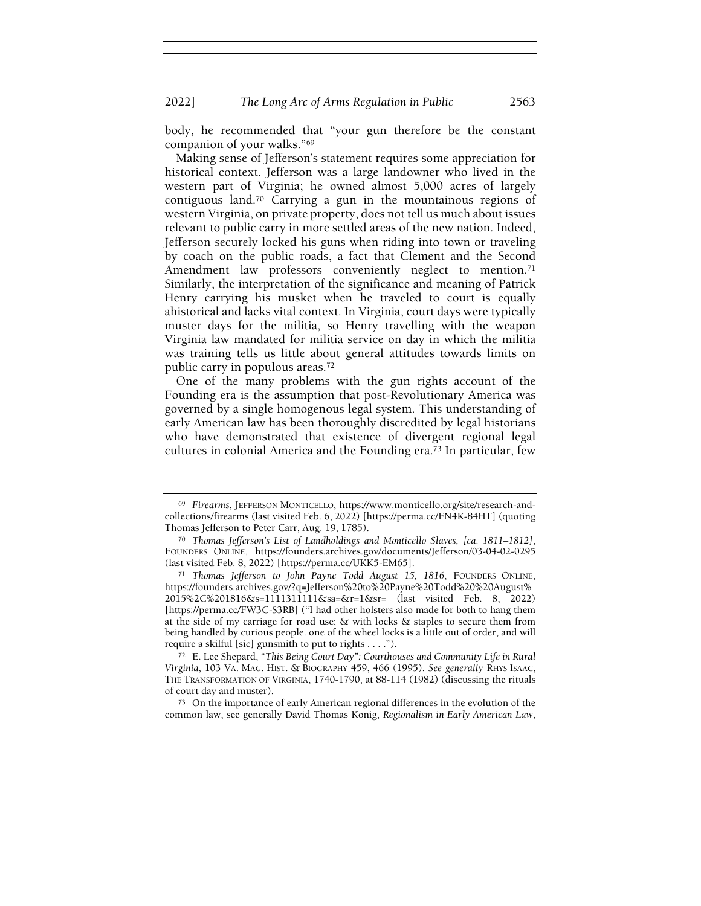body, he recommended that "your gun therefore be the constant companion of your walks."[69]

Making sense of Jefferson's statement requires some appreciation for historical context. Jefferson was a large landowner who lived in the western part of Virginia; he owned almost 5,000 acres of largely contiguous land.[70] Carrying a gun in the mountainous regions of western Virginia, on private property, does not tell us much about issues relevant to public carry in more settled areas of the new nation. Indeed, Jefferson securely locked his guns when riding into town or traveling by coach on the public roads, a fact that Clement and the Second Amendment law professors conveniently neglect to mention.[71] Similarly, the interpretation of the significance and meaning of Patrick Henry carrying his musket when he traveled to court is equally ahistorical and lacks vital context. In Virginia, court days were typically muster days for the militia, so Henry travelling with the weapon Virginia law mandated for militia service on day in which the militia was training tells us little about general attitudes towards limits on public carry in populous areas.[72]

One of the many problems with the gun rights account of the Founding era is the assumption that post-Revolutionary America was governed by a single homogenous legal system. This understanding of early American law has been thoroughly discredited by legal historians who have demonstrated that existence of divergent regional legal cultures in colonial America and the Founding era.[73] In particular, few

---

[69] *Firearms*, JEFFERSON MONTICELLO, https://www.monticello.org/site/research-and-collections/firearms (last visited Feb. 6, 2022) [https://perma.cc/FN4K-84HT] (quoting Thomas Jefferson to Peter Carr, Aug. 19, 1785).

[70] *Thomas Jefferson's List of Landholdings and Monticello Slaves, [ca. 1811–1812]*, FOUNDERS ONLINE, https://founders.archives.gov/documents/Jefferson/03-04-02-0295 (last visited Feb. 8, 2022) [https://perma.cc/UKK5-EM65].

[71] *Thomas Jefferson to John Payne Todd August 15, 1816*, FOUNDERS ONLINE, https://founders.archives.gov/?q=Jefferson%20to%20Payne%20Todd%20%20August%2015%2C%201816&s=1111311111&sa=&r=1&sr= (last visited Feb. 8, 2022) [https://perma.cc/FW3C-S3RB] ("I had other holsters also made for both to hang them at the side of my carriage for road use; & with locks & staples to secure them from being handled by curious people. one of the wheel locks is a little out of order, and will require a skilful [sic] gunsmith to put to rights . . . .").

[72] E. Lee Shepard, *"This Being Court Day": Courthouses and Community Life in Rural Virginia*, 103 VA. MAG. HIST. & BIOGRAPHY 459, 466 (1995). *See generally* RHYS ISAAC, THE TRANSFORMATION OF VIRGINIA, 1740-1790, at 88-114 (1982) (discussing the rituals of court day and muster).

[73] On the importance of early American regional differences in the evolution of the common law, see generally David Thomas Konig, *Regionalism in Early American Law*,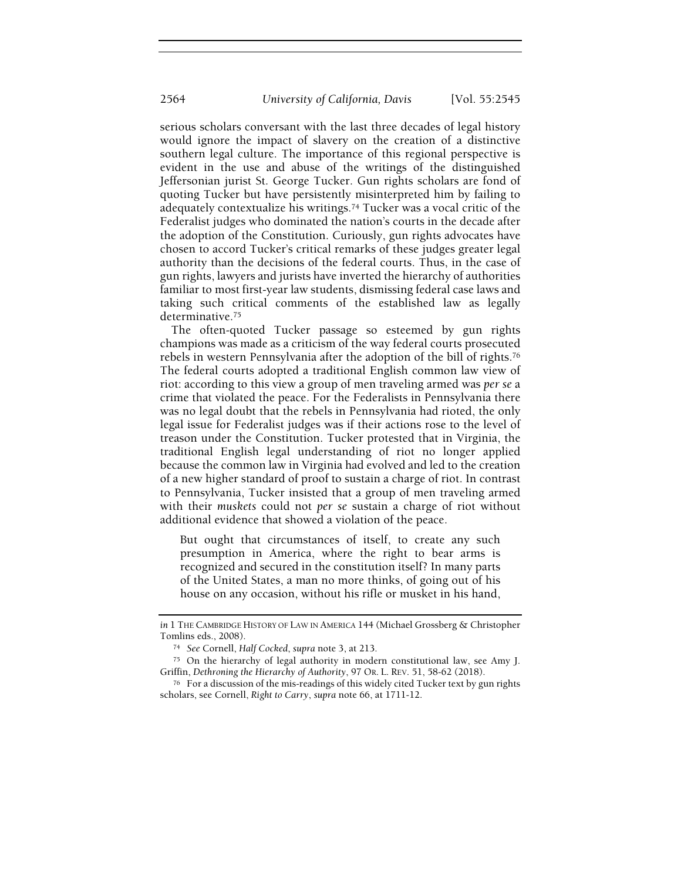serious scholars conversant with the last three decades of legal history would ignore the impact of slavery on the creation of a distinctive southern legal culture. The importance of this regional perspective is evident in the use and abuse of the writings of the distinguished Jeffersonian jurist St. George Tucker. Gun rights scholars are fond of quoting Tucker but have persistently misinterpreted him by failing to adequately contextualize his writings.[74] Tucker was a vocal critic of the Federalist judges who dominated the nation's courts in the decade after the adoption of the Constitution. Curiously, gun rights advocates have chosen to accord Tucker's critical remarks of these judges greater legal authority than the decisions of the federal courts. Thus, in the case of gun rights, lawyers and jurists have inverted the hierarchy of authorities familiar to most first-year law students, dismissing federal case laws and taking such critical comments of the established law as legally determinative.[75]

The often-quoted Tucker passage so esteemed by gun rights champions was made as a criticism of the way federal courts prosecuted rebels in western Pennsylvania after the adoption of the bill of rights.[76] The federal courts adopted a traditional English common law view of riot: according to this view a group of men traveling armed was *per se* a crime that violated the peace. For the Federalists in Pennsylvania there was no legal doubt that the rebels in Pennsylvania had rioted, the only legal issue for Federalist judges was if their actions rose to the level of treason under the Constitution. Tucker protested that in Virginia, the traditional English legal understanding of riot no longer applied because the common law in Virginia had evolved and led to the creation of a new higher standard of proof to sustain a charge of riot. In contrast to Pennsylvania, Tucker insisted that a group of men traveling armed with their *muskets* could not *per se* sustain a charge of riot without additional evidence that showed a violation of the peace.

> But ought that circumstances of itself, to create any such presumption in America, where the right to bear arms is recognized and secured in the constitution itself? In many parts of the United States, a man no more thinks, of going out of his house on any occasion, without his rifle or musket in his hand,

---

*in* 1 THE CAMBRIDGE HISTORY OF LAW IN AMERICA 144 (Michael Grossberg & Christopher Tomlins eds., 2008).

[74] *See* Cornell, *Half Cocked*, *supra* note 3, at 213.

[75] On the hierarchy of legal authority in modern constitutional law, see Amy J. Griffin, *Dethroning the Hierarchy of Authority*, 97 OR. L. REV. 51, 58-62 (2018).

[76] For a discussion of the mis-readings of this widely cited Tucker text by gun rights scholars, see Cornell, *Right to Carry*, *supra* note 66, at 1711-12.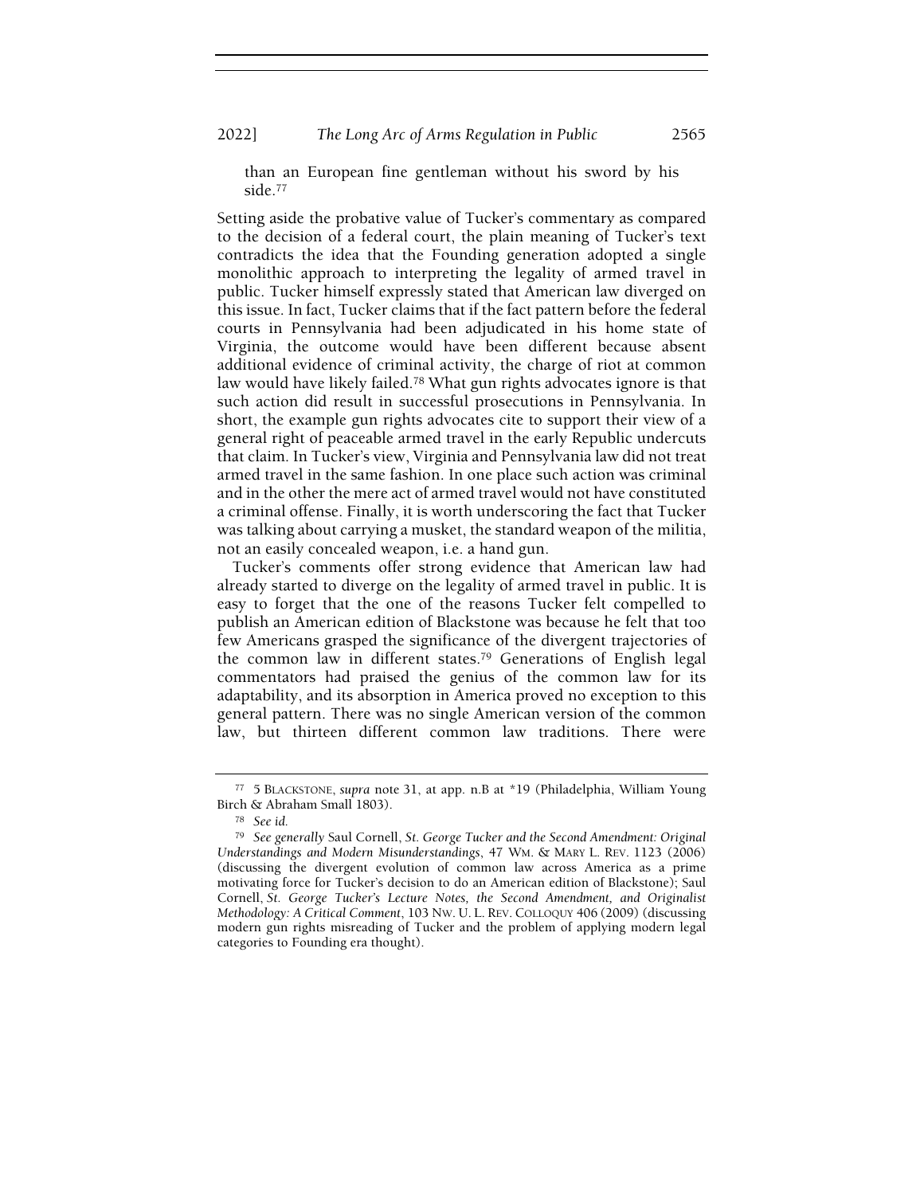> than an European fine gentleman without his sword by his side.[77]

Setting aside the probative value of Tucker's commentary as compared to the decision of a federal court, the plain meaning of Tucker's text contradicts the idea that the Founding generation adopted a single monolithic approach to interpreting the legality of armed travel in public. Tucker himself expressly stated that American law diverged on this issue. In fact, Tucker claims that if the fact pattern before the federal courts in Pennsylvania had been adjudicated in his home state of Virginia, the outcome would have been different because absent additional evidence of criminal activity, the charge of riot at common law would have likely failed.[78] What gun rights advocates ignore is that such action did result in successful prosecutions in Pennsylvania. In short, the example gun rights advocates cite to support their view of a general right of peaceable armed travel in the early Republic undercuts that claim. In Tucker's view, Virginia and Pennsylvania law did not treat armed travel in the same fashion. In one place such action was criminal and in the other the mere act of armed travel would not have constituted a criminal offense. Finally, it is worth underscoring the fact that Tucker was talking about carrying a musket, the standard weapon of the militia, not an easily concealed weapon, i.e. a hand gun.

Tucker's comments offer strong evidence that American law had already started to diverge on the legality of armed travel in public. It is easy to forget that the one of the reasons Tucker felt compelled to publish an American edition of Blackstone was because he felt that too few Americans grasped the significance of the divergent trajectories of the common law in different states.[79] Generations of English legal commentators had praised the genius of the common law for its adaptability, and its absorption in America proved no exception to this general pattern. There was no single American version of the common law, but thirteen different common law traditions. There were

---

[77] 5 BLACKSTONE, *supra* note 31, at app. n.B at \*19 (Philadelphia, William Young Birch & Abraham Small 1803).

[78] *See id.*

[79] *See generally* Saul Cornell, *St. George Tucker and the Second Amendment: Original Understandings and Modern Misunderstandings*, 47 WM. & MARY L. REV. 1123 (2006) (discussing the divergent evolution of common law across America as a prime motivating force for Tucker's decision to do an American edition of Blackstone); Saul Cornell, *St. George Tucker's Lecture Notes, the Second Amendment, and Originalist Methodology: A Critical Comment*, 103 NW. U. L. REV. COLLOQUY 406 (2009) (discussing modern gun rights misreading of Tucker and the problem of applying modern legal categories to Founding era thought).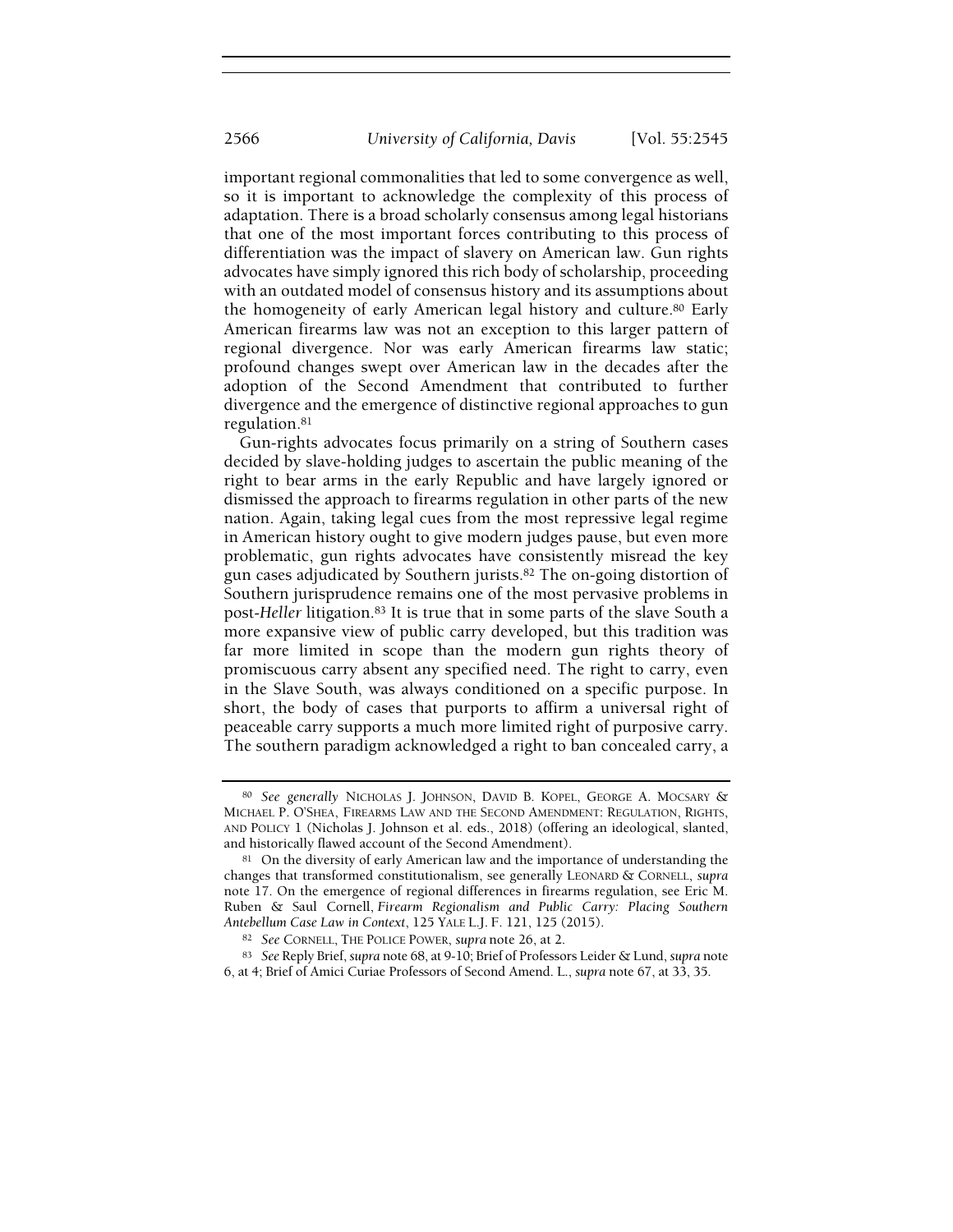important regional commonalities that led to some convergence as well, so it is important to acknowledge the complexity of this process of adaptation. There is a broad scholarly consensus among legal historians that one of the most important forces contributing to this process of differentiation was the impact of slavery on American law. Gun rights advocates have simply ignored this rich body of scholarship, proceeding with an outdated model of consensus history and its assumptions about the homogeneity of early American legal history and culture.[80] Early American firearms law was not an exception to this larger pattern of regional divergence. Nor was early American firearms law static; profound changes swept over American law in the decades after the adoption of the Second Amendment that contributed to further divergence and the emergence of distinctive regional approaches to gun regulation.[81]

Gun-rights advocates focus primarily on a string of Southern cases decided by slave-holding judges to ascertain the public meaning of the right to bear arms in the early Republic and have largely ignored or dismissed the approach to firearms regulation in other parts of the new nation. Again, taking legal cues from the most repressive legal regime in American history ought to give modern judges pause, but even more problematic, gun rights advocates have consistently misread the key gun cases adjudicated by Southern jurists.[82] The on-going distortion of Southern jurisprudence remains one of the most pervasive problems in post-*Heller* litigation.[83] It is true that in some parts of the slave South a more expansive view of public carry developed, but this tradition was far more limited in scope than the modern gun rights theory of promiscuous carry absent any specified need. The right to carry, even in the Slave South, was always conditioned on a specific purpose. In short, the body of cases that purports to affirm a universal right of peaceable carry supports a much more limited right of purposive carry. The southern paradigm acknowledged a right to ban concealed carry, a

---

[80] *See generally* NICHOLAS J. JOHNSON, DAVID B. KOPEL, GEORGE A. MOCSARY & MICHAEL P. O'SHEA, FIREARMS LAW AND THE SECOND AMENDMENT: REGULATION, RIGHTS, AND POLICY 1 (Nicholas J. Johnson et al. eds., 2018) (offering an ideological, slanted, and historically flawed account of the Second Amendment).

[81] On the diversity of early American law and the importance of understanding the changes that transformed constitutionalism, see generally LEONARD & CORNELL, *supra* note 17. On the emergence of regional differences in firearms regulation, see Eric M. Ruben & Saul Cornell, *Firearm Regionalism and Public Carry: Placing Southern Antebellum Case Law in Context*, 125 YALE L.J. F. 121, 125 (2015).

[82] *See* CORNELL, THE POLICE POWER, *supra* note 26, at 2.

[83] *See* Reply Brief, *supra* note 68, at 9-10; Brief of Professors Leider & Lund, *supra* note 6, at 4; Brief of Amici Curiae Professors of Second Amend. L., *supra* note 67, at 33, 35.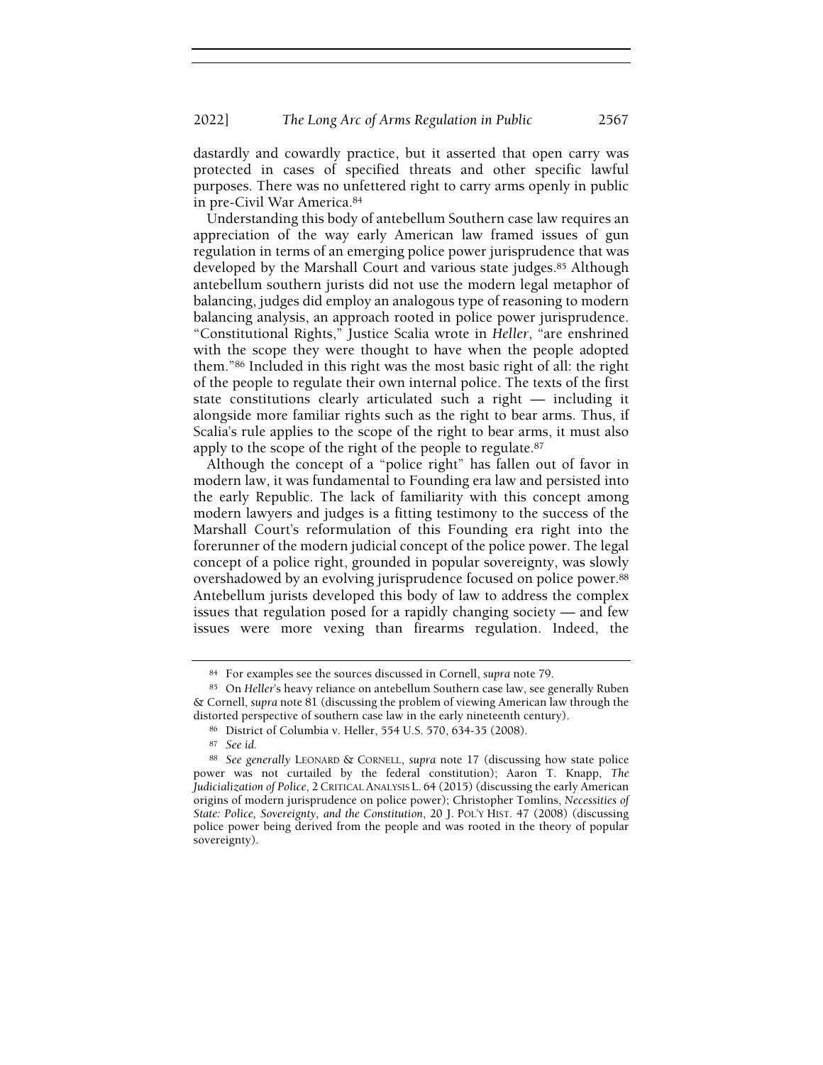dastardly and cowardly practice, but it asserted that open carry was protected in cases of specified threats and other specific lawful purposes. There was no unfettered right to carry arms openly in public in pre-Civil War America.[84]

Understanding this body of antebellum Southern case law requires an appreciation of the way early American law framed issues of gun regulation in terms of an emerging police power jurisprudence that was developed by the Marshall Court and various state judges.[85] Although antebellum southern jurists did not use the modern legal metaphor of balancing, judges did employ an analogous type of reasoning to modern balancing analysis, an approach rooted in police power jurisprudence. "Constitutional Rights," Justice Scalia wrote in *Heller*, "are enshrined with the scope they were thought to have when the people adopted them."[86] Included in this right was the most basic right of all: the right of the people to regulate their own internal police. The texts of the first state constitutions clearly articulated such a right — including it alongside more familiar rights such as the right to bear arms. Thus, if Scalia's rule applies to the scope of the right to bear arms, it must also apply to the scope of the right of the people to regulate.[87]

Although the concept of a "police right" has fallen out of favor in modern law, it was fundamental to Founding era law and persisted into the early Republic. The lack of familiarity with this concept among modern lawyers and judges is a fitting testimony to the success of the Marshall Court's reformulation of this Founding era right into the forerunner of the modern judicial concept of the police power. The legal concept of a police right, grounded in popular sovereignty, was slowly overshadowed by an evolving jurisprudence focused on police power.[88] Antebellum jurists developed this body of law to address the complex issues that regulation posed for a rapidly changing society — and few issues were more vexing than firearms regulation. Indeed, the

---

[84] For examples see the sources discussed in Cornell, *supra* note 79.

[85] On *Heller*'s heavy reliance on antebellum Southern case law, see generally Ruben & Cornell, *supra* note 81 (discussing the problem of viewing American law through the distorted perspective of southern case law in the early nineteenth century).

[86] District of Columbia v. Heller, 554 U.S. 570, 634-35 (2008).

[87] *See id.*

[88] *See generally* LEONARD & CORNELL, *supra* note 17 (discussing how state police power was not curtailed by the federal constitution); Aaron T. Knapp, *The Judicialization of Police*, 2 CRITICAL ANALYSIS L. 64 (2015) (discussing the early American origins of modern jurisprudence on police power); Christopher Tomlins, *Necessities of State: Police, Sovereignty, and the Constitution*, 20 J. POL'Y HIST. 47 (2008) (discussing police power being derived from the people and was rooted in the theory of popular sovereignty).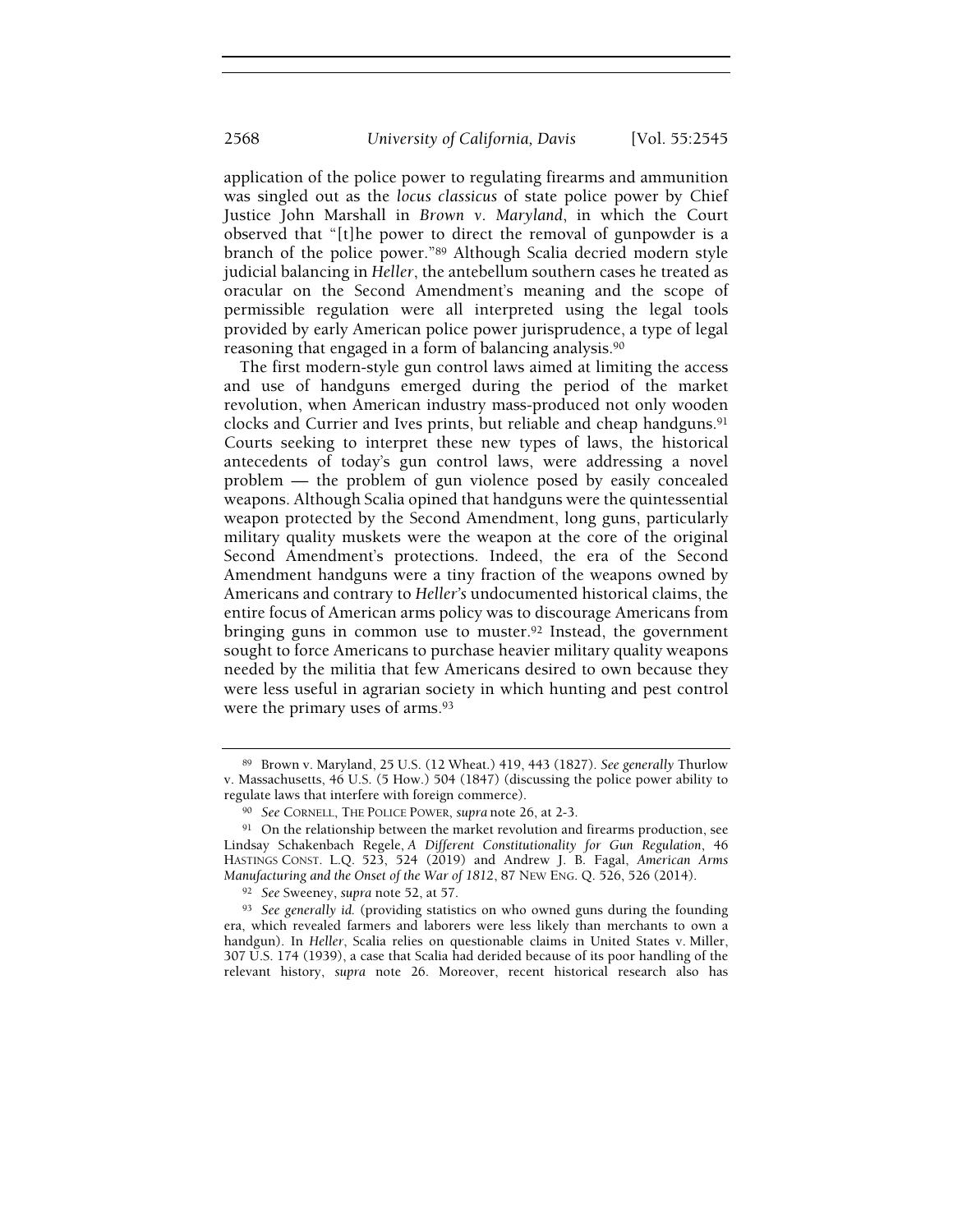application of the police power to regulating firearms and ammunition was singled out as the *locus classicus* of state police power by Chief Justice John Marshall in *Brown v. Maryland*, in which the Court observed that "[t]he power to direct the removal of gunpowder is a branch of the police power."[89] Although Scalia decried modern style judicial balancing in *Heller*, the antebellum southern cases he treated as oracular on the Second Amendment's meaning and the scope of permissible regulation were all interpreted using the legal tools provided by early American police power jurisprudence, a type of legal reasoning that engaged in a form of balancing analysis.[90]

The first modern-style gun control laws aimed at limiting the access and use of handguns emerged during the period of the market revolution, when American industry mass-produced not only wooden clocks and Currier and Ives prints, but reliable and cheap handguns.[91] Courts seeking to interpret these new types of laws, the historical antecedents of today's gun control laws, were addressing a novel problem — the problem of gun violence posed by easily concealed weapons. Although Scalia opined that handguns were the quintessential weapon protected by the Second Amendment, long guns, particularly military quality muskets were the weapon at the core of the original Second Amendment's protections. Indeed, the era of the Second Amendment handguns were a tiny fraction of the weapons owned by Americans and contrary to *Heller's* undocumented historical claims, the entire focus of American arms policy was to discourage Americans from bringing guns in common use to muster.[92] Instead, the government sought to force Americans to purchase heavier military quality weapons needed by the militia that few Americans desired to own because they were less useful in agrarian society in which hunting and pest control were the primary uses of arms.[93]

---

[89] Brown v. Maryland, 25 U.S. (12 Wheat.) 419, 443 (1827). *See generally* Thurlow v. Massachusetts, 46 U.S. (5 How.) 504 (1847) (discussing the police power ability to regulate laws that interfere with foreign commerce).

[90] *See* CORNELL, THE POLICE POWER, *supra* note 26, at 2-3.

[91] On the relationship between the market revolution and firearms production, see Lindsay Schakenbach Regele, *A Different Constitutionality for Gun Regulation*, 46 HASTINGS CONST. L.Q. 523, 524 (2019) and Andrew J. B. Fagal, *American Arms Manufacturing and the Onset of the War of 1812*, 87 NEW ENG. Q. 526, 526 (2014).

[92] *See* Sweeney, *supra* note 52, at 57.

[93] *See generally id.* (providing statistics on who owned guns during the founding era, which revealed farmers and laborers were less likely than merchants to own a handgun). In *Heller*, Scalia relies on questionable claims in United States v. Miller, 307 U.S. 174 (1939), a case that Scalia had derided because of its poor handling of the relevant history, *supra* note 26. Moreover, recent historical research also has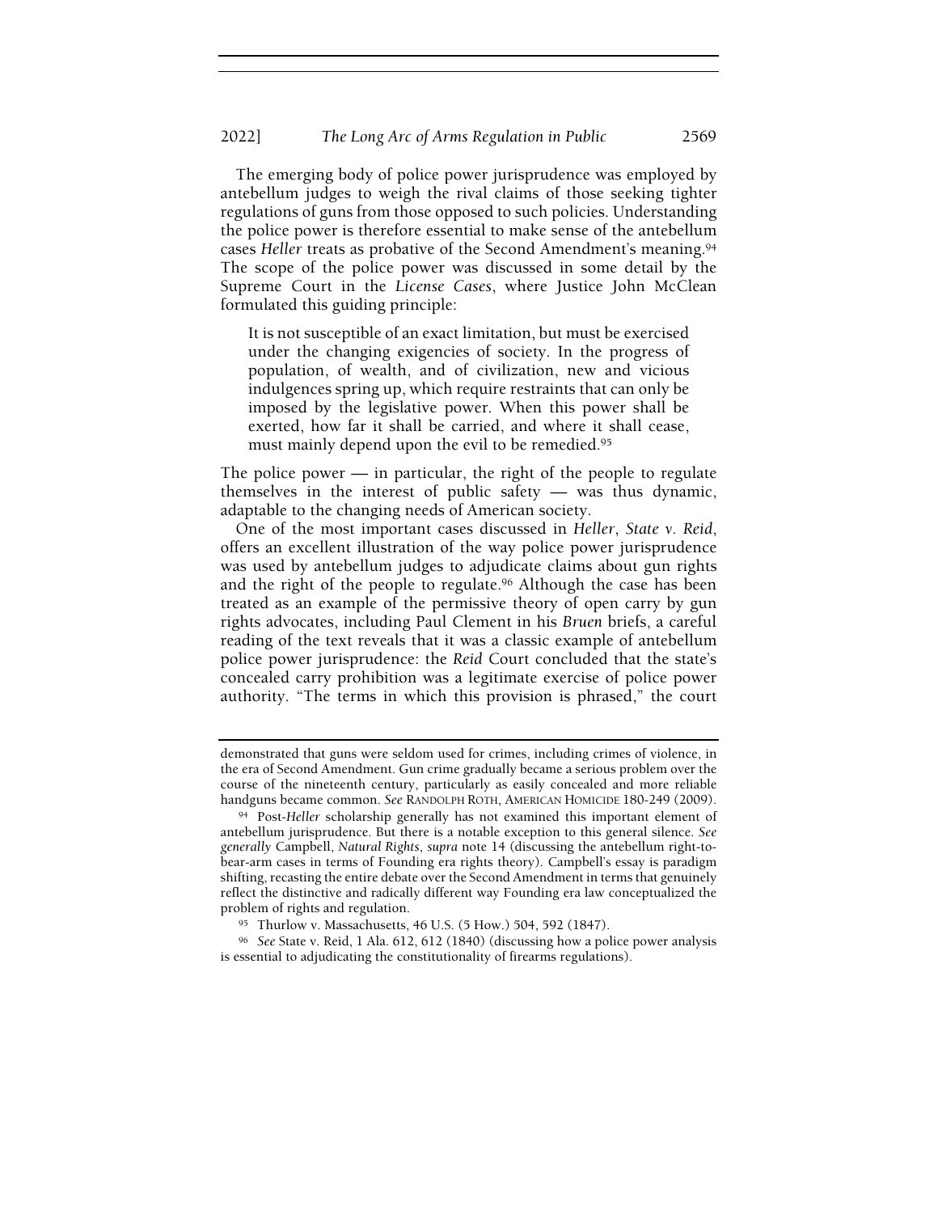The emerging body of police power jurisprudence was employed by antebellum judges to weigh the rival claims of those seeking tighter regulations of guns from those opposed to such policies. Understanding the police power is therefore essential to make sense of the antebellum cases *Heller* treats as probative of the Second Amendment's meaning.[94] The scope of the police power was discussed in some detail by the Supreme Court in the *License Cases*, where Justice John McClean formulated this guiding principle:

> It is not susceptible of an exact limitation, but must be exercised under the changing exigencies of society. In the progress of population, of wealth, and of civilization, new and vicious indulgences spring up, which require restraints that can only be imposed by the legislative power. When this power shall be exerted, how far it shall be carried, and where it shall cease, must mainly depend upon the evil to be remedied.[95]

The police power — in particular, the right of the people to regulate themselves in the interest of public safety — was thus dynamic, adaptable to the changing needs of American society.

One of the most important cases discussed in *Heller*, *State v. Reid*, offers an excellent illustration of the way police power jurisprudence was used by antebellum judges to adjudicate claims about gun rights and the right of the people to regulate.[96] Although the case has been treated as an example of the permissive theory of open carry by gun rights advocates, including Paul Clement in his *Bruen* briefs, a careful reading of the text reveals that it was a classic example of antebellum police power jurisprudence: the *Reid* Court concluded that the state's concealed carry prohibition was a legitimate exercise of police power authority. "The terms in which this provision is phrased," the court

---

demonstrated that guns were seldom used for crimes, including crimes of violence, in the era of Second Amendment. Gun crime gradually became a serious problem over the course of the nineteenth century, particularly as easily concealed and more reliable handguns became common. *See* RANDOLPH ROTH, AMERICAN HOMICIDE 180-249 (2009).

[94] Post-*Heller* scholarship generally has not examined this important element of antebellum jurisprudence. But there is a notable exception to this general silence. *See generally* Campbell, *Natural Rights*, *supra* note 14 (discussing the antebellum right-to-bear-arm cases in terms of Founding era rights theory). Campbell's essay is paradigm shifting, recasting the entire debate over the Second Amendment in terms that genuinely reflect the distinctive and radically different way Founding era law conceptualized the problem of rights and regulation.

[95] Thurlow v. Massachusetts, 46 U.S. (5 How.) 504, 592 (1847).

[96] *See* State v. Reid, 1 Ala. 612, 612 (1840) (discussing how a police power analysis is essential to adjudicating the constitutionality of firearms regulations).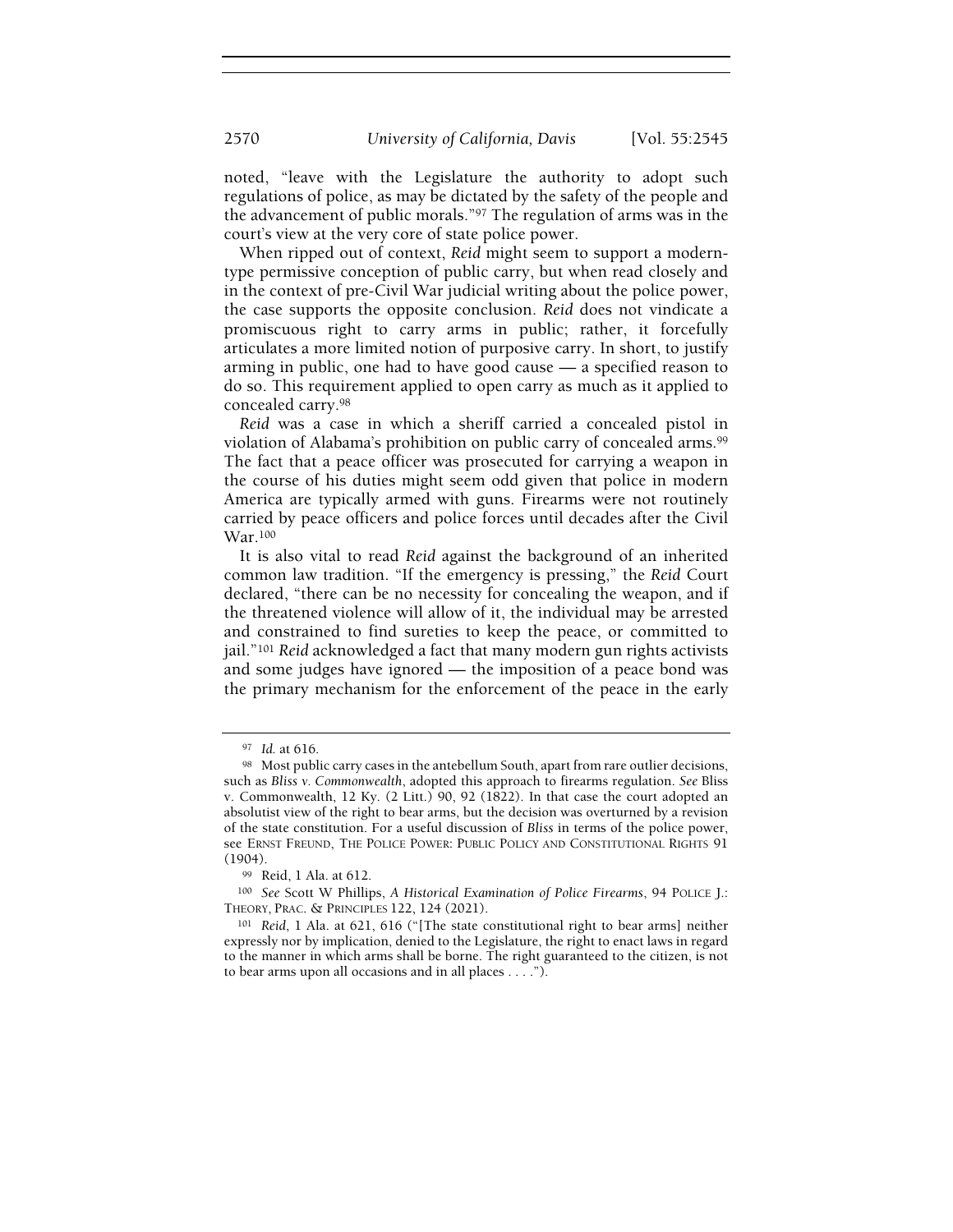noted, "leave with the Legislature the authority to adopt such regulations of police, as may be dictated by the safety of the people and the advancement of public morals."[97] The regulation of arms was in the court's view at the very core of state police power.

When ripped out of context, *Reid* might seem to support a modern-type permissive conception of public carry, but when read closely and in the context of pre-Civil War judicial writing about the police power, the case supports the opposite conclusion. *Reid* does not vindicate a promiscuous right to carry arms in public; rather, it forcefully articulates a more limited notion of purposive carry. In short, to justify arming in public, one had to have good cause — a specified reason to do so. This requirement applied to open carry as much as it applied to concealed carry.[98]

*Reid* was a case in which a sheriff carried a concealed pistol in violation of Alabama's prohibition on public carry of concealed arms.[99] The fact that a peace officer was prosecuted for carrying a weapon in the course of his duties might seem odd given that police in modern America are typically armed with guns. Firearms were not routinely carried by peace officers and police forces until decades after the Civil War.[100]

It is also vital to read *Reid* against the background of an inherited common law tradition. "If the emergency is pressing," the *Reid* Court declared, "there can be no necessity for concealing the weapon, and if the threatened violence will allow of it, the individual may be arrested and constrained to find sureties to keep the peace, or committed to jail."[101] *Reid* acknowledged a fact that many modern gun rights activists and some judges have ignored — the imposition of a peace bond was the primary mechanism for the enforcement of the peace in the early

---

[97] *Id.* at 616.

[98] Most public carry cases in the antebellum South, apart from rare outlier decisions, such as *Bliss v. Commonwealth*, adopted this approach to firearms regulation. *See* Bliss v. Commonwealth, 12 Ky. (2 Litt.) 90, 92 (1822). In that case the court adopted an absolutist view of the right to bear arms, but the decision was overturned by a revision of the state constitution. For a useful discussion of *Bliss* in terms of the police power, see ERNST FREUND, THE POLICE POWER: PUBLIC POLICY AND CONSTITUTIONAL RIGHTS 91 (1904).

[99] Reid, 1 Ala. at 612.

[100] *See* Scott W Phillips, *A Historical Examination of Police Firearms*, 94 POLICE J.: THEORY, PRAC. & PRINCIPLES 122, 124 (2021).

[101] *Reid*, 1 Ala. at 621, 616 ("[The state constitutional right to bear arms] neither expressly nor by implication, denied to the Legislature, the right to enact laws in regard to the manner in which arms shall be borne. The right guaranteed to the citizen, is not to bear arms upon all occasions and in all places . . . .").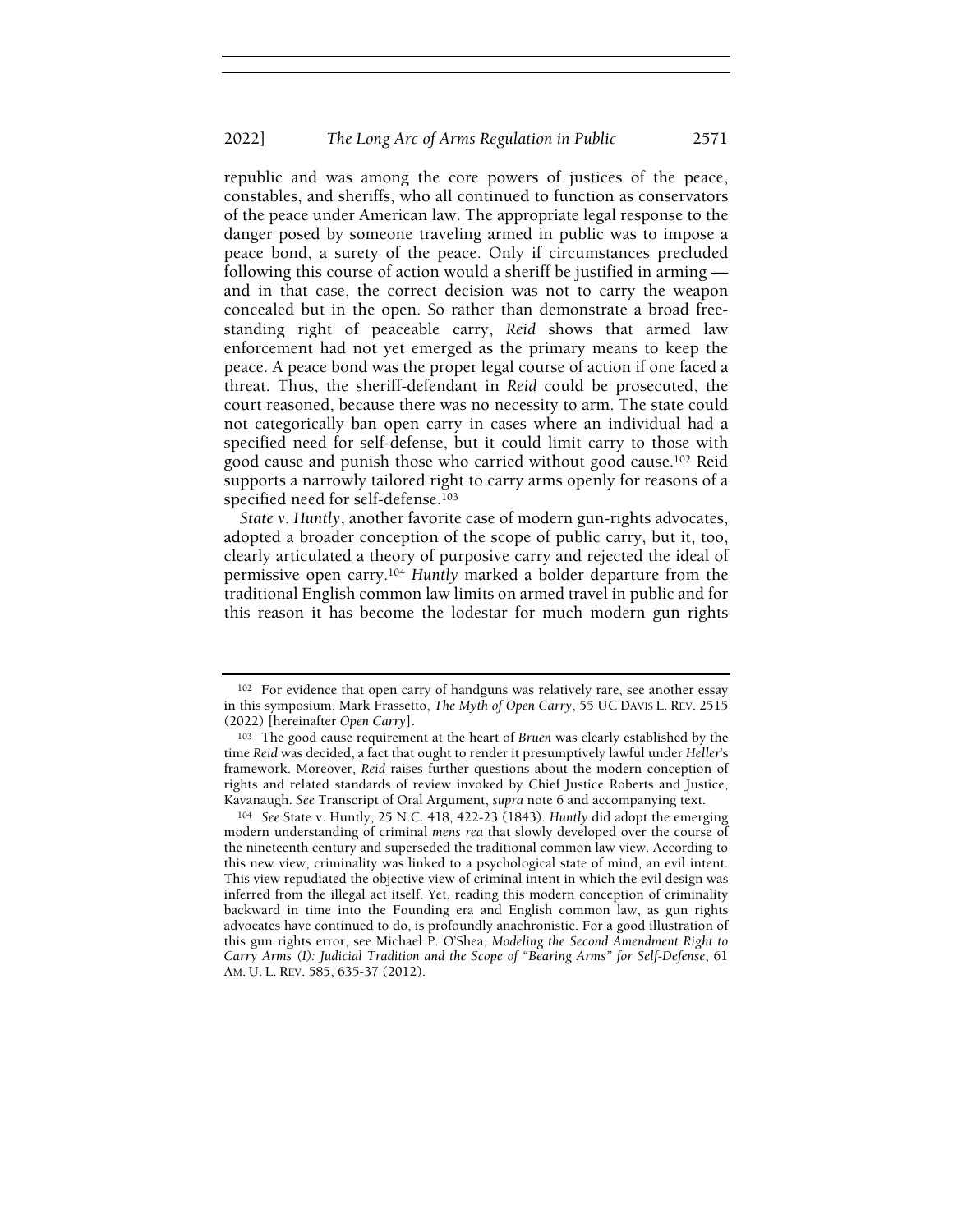republic and was among the core powers of justices of the peace, constables, and sheriffs, who all continued to function as conservators of the peace under American law. The appropriate legal response to the danger posed by someone traveling armed in public was to impose a peace bond, a surety of the peace. Only if circumstances precluded following this course of action would a sheriff be justified in arming — and in that case, the correct decision was not to carry the weapon concealed but in the open. So rather than demonstrate a broad free-standing right of peaceable carry, *Reid* shows that armed law enforcement had not yet emerged as the primary means to keep the peace. A peace bond was the proper legal course of action if one faced a threat. Thus, the sheriff-defendant in *Reid* could be prosecuted, the court reasoned, because there was no necessity to arm. The state could not categorically ban open carry in cases where an individual had a specified need for self-defense, but it could limit carry to those with good cause and punish those who carried without good cause.[102] Reid supports a narrowly tailored right to carry arms openly for reasons of a specified need for self-defense.[103]

*State v. Huntly*, another favorite case of modern gun-rights advocates, adopted a broader conception of the scope of public carry, but it, too, clearly articulated a theory of purposive carry and rejected the ideal of permissive open carry.[104] *Huntly* marked a bolder departure from the traditional English common law limits on armed travel in public and for this reason it has become the lodestar for much modern gun rights

---

[102] For evidence that open carry of handguns was relatively rare, see another essay in this symposium, Mark Frassetto, *The Myth of Open Carry*, 55 UC DAVIS L. REV. 2515 (2022) [hereinafter *Open Carry*].

[103] The good cause requirement at the heart of *Bruen* was clearly established by the time *Reid* was decided, a fact that ought to render it presumptively lawful under *Heller*'s framework. Moreover, *Reid* raises further questions about the modern conception of rights and related standards of review invoked by Chief Justice Roberts and Justice, Kavanaugh. *See* Transcript of Oral Argument, *supra* note 6 and accompanying text.

[104] *See* State v. Huntly, 25 N.C. 418, 422-23 (1843). *Huntly* did adopt the emerging modern understanding of criminal *mens rea* that slowly developed over the course of the nineteenth century and superseded the traditional common law view. According to this new view, criminality was linked to a psychological state of mind, an evil intent. This view repudiated the objective view of criminal intent in which the evil design was inferred from the illegal act itself. Yet, reading this modern conception of criminality backward in time into the Founding era and English common law, as gun rights advocates have continued to do, is profoundly anachronistic. For a good illustration of this gun rights error, see Michael P. O'Shea, *Modeling the Second Amendment Right to Carry Arms (I): Judicial Tradition and the Scope of "Bearing Arms" for Self-Defense*, 61 AM. U. L. REV. 585, 635-37 (2012).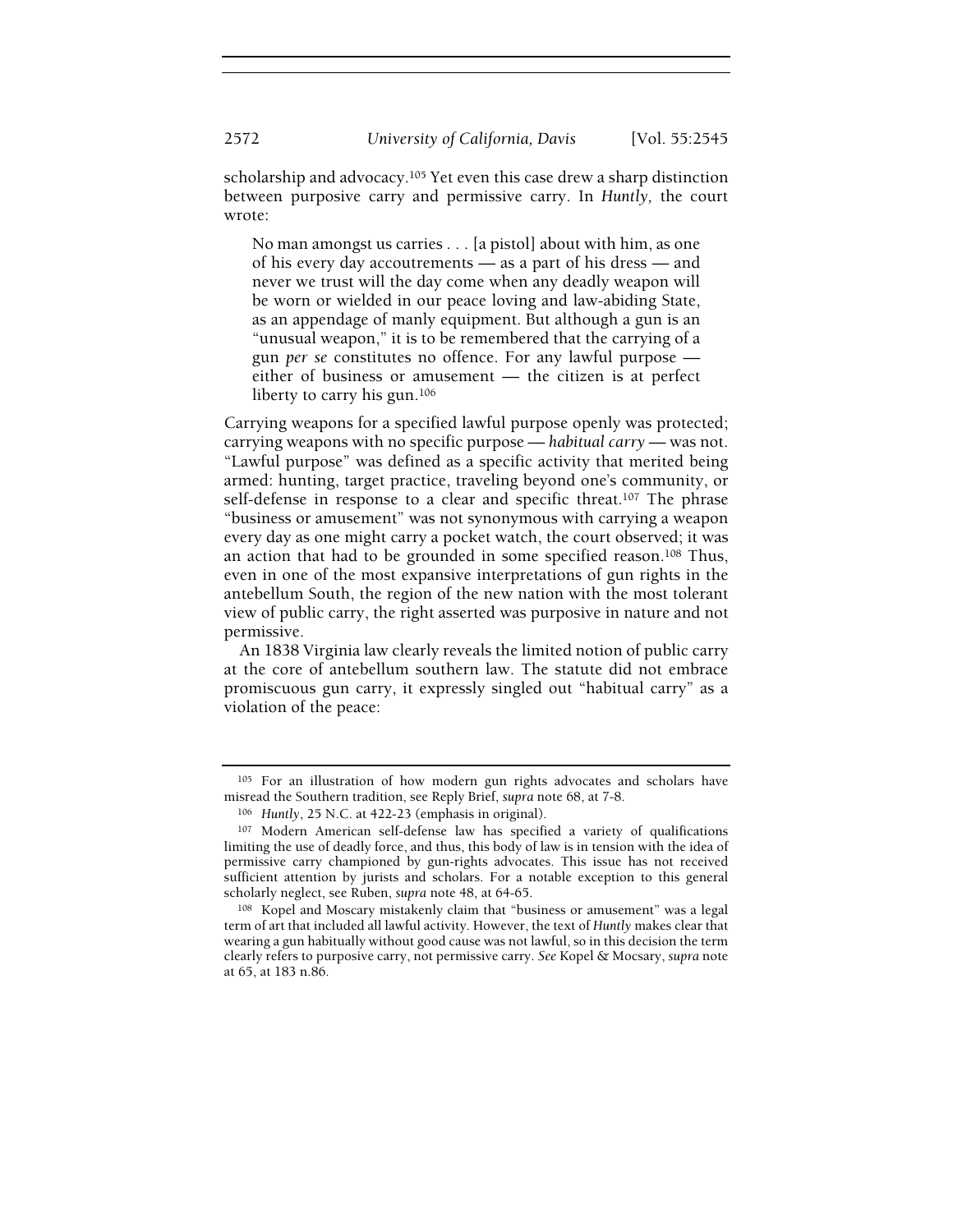scholarship and advocacy.[105] Yet even this case drew a sharp distinction between purposive carry and permissive carry. In *Huntly*, the court wrote:

> No man amongst us carries . . . [a pistol] about with him, as one of his every day accoutrements — as a part of his dress — and never we trust will the day come when any deadly weapon will be worn or wielded in our peace loving and law-abiding State, as an appendage of manly equipment. But although a gun is an "unusual weapon," it is to be remembered that the carrying of a gun *per se* constitutes no offence. For any lawful purpose — either of business or amusement — the citizen is at perfect liberty to carry his gun.[106]

Carrying weapons for a specified lawful purpose openly was protected; carrying weapons with no specific purpose — *habitual carry* — was not. "Lawful purpose" was defined as a specific activity that merited being armed: hunting, target practice, traveling beyond one's community, or self-defense in response to a clear and specific threat.[107] The phrase "business or amusement" was not synonymous with carrying a weapon every day as one might carry a pocket watch, the court observed; it was an action that had to be grounded in some specified reason.[108] Thus, even in one of the most expansive interpretations of gun rights in the antebellum South, the region of the new nation with the most tolerant view of public carry, the right asserted was purposive in nature and not permissive.

An 1838 Virginia law clearly reveals the limited notion of public carry at the core of antebellum southern law. The statute did not embrace promiscuous gun carry, it expressly singled out "habitual carry" as a violation of the peace:

---

[105] For an illustration of how modern gun rights advocates and scholars have misread the Southern tradition, see Reply Brief, *supra* note 68, at 7-8.

[106] *Huntly*, 25 N.C. at 422-23 (emphasis in original).

[107] Modern American self-defense law has specified a variety of qualifications limiting the use of deadly force, and thus, this body of law is in tension with the idea of permissive carry championed by gun-rights advocates. This issue has not received sufficient attention by jurists and scholars. For a notable exception to this general scholarly neglect, see Ruben, *supra* note 48, at 64-65.

[108] Kopel and Moscary mistakenly claim that "business or amusement" was a legal term of art that included all lawful activity. However, the text of *Huntly* makes clear that wearing a gun habitually without good cause was not lawful, so in this decision the term clearly refers to purposive carry, not permissive carry. *See* Kopel & Mocsary, *supra* note at 65, at 183 n.86.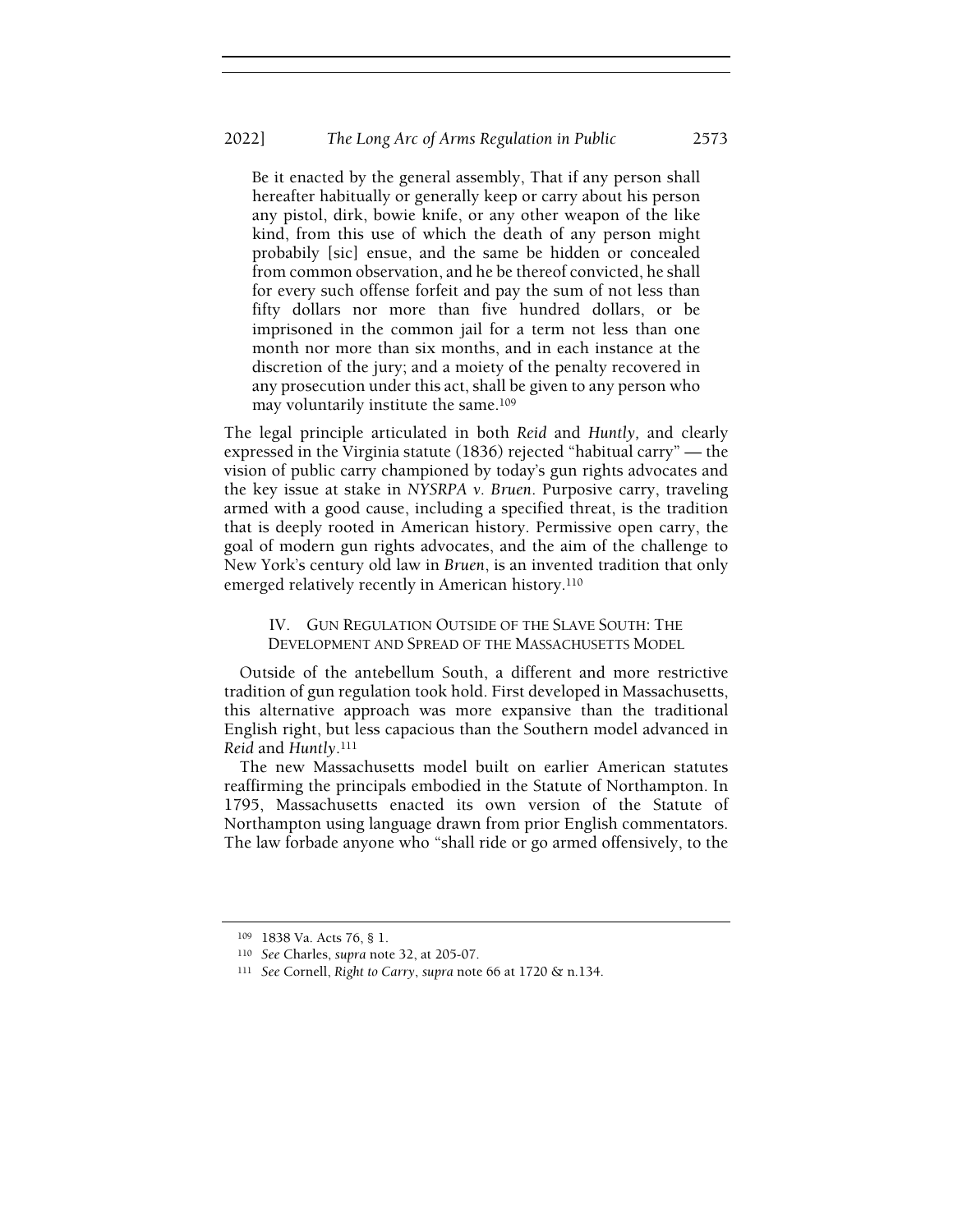> Be it enacted by the general assembly, That if any person shall hereafter habitually or generally keep or carry about his person any pistol, dirk, bowie knife, or any other weapon of the like kind, from this use of which the death of any person might probabily [sic] ensue, and the same be hidden or concealed from common observation, and he be thereof convicted, he shall for every such offense forfeit and pay the sum of not less than fifty dollars nor more than five hundred dollars, or be imprisoned in the common jail for a term not less than one month nor more than six months, and in each instance at the discretion of the jury; and a moiety of the penalty recovered in any prosecution under this act, shall be given to any person who may voluntarily institute the same.[109]

The legal principle articulated in both *Reid* and *Huntly*, and clearly expressed in the Virginia statute (1836) rejected "habitual carry" — the vision of public carry championed by today's gun rights advocates and the key issue at stake in *NYSRPA v. Bruen*. Purposive carry, traveling armed with a good cause, including a specified threat, is the tradition that is deeply rooted in American history. Permissive open carry, the goal of modern gun rights advocates, and the aim of the challenge to New York's century old law in *Bruen*, is an invented tradition that only emerged relatively recently in American history.[110]

## IV. Gun Regulation Outside of the Slave South: The Development and Spread of the Massachusetts Model

Outside of the antebellum South, a different and more restrictive tradition of gun regulation took hold. First developed in Massachusetts, this alternative approach was more expansive than the traditional English right, but less capacious than the Southern model advanced in *Reid* and *Huntly*.[111]

The new Massachusetts model built on earlier American statutes reaffirming the principals embodied in the Statute of Northampton. In 1795, Massachusetts enacted its own version of the Statute of Northampton using language drawn from prior English commentators. The law forbade anyone who "shall ride or go armed offensively, to the

---

[109] 1838 Va. Acts 76, § 1.

[110] *See* Charles, *supra* note 32, at 205-07.

[111] *See* Cornell, *Right to Carry*, *supra* note 66 at 1720 & n.134.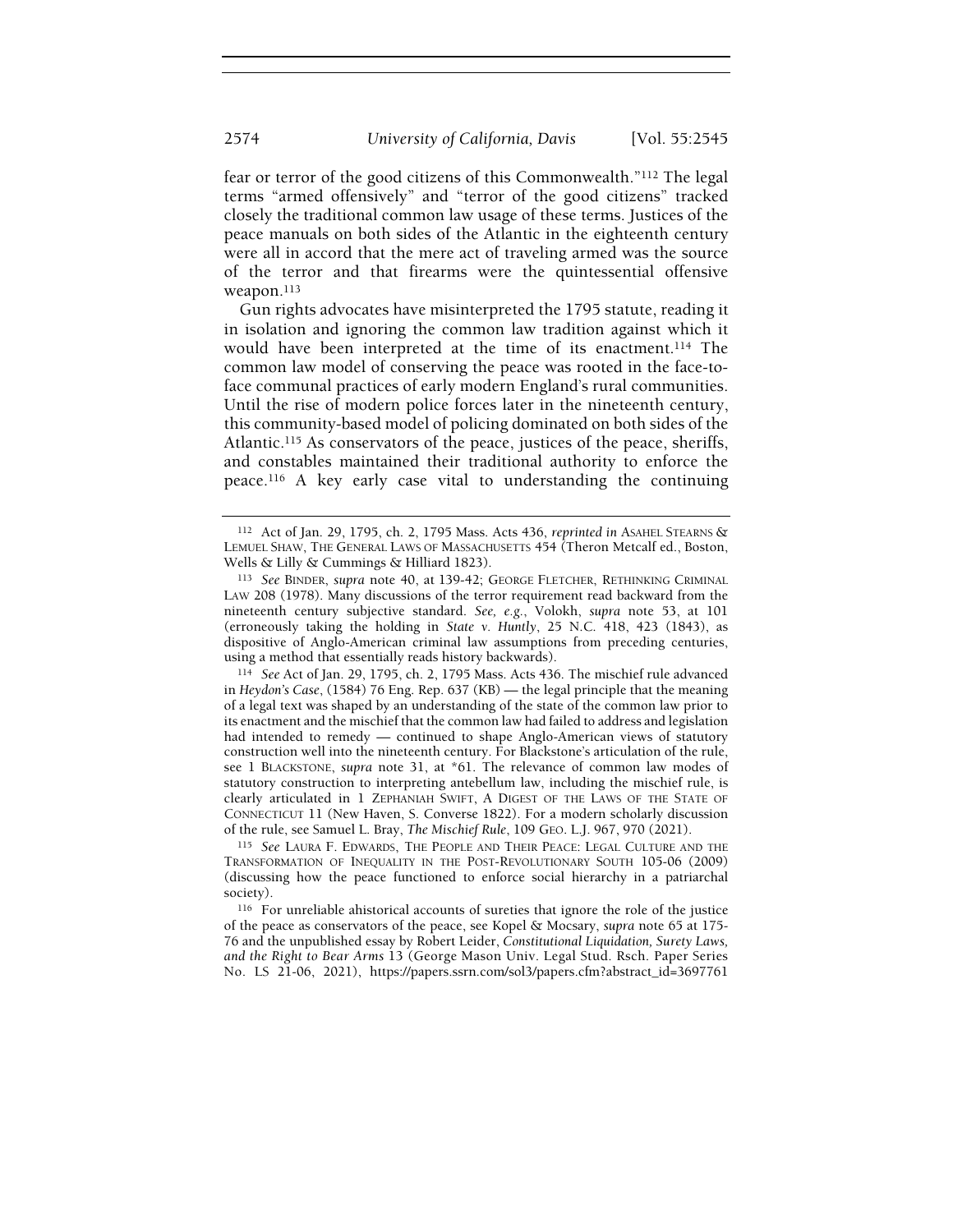fear or terror of the good citizens of this Commonwealth."[112] The legal terms "armed offensively" and "terror of the good citizens" tracked closely the traditional common law usage of these terms. Justices of the peace manuals on both sides of the Atlantic in the eighteenth century were all in accord that the mere act of traveling armed was the source of the terror and that firearms were the quintessential offensive weapon.[113]

Gun rights advocates have misinterpreted the 1795 statute, reading it in isolation and ignoring the common law tradition against which it would have been interpreted at the time of its enactment.[114] The common law model of conserving the peace was rooted in the face-to-face communal practices of early modern England's rural communities. Until the rise of modern police forces later in the nineteenth century, this community-based model of policing dominated on both sides of the Atlantic.[115] As conservators of the peace, justices of the peace, sheriffs, and constables maintained their traditional authority to enforce the peace.[116] A key early case vital to understanding the continuing

---

[112] Act of Jan. 29, 1795, ch. 2, 1795 Mass. Acts 436, *reprinted in* ASAHEL STEARNS & LEMUEL SHAW, THE GENERAL LAWS OF MASSACHUSETTS 454 (Theron Metcalf ed., Boston, Wells & Lilly & Cummings & Hilliard 1823).

[113] *See* BINDER, *supra* note 40, at 139-42; GEORGE FLETCHER, RETHINKING CRIMINAL LAW 208 (1978). Many discussions of the terror requirement read backward from the nineteenth century subjective standard. *See, e.g.*, Volokh, *supra* note 53, at 101 (erroneously taking the holding in *State v. Huntly*, 25 N.C. 418, 423 (1843), as dispositive of Anglo-American criminal law assumptions from preceding centuries, using a method that essentially reads history backwards).

[114] *See* Act of Jan. 29, 1795, ch. 2, 1795 Mass. Acts 436. The mischief rule advanced in *Heydon's Case*, (1584) 76 Eng. Rep. 637 (KB) — the legal principle that the meaning of a legal text was shaped by an understanding of the state of the common law prior to its enactment and the mischief that the common law had failed to address and legislation had intended to remedy — continued to shape Anglo-American views of statutory construction well into the nineteenth century. For Blackstone's articulation of the rule, see 1 BLACKSTONE, *supra* note 31, at \*61. The relevance of common law modes of statutory construction to interpreting antebellum law, including the mischief rule, is clearly articulated in 1 ZEPHANIAH SWIFT, A DIGEST OF THE LAWS OF THE STATE OF CONNECTICUT 11 (New Haven, S. Converse 1822). For a modern scholarly discussion of the rule, see Samuel L. Bray, *The Mischief Rule*, 109 GEO. L.J. 967, 970 (2021).

[115] *See* LAURA F. EDWARDS, THE PEOPLE AND THEIR PEACE: LEGAL CULTURE AND THE TRANSFORMATION OF INEQUALITY IN THE POST-REVOLUTIONARY SOUTH 105-06 (2009) (discussing how the peace functioned to enforce social hierarchy in a patriarchal society).

[116] For unreliable ahistorical accounts of sureties that ignore the role of the justice of the peace as conservators of the peace, see Kopel & Mocsary, *supra* note 65 at 175-76 and the unpublished essay by Robert Leider, *Constitutional Liquidation, Surety Laws, and the Right to Bear Arms* 13 (George Mason Univ. Legal Stud. Rsch. Paper Series No. LS 21-06, 2021), https://papers.ssrn.com/sol3/papers.cfm?abstract_id=3697761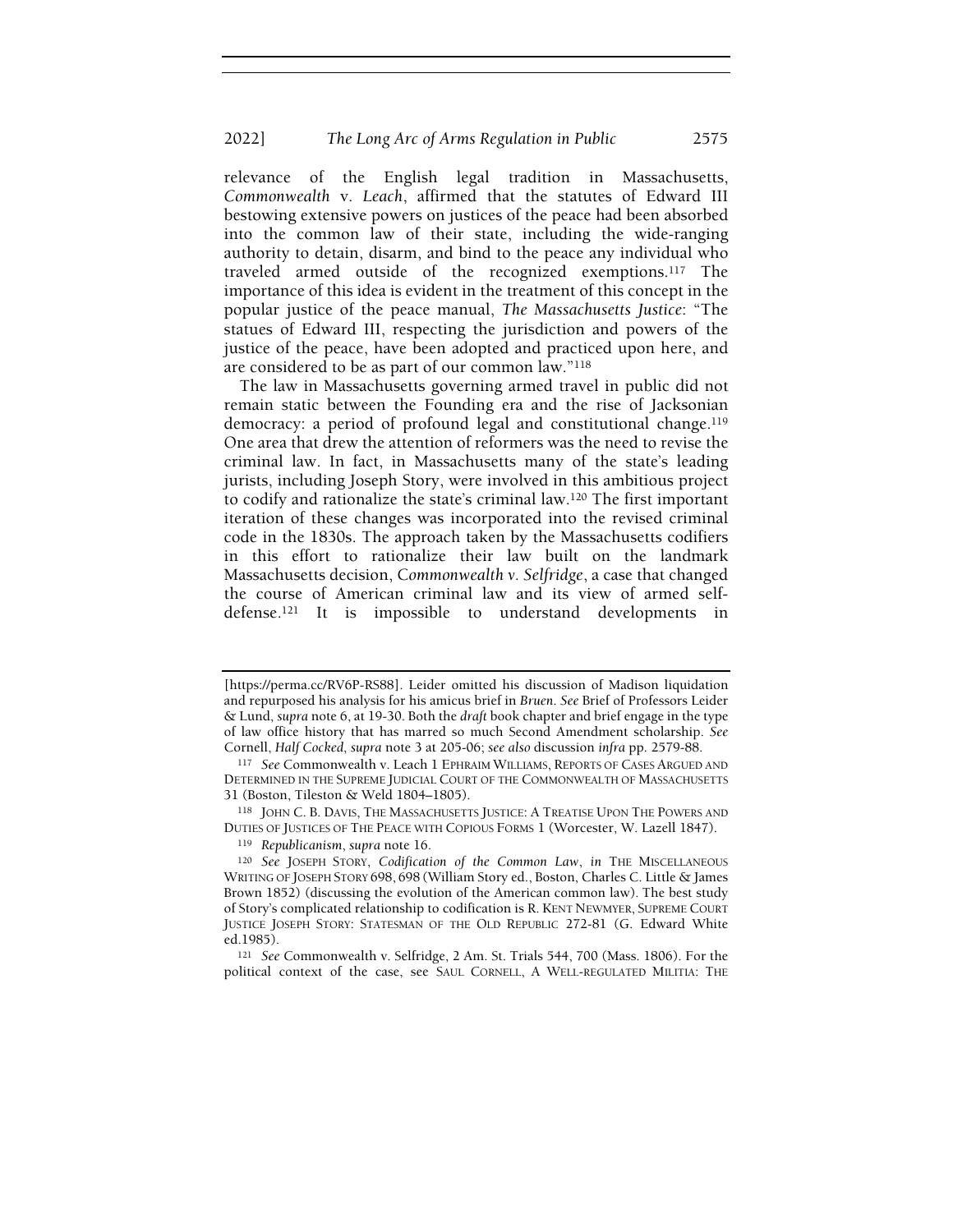relevance of the English legal tradition in Massachusetts, *Commonwealth* v. *Leach*, affirmed that the statutes of Edward III bestowing extensive powers on justices of the peace had been absorbed into the common law of their state, including the wide-ranging authority to detain, disarm, and bind to the peace any individual who traveled armed outside of the recognized exemptions.[117] The importance of this idea is evident in the treatment of this concept in the popular justice of the peace manual, *The Massachusetts Justice*: "The statues of Edward III, respecting the jurisdiction and powers of the justice of the peace, have been adopted and practiced upon here, and are considered to be as part of our common law."[118]

The law in Massachusetts governing armed travel in public did not remain static between the Founding era and the rise of Jacksonian democracy: a period of profound legal and constitutional change.[119] One area that drew the attention of reformers was the need to revise the criminal law. In fact, in Massachusetts many of the state's leading jurists, including Joseph Story, were involved in this ambitious project to codify and rationalize the state's criminal law.[120] The first important iteration of these changes was incorporated into the revised criminal code in the 1830s. The approach taken by the Massachusetts codifiers in this effort to rationalize their law built on the landmark Massachusetts decision, *Commonwealth v. Selfridge*, a case that changed the course of American criminal law and its view of armed self-defense.[121] It is impossible to understand developments in

---

[https://perma.cc/RV6P-RS88]. Leider omitted his discussion of Madison liquidation and repurposed his analysis for his amicus brief in *Bruen*. *See* Brief of Professors Leider & Lund, *supra* note 6, at 19-30. Both the *draft* book chapter and brief engage in the type of law office history that has marred so much Second Amendment scholarship. *See* Cornell, *Half Cocked*, *supra* note 3 at 205-06; *see also* discussion *infra* pp. 2579-88.

[117] *See* Commonwealth v. Leach 1 EPHRAIM WILLIAMS, REPORTS OF CASES ARGUED AND DETERMINED IN THE SUPREME JUDICIAL COURT OF THE COMMONWEALTH OF MASSACHUSETTS 31 (Boston, Tileston & Weld 1804–1805).

[118] JOHN C. B. DAVIS, THE MASSACHUSETTS JUSTICE: A TREATISE UPON THE POWERS AND DUTIES OF JUSTICES OF THE PEACE WITH COPIOUS FORMS 1 (Worcester, W. Lazell 1847).

[119] *Republicanism*, *supra* note 16.

[120] *See* JOSEPH STORY, *Codification of the Common Law*, *in* THE MISCELLANEOUS WRITING OF JOSEPH STORY 698, 698 (William Story ed., Boston, Charles C. Little & James Brown 1852) (discussing the evolution of the American common law). The best study of Story's complicated relationship to codification is R. KENT NEWMYER, SUPREME COURT JUSTICE JOSEPH STORY: STATESMAN OF THE OLD REPUBLIC 272-81 (G. Edward White ed.1985).

[121] *See* Commonwealth v. Selfridge, 2 Am. St. Trials 544, 700 (Mass. 1806). For the political context of the case, see SAUL CORNELL, A WELL-REGULATED MILITIA: THE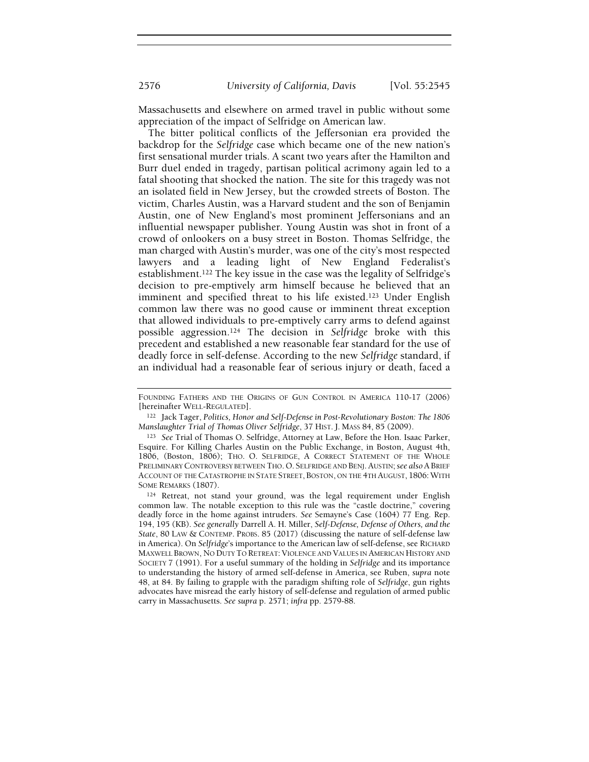Massachusetts and elsewhere on armed travel in public without some appreciation of the impact of Selfridge on American law.

The bitter political conflicts of the Jeffersonian era provided the backdrop for the *Selfridge* case which became one of the new nation's first sensational murder trials. A scant two years after the Hamilton and Burr duel ended in tragedy, partisan political acrimony again led to a fatal shooting that shocked the nation. The site for this tragedy was not an isolated field in New Jersey, but the crowded streets of Boston. The victim, Charles Austin, was a Harvard student and the son of Benjamin Austin, one of New England's most prominent Jeffersonians and an influential newspaper publisher. Young Austin was shot in front of a crowd of onlookers on a busy street in Boston. Thomas Selfridge, the man charged with Austin's murder, was one of the city's most respected lawyers and a leading light of New England Federalist's establishment.[122] The key issue in the case was the legality of Selfridge's decision to pre-emptively arm himself because he believed that an imminent and specified threat to his life existed.[123] Under English common law there was no good cause or imminent threat exception that allowed individuals to pre-emptively carry arms to defend against possible aggression.[124] The decision in *Selfridge* broke with this precedent and established a new reasonable fear standard for the use of deadly force in self-defense. According to the new *Selfridge* standard, if an individual had a reasonable fear of serious injury or death, faced a

---

FOUNDING FATHERS AND THE ORIGINS OF GUN CONTROL IN AMERICA 110-17 (2006) [hereinafter WELL-REGULATED].

[122] Jack Tager, *Politics, Honor and Self-Defense in Post-Revolutionary Boston: The 1806 Manslaughter Trial of Thomas Oliver Selfridge*, 37 HIST. J. MASS 84, 85 (2009).

[123] *See* Trial of Thomas O. Selfridge, Attorney at Law, Before the Hon. Isaac Parker, Esquire. For Killing Charles Austin on the Public Exchange, in Boston, August 4th, 1806, (Boston, 1806); THO. O. SELFRIDGE, A CORRECT STATEMENT OF THE WHOLE PRELIMINARY CONTROVERSY BETWEEN THO. O. SELFRIDGE AND BENJ. AUSTIN; *see also* A BRIEF ACCOUNT OF THE CATASTROPHE IN STATE STREET, BOSTON, ON THE 4TH AUGUST, 1806: WITH SOME REMARKS (1807).

[124] Retreat, not stand your ground, was the legal requirement under English common law. The notable exception to this rule was the "castle doctrine," covering deadly force in the home against intruders. *See* Semayne's Case (1604) 77 Eng. Rep. 194, 195 (KB). *See generally* Darrell A. H. Miller, *Self-Defense, Defense of Others, and the State*, 80 LAW & CONTEMP. PROBS. 85 (2017) (discussing the nature of self-defense law in America). On *Selfridge*'s importance to the American law of self-defense, see RICHARD MAXWELL BROWN, NO DUTY TO RETREAT: VIOLENCE AND VALUES IN AMERICAN HISTORY AND SOCIETY 7 (1991). For a useful summary of the holding in *Selfridge* and its importance to understanding the history of armed self-defense in America, see Ruben, *supra* note 48, at 84. By failing to grapple with the paradigm shifting role of *Selfridge*, gun rights advocates have misread the early history of self-defense and regulation of armed public carry in Massachusetts. *See supra* p. 2571; *infra* pp. 2579-88.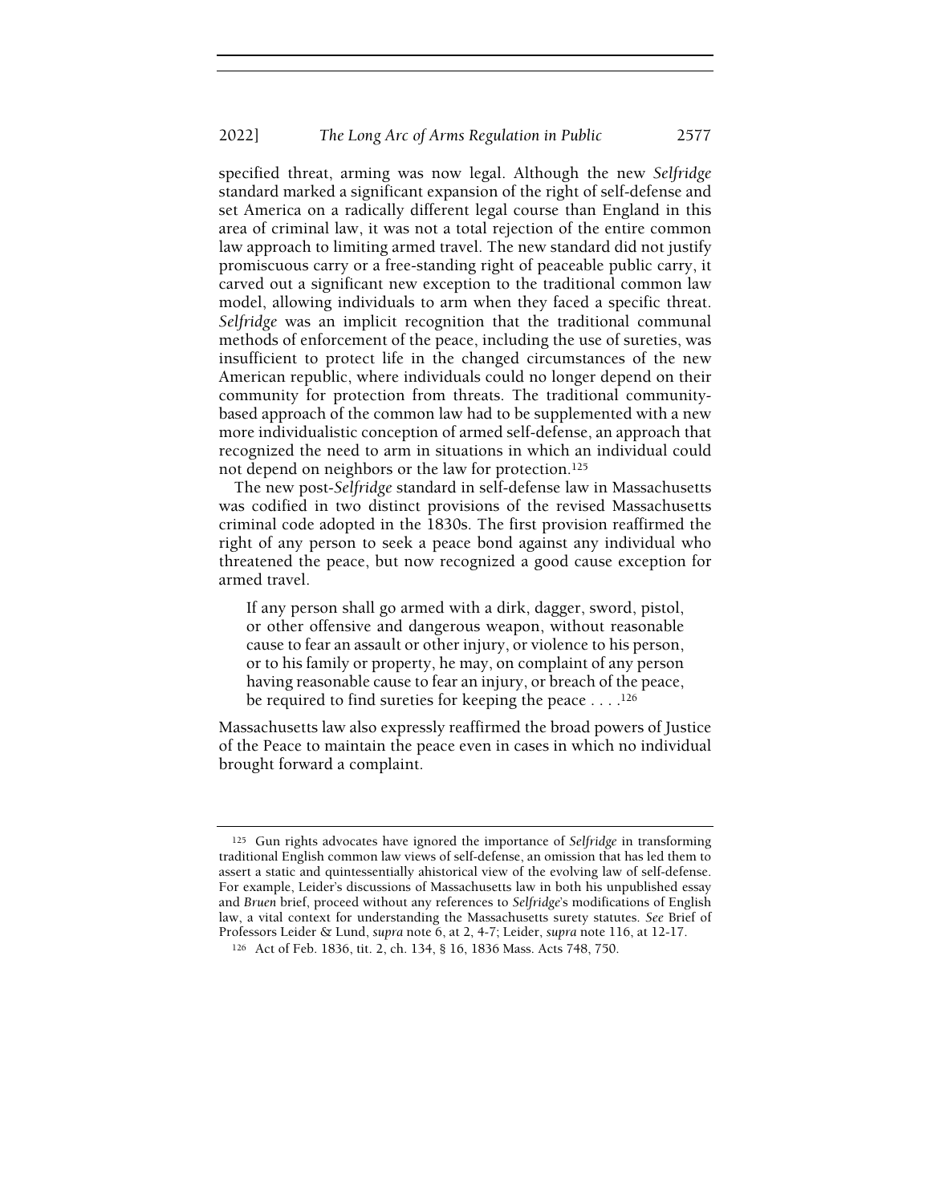specified threat, arming was now legal. Although the new *Selfridge* standard marked a significant expansion of the right of self-defense and set America on a radically different legal course than England in this area of criminal law, it was not a total rejection of the entire common law approach to limiting armed travel. The new standard did not justify promiscuous carry or a free-standing right of peaceable public carry, it carved out a significant new exception to the traditional common law model, allowing individuals to arm when they faced a specific threat. *Selfridge* was an implicit recognition that the traditional communal methods of enforcement of the peace, including the use of sureties, was insufficient to protect life in the changed circumstances of the new American republic, where individuals could no longer depend on their community for protection from threats. The traditional community-based approach of the common law had to be supplemented with a new more individualistic conception of armed self-defense, an approach that recognized the need to arm in situations in which an individual could not depend on neighbors or the law for protection.[125]

The new post-*Selfridge* standard in self-defense law in Massachusetts was codified in two distinct provisions of the revised Massachusetts criminal code adopted in the 1830s. The first provision reaffirmed the right of any person to seek a peace bond against any individual who threatened the peace, but now recognized a good cause exception for armed travel.

> If any person shall go armed with a dirk, dagger, sword, pistol, or other offensive and dangerous weapon, without reasonable cause to fear an assault or other injury, or violence to his person, or to his family or property, he may, on complaint of any person having reasonable cause to fear an injury, or breach of the peace, be required to find sureties for keeping the peace . . . .[126]

Massachusetts law also expressly reaffirmed the broad powers of Justice of the Peace to maintain the peace even in cases in which no individual brought forward a complaint.

---

[125] Gun rights advocates have ignored the importance of *Selfridge* in transforming traditional English common law views of self-defense, an omission that has led them to assert a static and quintessentially ahistorical view of the evolving law of self-defense. For example, Leider's discussions of Massachusetts law in both his unpublished essay and *Bruen* brief, proceed without any references to *Selfridge*'s modifications of English law, a vital context for understanding the Massachusetts surety statutes. *See* Brief of Professors Leider & Lund, *supra* note 6, at 2, 4-7; Leider, *supra* note 116, at 12-17.

[126] Act of Feb. 1836, tit. 2, ch. 134, § 16, 1836 Mass. Acts 748, 750.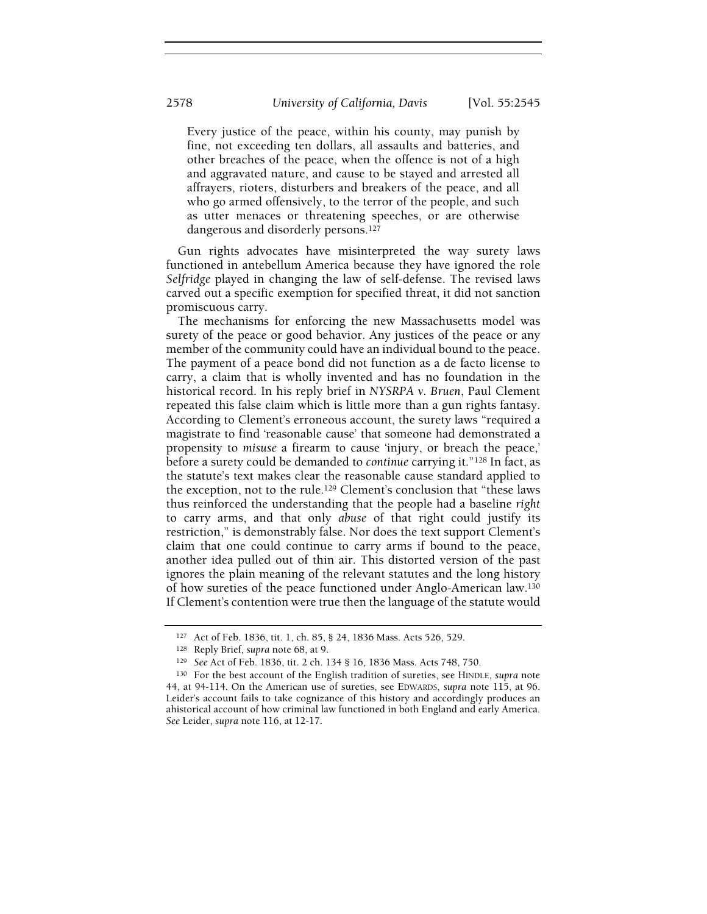> Every justice of the peace, within his county, may punish by fine, not exceeding ten dollars, all assaults and batteries, and other breaches of the peace, when the offence is not of a high and aggravated nature, and cause to be stayed and arrested all affrayers, rioters, disturbers and breakers of the peace, and all who go armed offensively, to the terror of the people, and such as utter menaces or threatening speeches, or are otherwise dangerous and disorderly persons.[127]

Gun rights advocates have misinterpreted the way surety laws functioned in antebellum America because they have ignored the role *Selfridge* played in changing the law of self-defense. The revised laws carved out a specific exemption for specified threat, it did not sanction promiscuous carry.

The mechanisms for enforcing the new Massachusetts model was surety of the peace or good behavior. Any justices of the peace or any member of the community could have an individual bound to the peace. The payment of a peace bond did not function as a de facto license to carry, a claim that is wholly invented and has no foundation in the historical record. In his reply brief in *NYSRPA v. Bruen*, Paul Clement repeated this false claim which is little more than a gun rights fantasy. According to Clement's erroneous account, the surety laws "required a magistrate to find 'reasonable cause' that someone had demonstrated a propensity to *misuse* a firearm to cause 'injury, or breach the peace,' before a surety could be demanded to *continue* carrying it."[128] In fact, as the statute's text makes clear the reasonable cause standard applied to the exception, not to the rule.[129] Clement's conclusion that "these laws thus reinforced the understanding that the people had a baseline *right* to carry arms, and that only *abuse* of that right could justify its restriction," is demonstrably false. Nor does the text support Clement's claim that one could continue to carry arms if bound to the peace, another idea pulled out of thin air. This distorted version of the past ignores the plain meaning of the relevant statutes and the long history of how sureties of the peace functioned under Anglo-American law.[130] If Clement's contention were true then the language of the statute would

---

[127] Act of Feb. 1836, tit. 1, ch. 85, § 24, 1836 Mass. Acts 526, 529.

[128] Reply Brief, *supra* note 68, at 9.

[129] *See* Act of Feb. 1836, tit. 2 ch. 134 § 16, 1836 Mass. Acts 748, 750.

[130] For the best account of the English tradition of sureties, see HINDLE, *supra* note 44, at 94-114. On the American use of sureties, see EDWARDS, *supra* note 115, at 96. Leider's account fails to take cognizance of this history and accordingly produces an ahistorical account of how criminal law functioned in both England and early America. *See* Leider, *supra* note 116, at 12-17.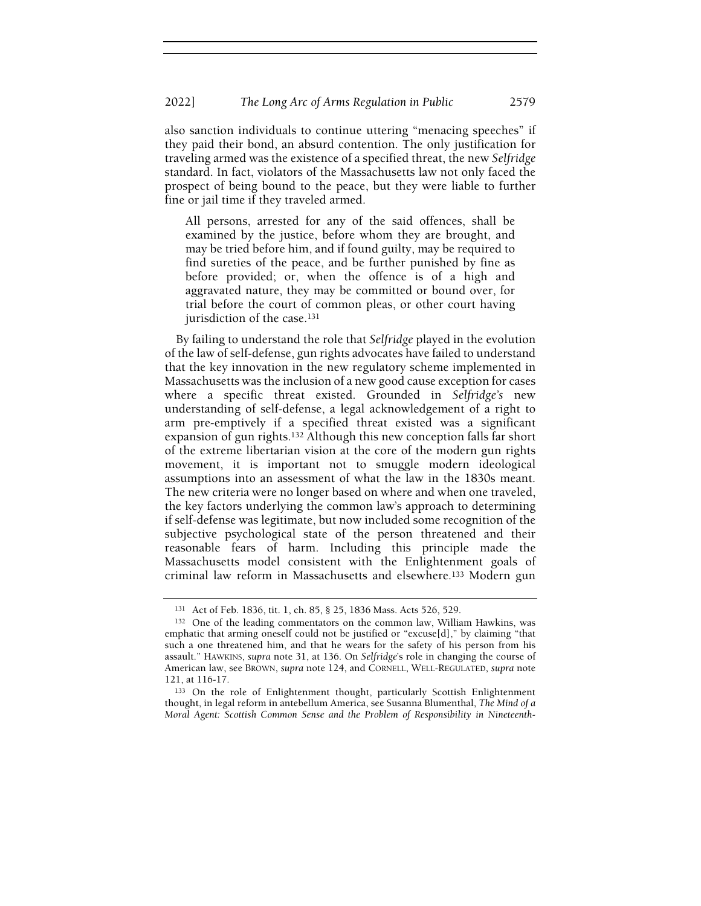also sanction individuals to continue uttering "menacing speeches" if they paid their bond, an absurd contention. The only justification for traveling armed was the existence of a specified threat, the new *Selfridge* standard. In fact, violators of the Massachusetts law not only faced the prospect of being bound to the peace, but they were liable to further fine or jail time if they traveled armed.

> All persons, arrested for any of the said offences, shall be examined by the justice, before whom they are brought, and may be tried before him, and if found guilty, may be required to find sureties of the peace, and be further punished by fine as before provided; or, when the offence is of a high and aggravated nature, they may be committed or bound over, for trial before the court of common pleas, or other court having jurisdiction of the case.[131]

By failing to understand the role that *Selfridge* played in the evolution of the law of self-defense, gun rights advocates have failed to understand that the key innovation in the new regulatory scheme implemented in Massachusetts was the inclusion of a new good cause exception for cases where a specific threat existed. Grounded in *Selfridge's* new understanding of self-defense, a legal acknowledgement of a right to arm pre-emptively if a specified threat existed was a significant expansion of gun rights.[132] Although this new conception falls far short of the extreme libertarian vision at the core of the modern gun rights movement, it is important not to smuggle modern ideological assumptions into an assessment of what the law in the 1830s meant. The new criteria were no longer based on where and when one traveled, the key factors underlying the common law's approach to determining if self-defense was legitimate, but now included some recognition of the subjective psychological state of the person threatened and their reasonable fears of harm. Including this principle made the Massachusetts model consistent with the Enlightenment goals of criminal law reform in Massachusetts and elsewhere.[133] Modern gun

---

[131] Act of Feb. 1836, tit. 1, ch. 85, § 25, 1836 Mass. Acts 526, 529.

[132] One of the leading commentators on the common law, William Hawkins, was emphatic that arming oneself could not be justified or "excuse[d]," by claiming "that such a one threatened him, and that he wears for the safety of his person from his assault." HAWKINS, *supra* note 31, at 136. On *Selfridge*'s role in changing the course of American law, see BROWN, *supra* note 124, and CORNELL, WELL-REGULATED, *supra* note 121, at 116-17.

[133] On the role of Enlightenment thought, particularly Scottish Enlightenment thought, in legal reform in antebellum America, see Susanna Blumenthal, *The Mind of a Moral Agent: Scottish Common Sense and the Problem of Responsibility in Nineteenth-*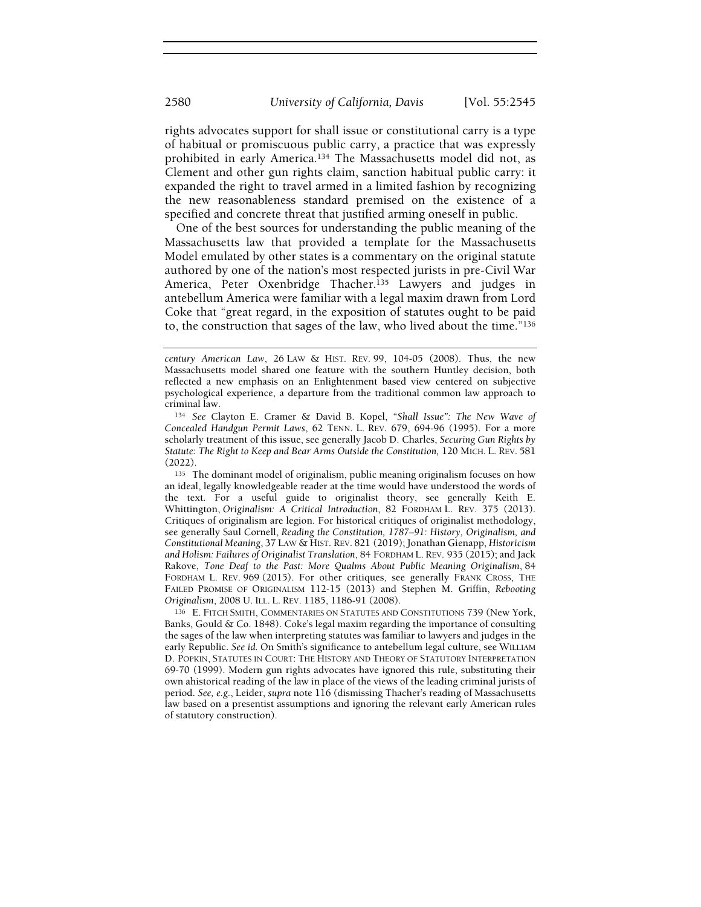rights advocates support for shall issue or constitutional carry is a type of habitual or promiscuous public carry, a practice that was expressly prohibited in early America.[134] The Massachusetts model did not, as Clement and other gun rights claim, sanction habitual public carry: it expanded the right to travel armed in a limited fashion by recognizing the new reasonableness standard premised on the existence of a specified and concrete threat that justified arming oneself in public.

One of the best sources for understanding the public meaning of the Massachusetts law that provided a template for the Massachusetts Model emulated by other states is a commentary on the original statute authored by one of the nation's most respected jurists in pre-Civil War America, Peter Oxenbridge Thacher.[135] Lawyers and judges in antebellum America were familiar with a legal maxim drawn from Lord Coke that "great regard, in the exposition of statutes ought to be paid to, the construction that sages of the law, who lived about the time."[136]

---

*century American Law*, 26 LAW & HIST. REV. 99, 104-05 (2008). Thus, the new Massachusetts model shared one feature with the southern Huntley decision, both reflected a new emphasis on an Enlightenment based view centered on subjective psychological experience, a departure from the traditional common law approach to criminal law.

[134] *See* Clayton E. Cramer & David B. Kopel, *"Shall Issue": The New Wave of Concealed Handgun Permit Laws*, 62 TENN. L. REV. 679, 694-96 (1995). For a more scholarly treatment of this issue, see generally Jacob D. Charles, *Securing Gun Rights by Statute: The Right to Keep and Bear Arms Outside the Constitution,* 120 MICH. L. REV. 581 (2022).

[135] The dominant model of originalism, public meaning originalism focuses on how an ideal, legally knowledgeable reader at the time would have understood the words of the text. For a useful guide to originalist theory, see generally Keith E. Whittington, *Originalism: A Critical Introduction*, 82 FORDHAM L. REV. 375 (2013). Critiques of originalism are legion. For historical critiques of originalist methodology, see generally Saul Cornell, *Reading the Constitution, 1787–91: History, Originalism, and Constitutional Meaning*, 37 LAW & HIST. REV. 821 (2019); Jonathan Gienapp, *Historicism and Holism: Failures of Originalist Translation*, 84 FORDHAM L. REV. 935 (2015); and Jack Rakove, *Tone Deaf to the Past: More Qualms About Public Meaning Originalism*, 84 FORDHAM L. REV. 969 (2015). For other critiques, see generally FRANK CROSS, THE FAILED PROMISE OF ORIGINALISM 112-15 (2013) and Stephen M. Griffin, *Rebooting Originalism*, 2008 U. ILL. L. REV. 1185, 1186-91 (2008).

[136] E. FITCH SMITH, COMMENTARIES ON STATUTES AND CONSTITUTIONS 739 (New York, Banks, Gould & Co. 1848). Coke's legal maxim regarding the importance of consulting the sages of the law when interpreting statutes was familiar to lawyers and judges in the early Republic. *See id.* On Smith's significance to antebellum legal culture, see WILLIAM D. POPKIN, STATUTES IN COURT: THE HISTORY AND THEORY OF STATUTORY INTERPRETATION 69-70 (1999). Modern gun rights advocates have ignored this rule, substituting their own ahistorical reading of the law in place of the views of the leading criminal jurists of period. *See, e.g.*, Leider, *supra* note 116 (dismissing Thacher's reading of Massachusetts law based on a presentist assumptions and ignoring the relevant early American rules of statutory construction).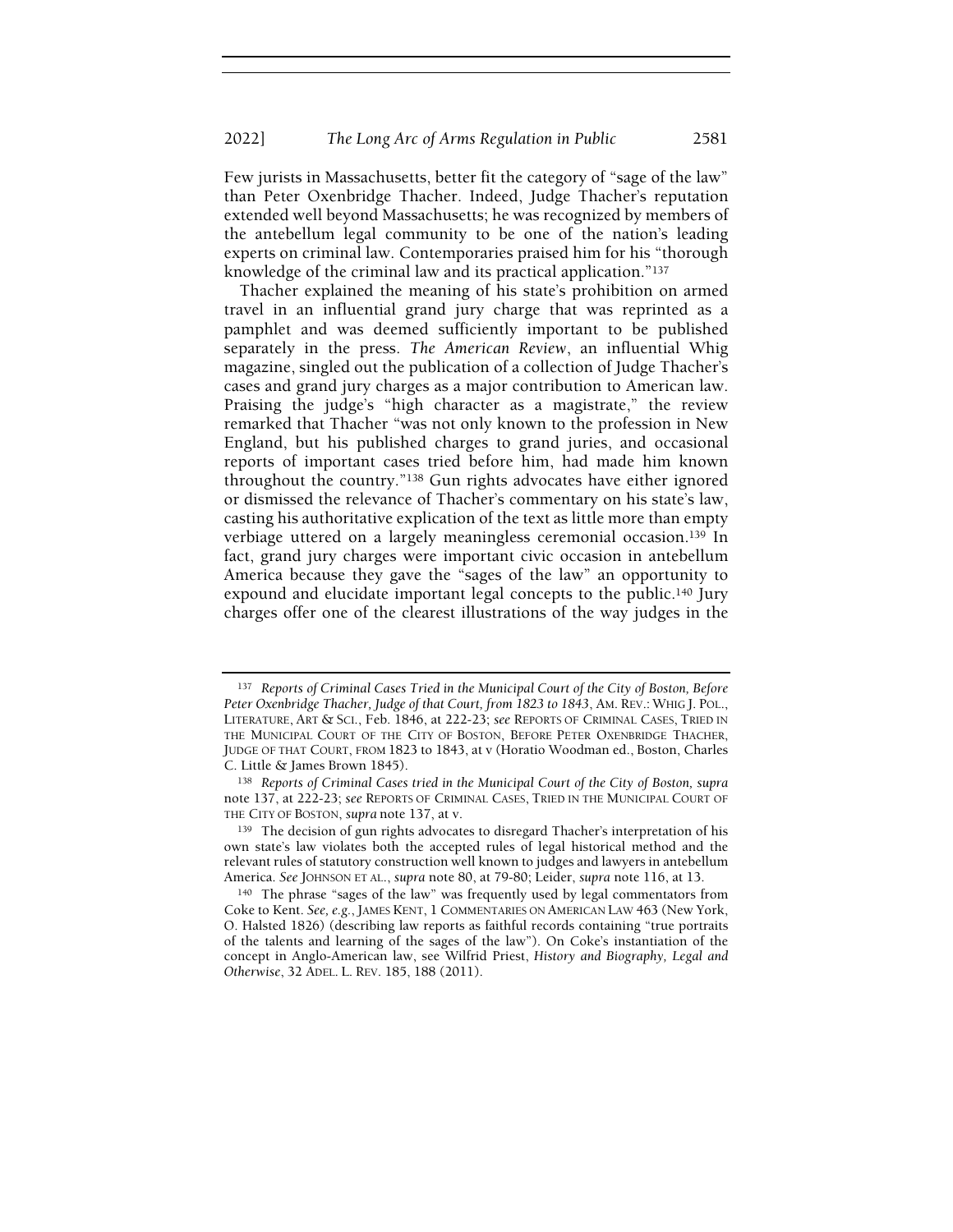Few jurists in Massachusetts, better fit the category of "sage of the law" than Peter Oxenbridge Thacher. Indeed, Judge Thacher's reputation extended well beyond Massachusetts; he was recognized by members of the antebellum legal community to be one of the nation's leading experts on criminal law. Contemporaries praised him for his "thorough knowledge of the criminal law and its practical application."[137]

Thacher explained the meaning of his state's prohibition on armed travel in an influential grand jury charge that was reprinted as a pamphlet and was deemed sufficiently important to be published separately in the press. *The American Review*, an influential Whig magazine, singled out the publication of a collection of Judge Thacher's cases and grand jury charges as a major contribution to American law. Praising the judge's "high character as a magistrate," the review remarked that Thacher "was not only known to the profession in New England, but his published charges to grand juries, and occasional reports of important cases tried before him, had made him known throughout the country."[138] Gun rights advocates have either ignored or dismissed the relevance of Thacher's commentary on his state's law, casting his authoritative explication of the text as little more than empty verbiage uttered on a largely meaningless ceremonial occasion.[139] In fact, grand jury charges were important civic occasion in antebellum America because they gave the "sages of the law" an opportunity to expound and elucidate important legal concepts to the public.[140] Jury charges offer one of the clearest illustrations of the way judges in the

---

[137] *Reports of Criminal Cases Tried in the Municipal Court of the City of Boston, Before Peter Oxenbridge Thacher, Judge of that Court, from 1823 to 1843*, AM. REV.: WHIG J. POL., LITERATURE, ART & SCI., Feb. 1846, at 222-23; *see* REPORTS OF CRIMINAL CASES, TRIED IN THE MUNICIPAL COURT OF THE CITY OF BOSTON, BEFORE PETER OXENBRIDGE THACHER, JUDGE OF THAT COURT, FROM 1823 to 1843, at v (Horatio Woodman ed., Boston, Charles C. Little & James Brown 1845).

[138] *Reports of Criminal Cases tried in the Municipal Court of the City of Boston*, *supra* note 137, at 222-23; *see* REPORTS OF CRIMINAL CASES, TRIED IN THE MUNICIPAL COURT OF THE CITY OF BOSTON, *supra* note 137, at v.

[139] The decision of gun rights advocates to disregard Thacher's interpretation of his own state's law violates both the accepted rules of legal historical method and the relevant rules of statutory construction well known to judges and lawyers in antebellum America. *See* JOHNSON ET AL., *supra* note 80, at 79-80; Leider, *supra* note 116, at 13.

[140] The phrase "sages of the law" was frequently used by legal commentators from Coke to Kent. *See, e.g.*, JAMES KENT, 1 COMMENTARIES ON AMERICAN LAW 463 (New York, O. Halsted 1826) (describing law reports as faithful records containing "true portraits of the talents and learning of the sages of the law"). On Coke's instantiation of the concept in Anglo-American law, see Wilfrid Priest, *History and Biography, Legal and Otherwise*, 32 ADEL. L. REV. 185, 188 (2011).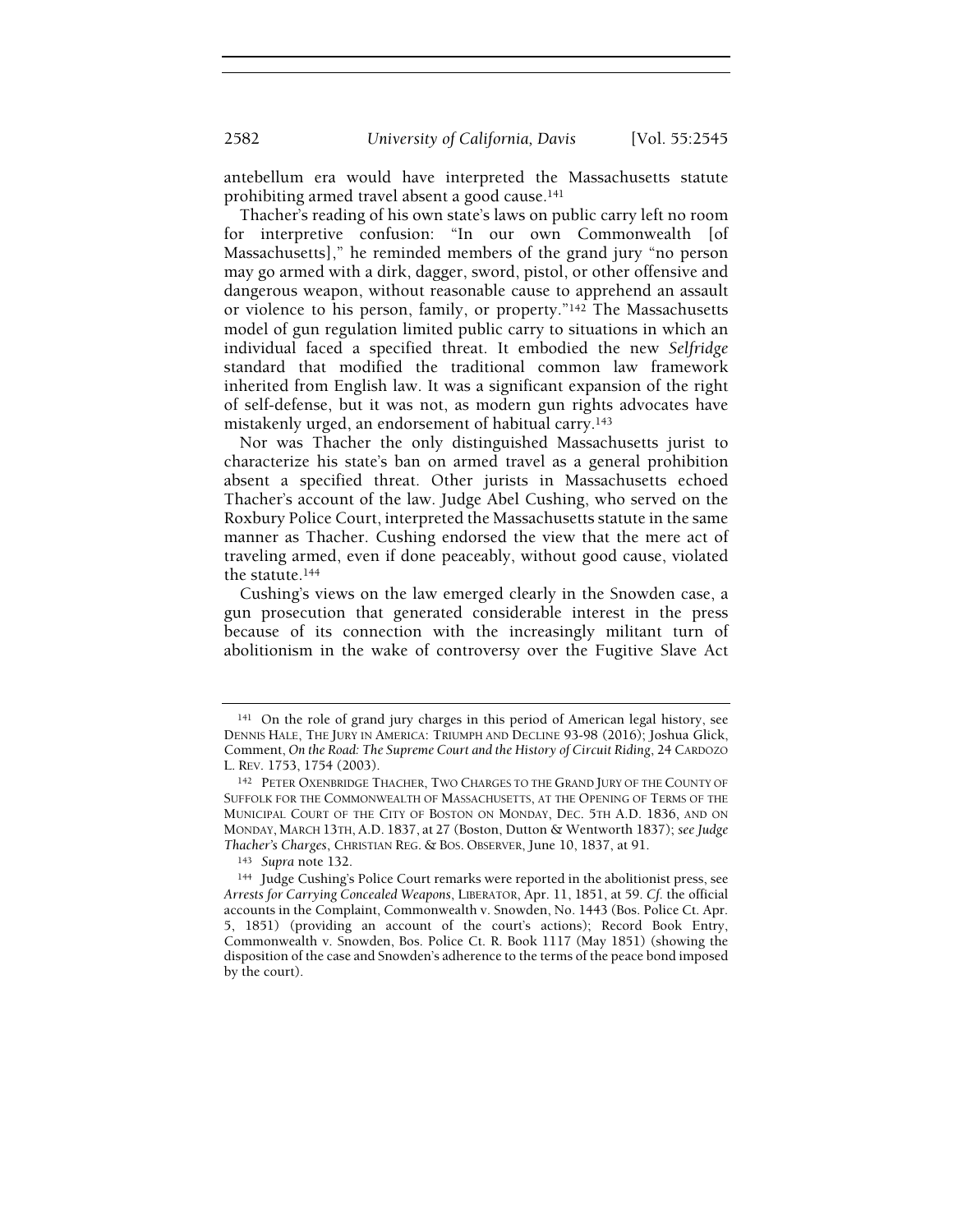antebellum era would have interpreted the Massachusetts statute prohibiting armed travel absent a good cause.[141]

Thacher's reading of his own state's laws on public carry left no room for interpretive confusion: "In our own Commonwealth [of Massachusetts]," he reminded members of the grand jury "no person may go armed with a dirk, dagger, sword, pistol, or other offensive and dangerous weapon, without reasonable cause to apprehend an assault or violence to his person, family, or property."[142] The Massachusetts model of gun regulation limited public carry to situations in which an individual faced a specified threat. It embodied the new *Selfridge* standard that modified the traditional common law framework inherited from English law. It was a significant expansion of the right of self-defense, but it was not, as modern gun rights advocates have mistakenly urged, an endorsement of habitual carry.[143]

Nor was Thacher the only distinguished Massachusetts jurist to characterize his state's ban on armed travel as a general prohibition absent a specified threat. Other jurists in Massachusetts echoed Thacher's account of the law. Judge Abel Cushing, who served on the Roxbury Police Court, interpreted the Massachusetts statute in the same manner as Thacher. Cushing endorsed the view that the mere act of traveling armed, even if done peaceably, without good cause, violated the statute.[144]

Cushing's views on the law emerged clearly in the Snowden case, a gun prosecution that generated considerable interest in the press because of its connection with the increasingly militant turn of abolitionism in the wake of controversy over the Fugitive Slave Act

---

[141] On the role of grand jury charges in this period of American legal history, see DENNIS HALE, THE JURY IN AMERICA: TRIUMPH AND DECLINE 93-98 (2016); Joshua Glick, Comment, *On the Road: The Supreme Court and the History of Circuit Riding*, 24 CARDOZO L. REV. 1753, 1754 (2003).

[142] PETER OXENBRIDGE THACHER, TWO CHARGES TO THE GRAND JURY OF THE COUNTY OF SUFFOLK FOR THE COMMONWEALTH OF MASSACHUSETTS, AT THE OPENING OF TERMS OF THE MUNICIPAL COURT OF THE CITY OF BOSTON ON MONDAY, DEC. 5TH A.D. 1836, AND ON MONDAY, MARCH 13TH, A.D. 1837, at 27 (Boston, Dutton & Wentworth 1837); *see Judge Thacher's Charges*, CHRISTIAN REG. & BOS. OBSERVER, June 10, 1837, at 91.

[143] *Supra* note 132.

[144] Judge Cushing's Police Court remarks were reported in the abolitionist press, see *Arrests for Carrying Concealed Weapons*, LIBERATOR, Apr. 11, 1851, at 59. *Cf.* the official accounts in the Complaint, Commonwealth v. Snowden, No. 1443 (Bos. Police Ct. Apr. 5, 1851) (providing an account of the court's actions); Record Book Entry, Commonwealth v. Snowden, Bos. Police Ct. R. Book 1117 (May 1851) (showing the disposition of the case and Snowden's adherence to the terms of the peace bond imposed by the court).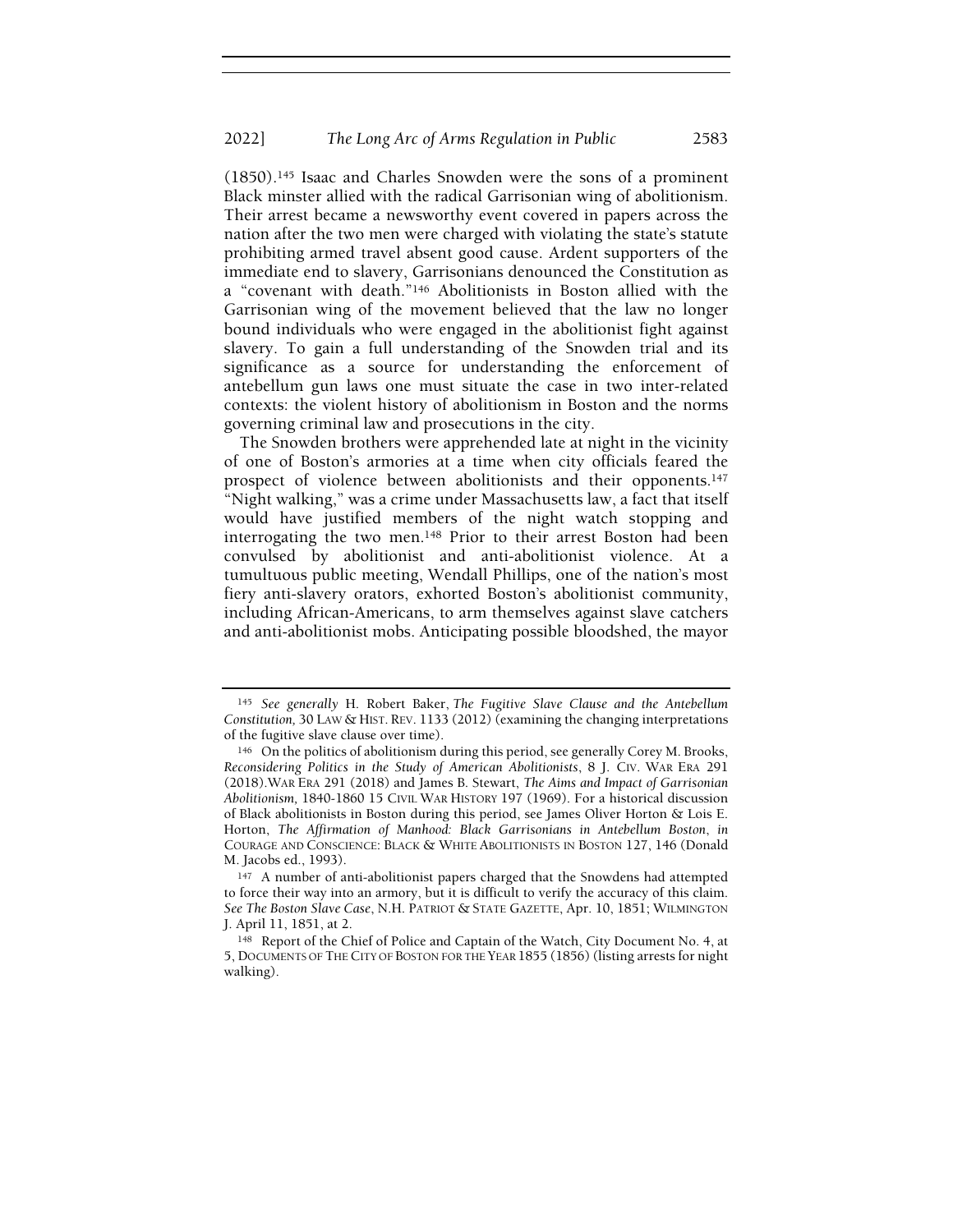(1850).[145] Isaac and Charles Snowden were the sons of a prominent Black minister allied with the radical Garrisonian wing of abolitionism. Their arrest became a newsworthy event covered in papers across the nation after the two men were charged with violating the state's statute prohibiting armed travel absent good cause. Ardent supporters of the immediate end to slavery, Garrisonians denounced the Constitution as a "covenant with death."[146] Abolitionists in Boston allied with the Garrisonian wing of the movement believed that the law no longer bound individuals who were engaged in the abolitionist fight against slavery. To gain a full understanding of the Snowden trial and its significance as a source for understanding the enforcement of antebellum gun laws one must situate the case in two inter-related contexts: the violent history of abolitionism in Boston and the norms governing criminal law and prosecutions in the city.

The Snowden brothers were apprehended late at night in the vicinity of one of Boston's armories at a time when city officials feared the prospect of violence between abolitionists and their opponents.[147] "Night walking," was a crime under Massachusetts law, a fact that itself would have justified members of the night watch stopping and interrogating the two men.[148] Prior to their arrest Boston had been convulsed by abolitionist and anti-abolitionist violence. At a tumultuous public meeting, Wendall Phillips, one of the nation's most fiery anti-slavery orators, exhorted Boston's abolitionist community, including African-Americans, to arm themselves against slave catchers and anti-abolitionist mobs. Anticipating possible bloodshed, the mayor

---

[145] *See generally* H. Robert Baker, *The Fugitive Slave Clause and the Antebellum Constitution,* 30 LAW & HIST. REV. 1133 (2012) (examining the changing interpretations of the fugitive slave clause over time).

[146] On the politics of abolitionism during this period, see generally Corey M. Brooks, *Reconsidering Politics in the Study of American Abolitionists*, 8 J. CIV. WAR ERA 291 (2018).WAR ERA 291 (2018) and James B. Stewart, *The Aims and Impact of Garrisonian Abolitionism,* 1840-1860 15 CIVIL WAR HISTORY 197 (1969). For a historical discussion of Black abolitionists in Boston during this period, see James Oliver Horton & Lois E. Horton, *The Affirmation of Manhood: Black Garrisonians in Antebellum Boston*, *in* COURAGE AND CONSCIENCE: BLACK & WHITE ABOLITIONISTS IN BOSTON 127, 146 (Donald M. Jacobs ed., 1993).

[147] A number of anti-abolitionist papers charged that the Snowdens had attempted to force their way into an armory, but it is difficult to verify the accuracy of this claim. *See The Boston Slave Case*, N.H. PATRIOT & STATE GAZETTE, Apr. 10, 1851; WILMINGTON J. April 11, 1851, at 2.

[148] Report of the Chief of Police and Captain of the Watch, City Document No. 4, at 5, DOCUMENTS OF THE CITY OF BOSTON FOR THE YEAR 1855 (1856) (listing arrests for night walking).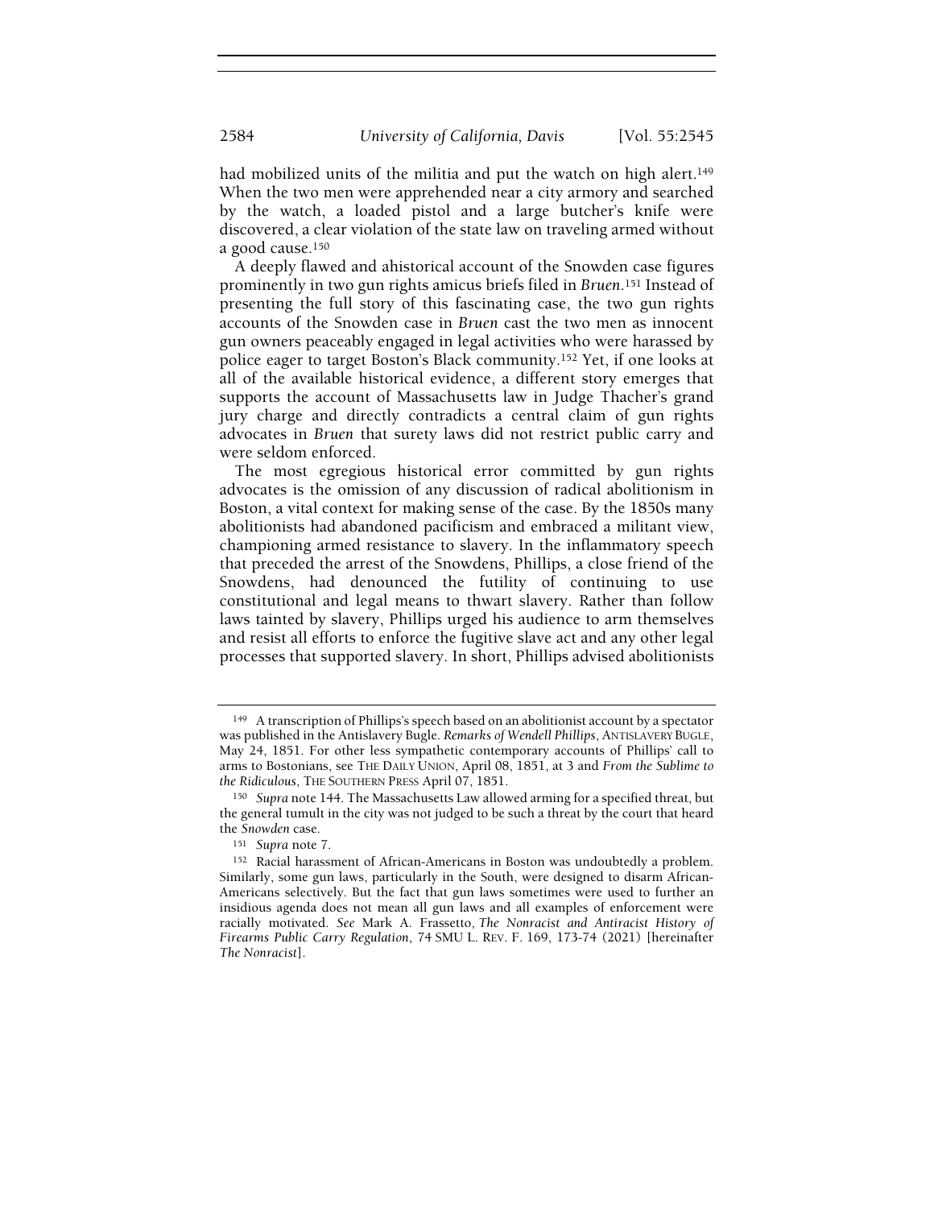had mobilized units of the militia and put the watch on high alert.[149] When the two men were apprehended near a city armory and searched by the watch, a loaded pistol and a large butcher's knife were discovered, a clear violation of the state law on traveling armed without a good cause.[150]

A deeply flawed and ahistorical account of the Snowden case figures prominently in two gun rights amicus briefs filed in *Bruen*.[151] Instead of presenting the full story of this fascinating case, the two gun rights accounts of the Snowden case in *Bruen* cast the two men as innocent gun owners peaceably engaged in legal activities who were harassed by police eager to target Boston's Black community.[152] Yet, if one looks at all of the available historical evidence, a different story emerges that supports the account of Massachusetts law in Judge Thacher's grand jury charge and directly contradicts a central claim of gun rights advocates in *Bruen* that surety laws did not restrict public carry and were seldom enforced.

The most egregious historical error committed by gun rights advocates is the omission of any discussion of radical abolitionism in Boston, a vital context for making sense of the case. By the 1850s many abolitionists had abandoned pacificism and embraced a militant view, championing armed resistance to slavery. In the inflammatory speech that preceded the arrest of the Snowdens, Phillips, a close friend of the Snowdens, had denounced the futility of continuing to use constitutional and legal means to thwart slavery. Rather than follow laws tainted by slavery, Phillips urged his audience to arm themselves and resist all efforts to enforce the fugitive slave act and any other legal processes that supported slavery. In short, Phillips advised abolitionists

---

[149] A transcription of Phillips's speech based on an abolitionist account by a spectator was published in the Antislavery Bugle. *Remarks of Wendell Phillips*, ANTISLAVERY BUGLE, May 24, 1851. For other less sympathetic contemporary accounts of Phillips' call to arms to Bostonians, see THE DAILY UNION, April 08, 1851, at 3 and *From the Sublime to the Ridiculous*, THE SOUTHERN PRESS April 07, 1851.

[150] *Supra* note 144. The Massachusetts Law allowed arming for a specified threat, but the general tumult in the city was not judged to be such a threat by the court that heard the *Snowden* case.

[151] *Supra* note 7.

[152] Racial harassment of African-Americans in Boston was undoubtedly a problem. Similarly, some gun laws, particularly in the South, were designed to disarm African-Americans selectively. But the fact that gun laws sometimes were used to further an insidious agenda does not mean all gun laws and all examples of enforcement were racially motivated. *See* Mark A. Frassetto, *The Nonracist and Antiracist History of Firearms Public Carry Regulation*, 74 SMU L. REV. F. 169, 173-74 (2021) [hereinafter *The Nonracist*].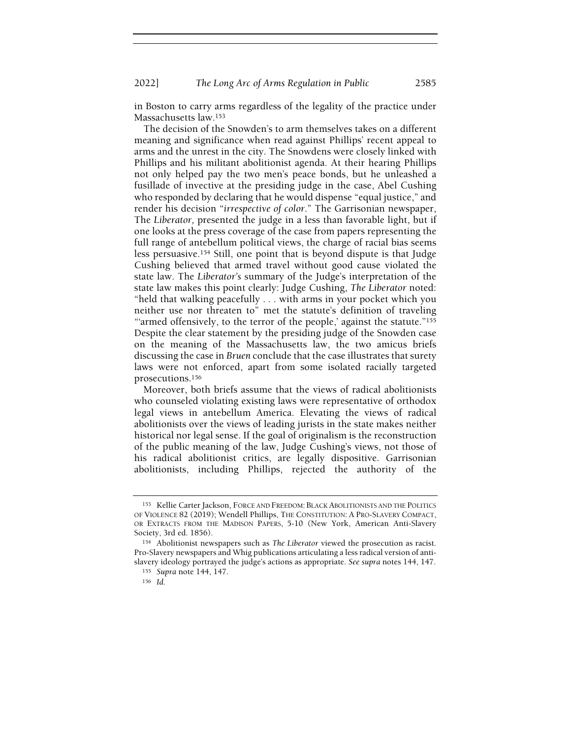in Boston to carry arms regardless of the legality of the practice under Massachusetts law.[153]

The decision of the Snowden's to arm themselves takes on a different meaning and significance when read against Phillips' recent appeal to arms and the unrest in the city. The Snowdens were closely linked with Phillips and his militant abolitionist agenda. At their hearing Phillips not only helped pay the two men's peace bonds, but he unleashed a fusillade of invective at the presiding judge in the case, Abel Cushing who responded by declaring that he would dispense "equal justice," and render his decision "*irrespective of color*." The Garrisonian newspaper, The *Liberator,* presented the judge in a less than favorable light, but if one looks at the press coverage of the case from papers representing the full range of antebellum political views, the charge of racial bias seems less persuasive.[154] Still, one point that is beyond dispute is that Judge Cushing believed that armed travel without good cause violated the state law. The *Liberator's* summary of the Judge's interpretation of the state law makes this point clearly: Judge Cushing, *The Liberator* noted: "held that walking peacefully . . . with arms in your pocket which you neither use nor threaten to" met the statute's definition of traveling "'armed offensively, to the terror of the people,' against the statute."[155] Despite the clear statement by the presiding judge of the Snowden case on the meaning of the Massachusetts law, the two amicus briefs discussing the case in *Bruen* conclude that the case illustrates that surety laws were not enforced, apart from some isolated racially targeted prosecutions.[156]

Moreover, both briefs assume that the views of radical abolitionists who counseled violating existing laws were representative of orthodox legal views in antebellum America. Elevating the views of radical abolitionists over the views of leading jurists in the state makes neither historical nor legal sense. If the goal of originalism is the reconstruction of the public meaning of the law, Judge Cushing's views, not those of his radical abolitionist critics, are legally dispositive. Garrisonian abolitionists, including Phillips, rejected the authority of the

---

[153] Kellie Carter Jackson, FORCE AND FREEDOM: BLACK ABOLITIONISTS AND THE POLITICS OF VIOLENCE 82 (2019); Wendell Phillips, THE CONSTITUTION: A PRO-SLAVERY COMPACT, OR EXTRACTS FROM THE MADISON PAPERS, 5-10 (New York, American Anti-Slavery Society, 3rd ed. 1856).

[154] Abolitionist newspapers such as *The Liberator* viewed the prosecution as racist. Pro-Slavery newspapers and Whig publications articulating a less radical version of anti-slavery ideology portrayed the judge's actions as appropriate. *See supra* notes 144, 147.

[155] *Supra* note 144, 147.

[156] *Id.*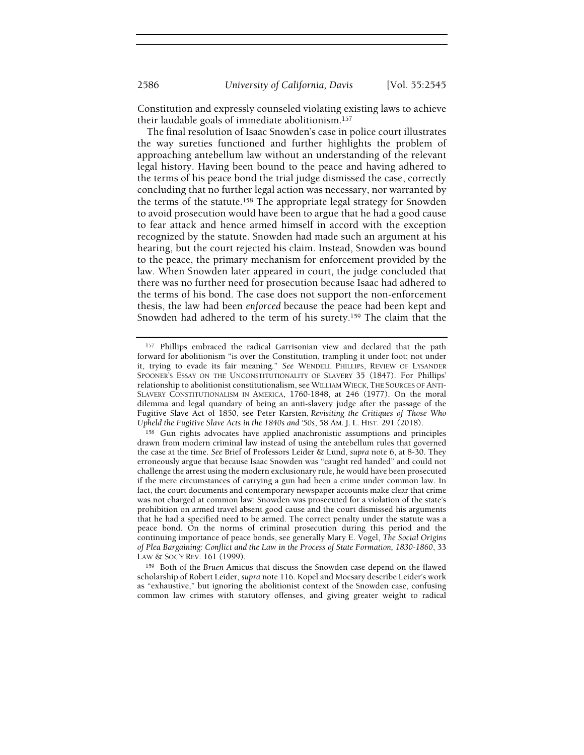Constitution and expressly counseled violating existing laws to achieve their laudable goals of immediate abolitionism.[157]

The final resolution of Isaac Snowden's case in police court illustrates the way sureties functioned and further highlights the problem of approaching antebellum law without an understanding of the relevant legal history. Having been bound to the peace and having adhered to the terms of his peace bond the trial judge dismissed the case, correctly concluding that no further legal action was necessary, nor warranted by the terms of the statute.[158] The appropriate legal strategy for Snowden to avoid prosecution would have been to argue that he had a good cause to fear attack and hence armed himself in accord with the exception recognized by the statute. Snowden had made such an argument at his hearing, but the court rejected his claim. Instead, Snowden was bound to the peace, the primary mechanism for enforcement provided by the law. When Snowden later appeared in court, the judge concluded that there was no further need for prosecution because Isaac had adhered to the terms of his bond. The case does not support the non-enforcement thesis, the law had been *enforced* because the peace had been kept and Snowden had adhered to the term of his surety.[159] The claim that the

---

[157] Phillips embraced the radical Garrisonian view and declared that the path forward for abolitionism "is over the Constitution, trampling it under foot; not under it, trying to evade its fair meaning." *See* WENDELL PHILLIPS, REVIEW OF LYSANDER SPOONER'S ESSAY ON THE UNCONSTITUTIONALITY OF SLAVERY 35 (1847). For Phillips' relationship to abolitionist constitutionalism, see WILLIAM WIECK, THE SOURCES OF ANTI-SLAVERY CONSTITUTIONALISM IN AMERICA, 1760-1848, at 246 (1977). On the moral dilemma and legal quandary of being an anti-slavery judge after the passage of the Fugitive Slave Act of 1850, see Peter Karsten, *Revisiting the Critiques of Those Who Upheld the Fugitive Slave Acts in the 1840s and '50s*, 58 AM. J. L. HIST. 291 (2018).

[158] Gun rights advocates have applied anachronistic assumptions and principles drawn from modern criminal law instead of using the antebellum rules that governed the case at the time. *See* Brief of Professors Leider & Lund, *supra* note 6, at 8-30. They erroneously argue that because Isaac Snowden was "caught red handed" and could not challenge the arrest using the modern exclusionary rule, he would have been prosecuted if the mere circumstances of carrying a gun had been a crime under common law. In fact, the court documents and contemporary newspaper accounts make clear that crime was not charged at common law: Snowden was prosecuted for a violation of the state's prohibition on armed travel absent good cause and the court dismissed his arguments that he had a specified need to be armed. The correct penalty under the statute was a peace bond. On the norms of criminal prosecution during this period and the continuing importance of peace bonds, see generally Mary E. Vogel, *The Social Origins of Plea Bargaining: Conflict and the Law in the Process of State Formation, 1830-1860*, 33 LAW & SOC'Y REV. 161 (1999).

[159] Both of the *Bruen* Amicus that discuss the Snowden case depend on the flawed scholarship of Robert Leider, *supra* note 116. Kopel and Mocsary describe Leider's work as "exhaustive," but ignoring the abolitionist context of the Snowden case, confusing common law crimes with statutory offenses, and giving greater weight to radical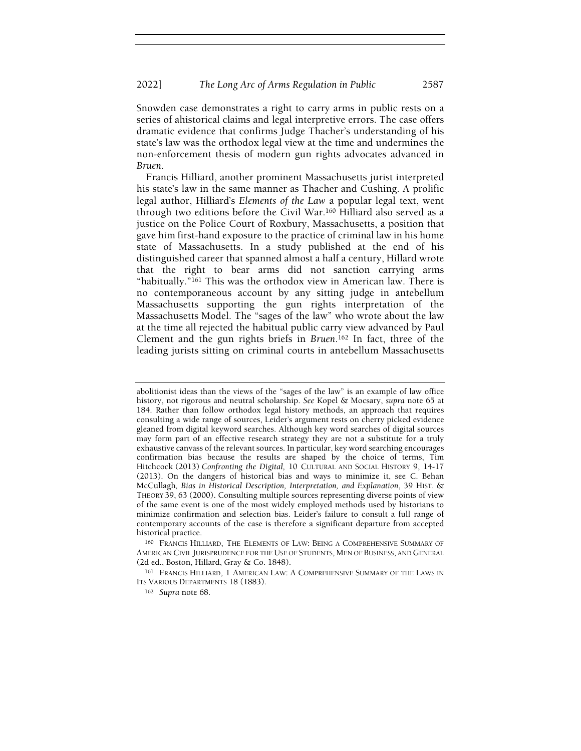Snowden case demonstrates a right to carry arms in public rests on a series of ahistorical claims and legal interpretive errors. The case offers dramatic evidence that confirms Judge Thacher's understanding of his state's law was the orthodox legal view at the time and undermines the non-enforcement thesis of modern gun rights advocates advanced in *Bruen*.

Francis Hilliard, another prominent Massachusetts jurist interpreted his state's law in the same manner as Thacher and Cushing. A prolific legal author, Hilliard's *Elements of the Law* a popular legal text, went through two editions before the Civil War.[160] Hilliard also served as a justice on the Police Court of Roxbury, Massachusetts, a position that gave him first-hand exposure to the practice of criminal law in his home state of Massachusetts. In a study published at the end of his distinguished career that spanned almost a half a century, Hillard wrote that the right to bear arms did not sanction carrying arms "habitually."[161] This was the orthodox view in American law. There is no contemporaneous account by any sitting judge in antebellum Massachusetts supporting the gun rights interpretation of the Massachusetts Model. The "sages of the law" who wrote about the law at the time all rejected the habitual public carry view advanced by Paul Clement and the gun rights briefs in *Bruen*.[162] In fact, three of the leading jurists sitting on criminal courts in antebellum Massachusetts

---

abolitionist ideas than the views of the "sages of the law" is an example of law office history, not rigorous and neutral scholarship. *See* Kopel & Mocsary, *supra* note 65 at 184. Rather than follow orthodox legal history methods, an approach that requires consulting a wide range of sources, Leider's argument rests on cherry picked evidence gleaned from digital keyword searches. Although key word searches of digital sources may form part of an effective research strategy they are not a substitute for a truly exhaustive canvass of the relevant sources. In particular, key word searching encourages confirmation bias because the results are shaped by the choice of terms, Tim Hitchcock (2013) *Confronting the Digital,* 10 CULTURAL AND SOCIAL HISTORY 9, 14-17 (2013). On the dangers of historical bias and ways to minimize it, see C. Behan McCullagh, *Bias in Historical Description, Interpretation, and Explanation*, 39 HIST. & THEORY 39, 63 (2000). Consulting multiple sources representing diverse points of view of the same event is one of the most widely employed methods used by historians to minimize confirmation and selection bias. Leider's failure to consult a full range of contemporary accounts of the case is therefore a significant departure from accepted historical practice.

[160] FRANCIS HILLIARD, THE ELEMENTS OF LAW: BEING A COMPREHENSIVE SUMMARY OF AMERICAN CIVIL JURISPRUDENCE FOR THE USE OF STUDENTS, MEN OF BUSINESS, AND GENERAL (2d ed., Boston, Hillard, Gray & Co. 1848).

[161] FRANCIS HILLIARD, 1 AMERICAN LAW: A COMPREHENSIVE SUMMARY OF THE LAWS IN ITS VARIOUS DEPARTMENTS 18 (1883).

[162] *Supra* note 68.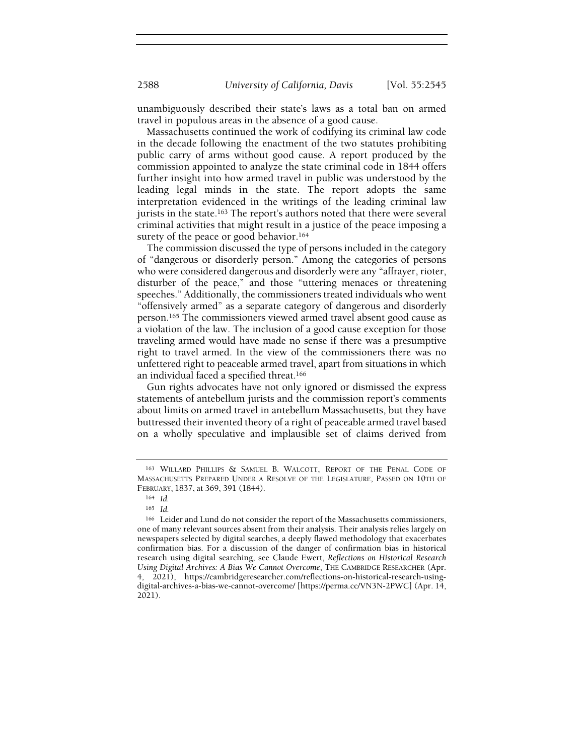unambiguously described their state's laws as a total ban on armed travel in populous areas in the absence of a good cause.

Massachusetts continued the work of codifying its criminal law code in the decade following the enactment of the two statutes prohibiting public carry of arms without good cause. A report produced by the commission appointed to analyze the state criminal code in 1844 offers further insight into how armed travel in public was understood by the leading legal minds in the state. The report adopts the same interpretation evidenced in the writings of the leading criminal law jurists in the state.[163] The report's authors noted that there were several criminal activities that might result in a justice of the peace imposing a surety of the peace or good behavior.[164]

The commission discussed the type of persons included in the category of "dangerous or disorderly person." Among the categories of persons who were considered dangerous and disorderly were any "affrayer, rioter, disturber of the peace," and those "uttering menaces or threatening speeches." Additionally, the commissioners treated individuals who went "offensively armed" as a separate category of dangerous and disorderly person.[165] The commissioners viewed armed travel absent good cause as a violation of the law. The inclusion of a good cause exception for those traveling armed would have made no sense if there was a presumptive right to travel armed. In the view of the commissioners there was no unfettered right to peaceable armed travel, apart from situations in which an individual faced a specified threat.[166]

Gun rights advocates have not only ignored or dismissed the express statements of antebellum jurists and the commission report's comments about limits on armed travel in antebellum Massachusetts, but they have buttressed their invented theory of a right of peaceable armed travel based on a wholly speculative and implausible set of claims derived from

---

[163] WILLARD PHILLIPS & SAMUEL B. WALCOTT, REPORT OF THE PENAL CODE OF MASSACHUSETTS PREPARED UNDER A RESOLVE OF THE LEGISLATURE, PASSED ON 10TH OF FEBRUARY, 1837, at 369, 391 (1844).

[164] *Id.*

[165] *Id.*

[166] Leider and Lund do not consider the report of the Massachusetts commissioners, one of many relevant sources absent from their analysis. Their analysis relies largely on newspapers selected by digital searches, a deeply flawed methodology that exacerbates confirmation bias. For a discussion of the danger of confirmation bias in historical research using digital searching, see Claude Ewert, *Reflections on Historical Research Using Digital Archives: A Bias We Cannot Overcome*, THE CAMBRIDGE RESEARCHER (Apr. 4, 2021), https://cambridgeresearcher.com/reflections-on-historical-research-using-digital-archives-a-bias-we-cannot-overcome/ [https://perma.cc/VN3N-2PWC] (Apr. 14, 2021).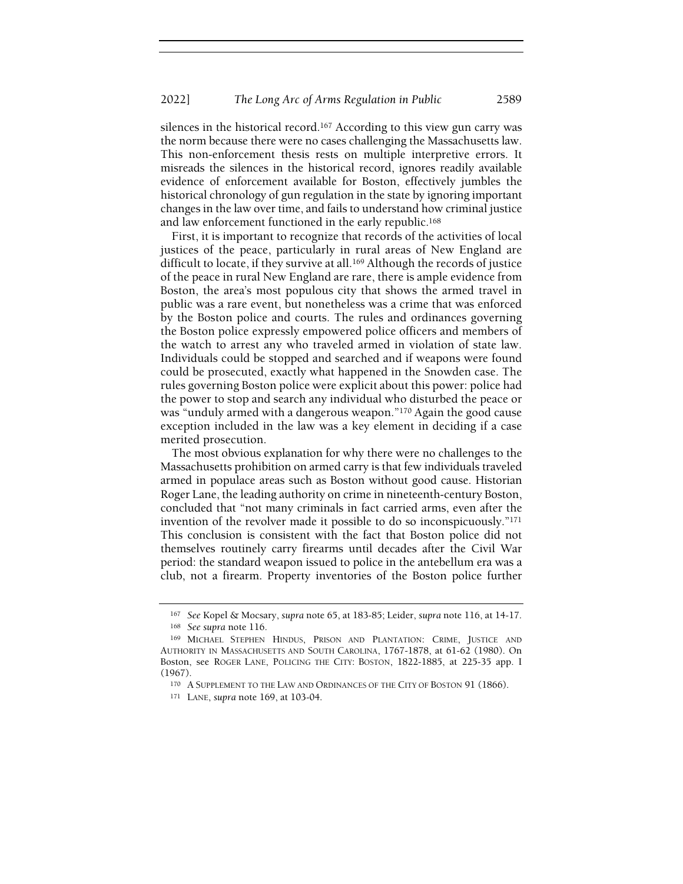silences in the historical record.[167] According to this view gun carry was the norm because there were no cases challenging the Massachusetts law. This non-enforcement thesis rests on multiple interpretive errors. It misreads the silences in the historical record, ignores readily available evidence of enforcement available for Boston, effectively jumbles the historical chronology of gun regulation in the state by ignoring important changes in the law over time, and fails to understand how criminal justice and law enforcement functioned in the early republic.[168]

First, it is important to recognize that records of the activities of local justices of the peace, particularly in rural areas of New England are difficult to locate, if they survive at all.[169] Although the records of justice of the peace in rural New England are rare, there is ample evidence from Boston, the area's most populous city that shows the armed travel in public was a rare event, but nonetheless was a crime that was enforced by the Boston police and courts. The rules and ordinances governing the Boston police expressly empowered police officers and members of the watch to arrest any who traveled armed in violation of state law. Individuals could be stopped and searched and if weapons were found could be prosecuted, exactly what happened in the Snowden case. The rules governing Boston police were explicit about this power: police had the power to stop and search any individual who disturbed the peace or was "unduly armed with a dangerous weapon."[170] Again the good cause exception included in the law was a key element in deciding if a case merited prosecution.

The most obvious explanation for why there were no challenges to the Massachusetts prohibition on armed carry is that few individuals traveled armed in populace areas such as Boston without good cause. Historian Roger Lane, the leading authority on crime in nineteenth-century Boston, concluded that "not many criminals in fact carried arms, even after the invention of the revolver made it possible to do so inconspicuously."[171] This conclusion is consistent with the fact that Boston police did not themselves routinely carry firearms until decades after the Civil War period: the standard weapon issued to police in the antebellum era was a club, not a firearm. Property inventories of the Boston police further

---

[167] *See* Kopel & Mocsary, *supra* note 65, at 183-85; Leider, *supra* note 116, at 14-17.

[168] *See supra* note 116.

[169] MICHAEL STEPHEN HINDUS, PRISON AND PLANTATION: CRIME, JUSTICE AND AUTHORITY IN MASSACHUSETTS AND SOUTH CAROLINA, 1767-1878, at 61-62 (1980). On Boston, see ROGER LANE, POLICING THE CITY: BOSTON, 1822-1885, at 225-35 app. I (1967).

[170] A SUPPLEMENT TO THE LAW AND ORDINANCES OF THE CITY OF BOSTON 91 (1866).

[171] LANE, *supra* note 169, at 103-04.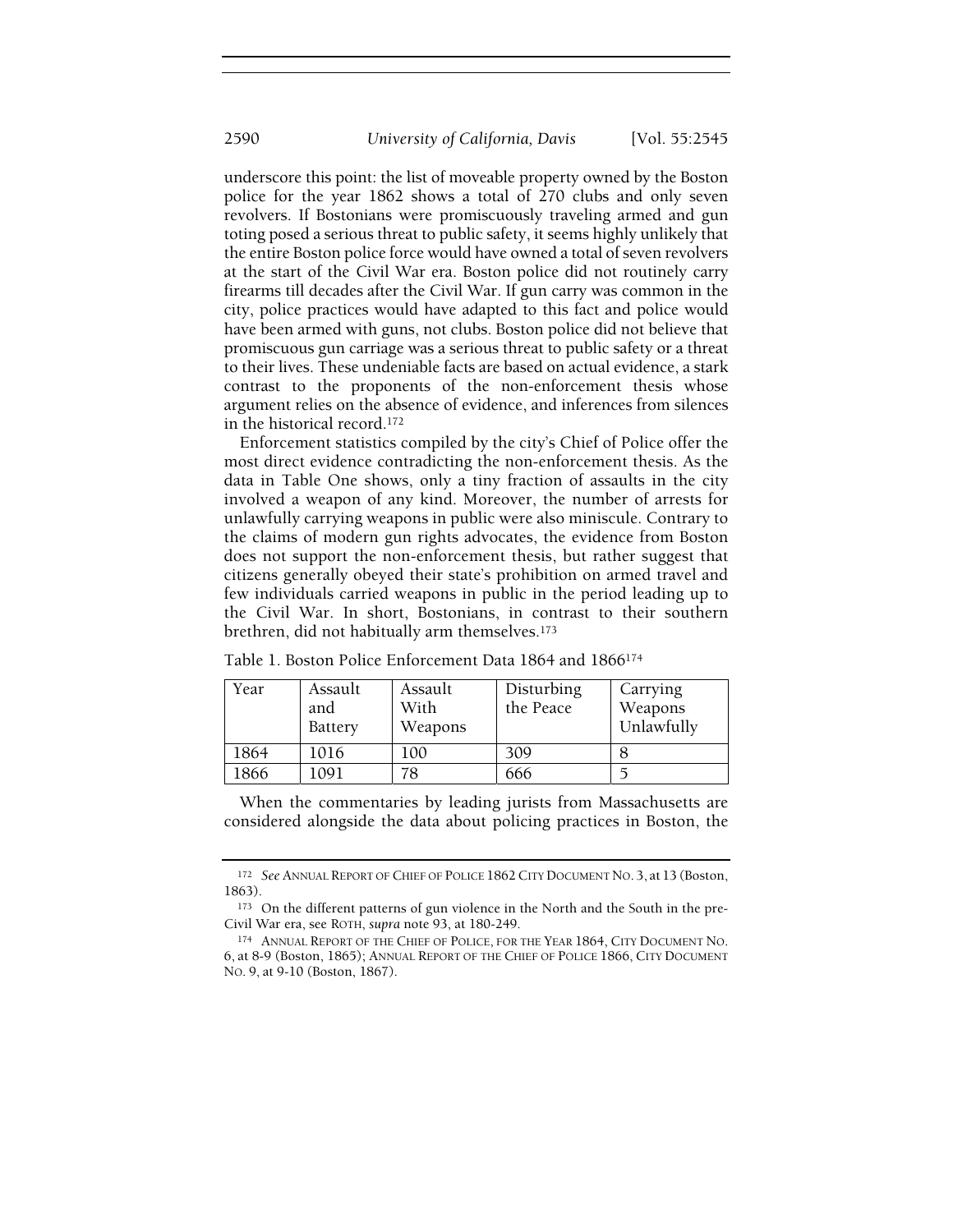underscore this point: the list of moveable property owned by the Boston police for the year 1862 shows a total of 270 clubs and only seven revolvers. If Bostonians were promiscuously traveling armed and gun toting posed a serious threat to public safety, it seems highly unlikely that the entire Boston police force would have owned a total of seven revolvers at the start of the Civil War era. Boston police did not routinely carry firearms till decades after the Civil War. If gun carry was common in the city, police practices would have adapted to this fact and police would have been armed with guns, not clubs. Boston police did not believe that promiscuous gun carriage was a serious threat to public safety or a threat to their lives. These undeniable facts are based on actual evidence, a stark contrast to the proponents of the non-enforcement thesis whose argument relies on the absence of evidence, and inferences from silences in the historical record.[172]

Enforcement statistics compiled by the city's Chief of Police offer the most direct evidence contradicting the non-enforcement thesis. As the data in Table One shows, only a tiny fraction of assaults in the city involved a weapon of any kind. Moreover, the number of arrests for unlawfully carrying weapons in public were also miniscule. Contrary to the claims of modern gun rights advocates, the evidence from Boston does not support the non-enforcement thesis, but rather suggest that citizens generally obeyed their state's prohibition on armed travel and few individuals carried weapons in public in the period leading up to the Civil War. In short, Bostonians, in contrast to their southern brethren, did not habitually arm themselves.[173]

Table 1. Boston Police Enforcement Data 1864 and 1866[174]

| Year | Assault and Battery | Assault With Weapons | Disturbing the Peace | Carrying Weapons Unlawfully |
|---|---|---|---|---|
| 1864 | 1016 | 100 | 309 | 8 |
| 1866 | 1091 | 78 | 666 | 5 |

When the commentaries by leading jurists from Massachusetts are considered alongside the data about policing practices in Boston, the

---

[172] *See* ANNUAL REPORT OF CHIEF OF POLICE 1862 CITY DOCUMENT NO. 3, at 13 (Boston, 1863).

[173] On the different patterns of gun violence in the North and the South in the pre-Civil War era, see ROTH, *supra* note 93, at 180-249.

[174] ANNUAL REPORT OF THE CHIEF OF POLICE, FOR THE YEAR 1864, CITY DOCUMENT NO. 6, at 8-9 (Boston, 1865); ANNUAL REPORT OF THE CHIEF OF POLICE 1866, CITY DOCUMENT NO. 9, at 9-10 (Boston, 1867).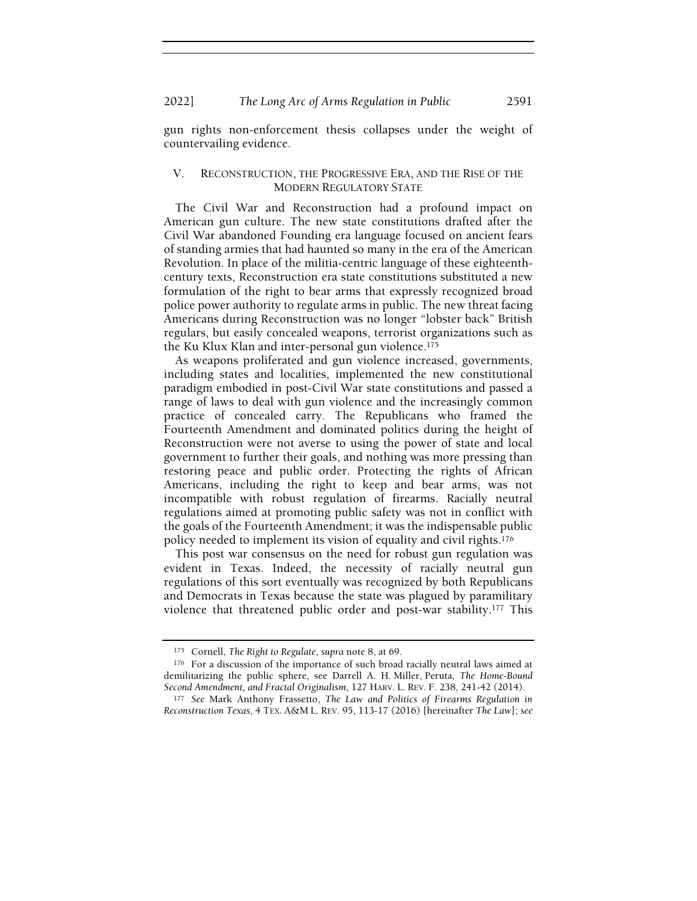gun rights non-enforcement thesis collapses under the weight of countervailing evidence.

## V. Reconstruction, the Progressive Era, and the Rise of the Modern Regulatory State

The Civil War and Reconstruction had a profound impact on American gun culture. The new state constitutions drafted after the Civil War abandoned Founding era language focused on ancient fears of standing armies that had haunted so many in the era of the American Revolution. In place of the militia-centric language of these eighteenth-century texts, Reconstruction era state constitutions substituted a new formulation of the right to bear arms that expressly recognized broad police power authority to regulate arms in public. The new threat facing Americans during Reconstruction was no longer "lobster back" British regulars, but easily concealed weapons, terrorist organizations such as the Ku Klux Klan and inter-personal gun violence.[175]

As weapons proliferated and gun violence increased, governments, including states and localities, implemented the new constitutional paradigm embodied in post-Civil War state constitutions and passed a range of laws to deal with gun violence and the increasingly common practice of concealed carry. The Republicans who framed the Fourteenth Amendment and dominated politics during the height of Reconstruction were not averse to using the power of state and local government to further their goals, and nothing was more pressing than restoring peace and public order. Protecting the rights of African Americans, including the right to keep and bear arms, was not incompatible with robust regulation of firearms. Racially neutral regulations aimed at promoting public safety was not in conflict with the goals of the Fourteenth Amendment; it was the indispensable public policy needed to implement its vision of equality and civil rights.[176]

This post war consensus on the need for robust gun regulation was evident in Texas. Indeed, the necessity of racially neutral gun regulations of this sort eventually was recognized by both Republicans and Democrats in Texas because the state was plagued by paramilitary violence that threatened public order and post-war stability.[177] This

---

[175] Cornell, *The Right to Regulate*, *supra* note 8, at 69.

[176] For a discussion of the importance of such broad racially neutral laws aimed at demilitarizing the public sphere, see Darrell A. H. Miller, Peruta*, The Home-Bound Second Amendment, and Fractal Originalism*, 127 HARV. L. REV. F. 238, 241-42 (2014).

[177] *See* Mark Anthony Frassetto, *The Law and Politics of Firearms Regulation in Reconstruction Texas*, 4 TEX. A&M L. REV. 95, 113-17 (2016) [hereinafter *The Law*]; *see*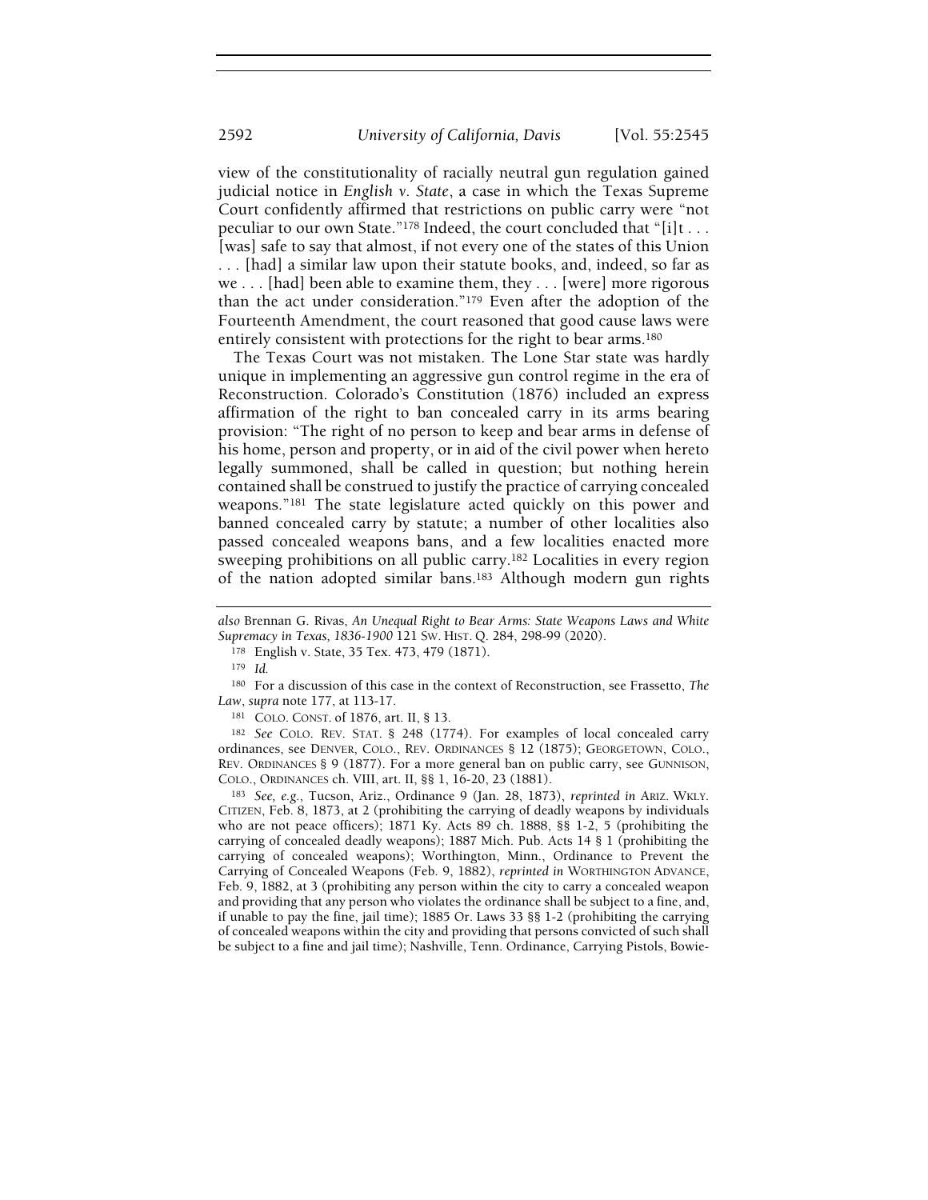view of the constitutionality of racially neutral gun regulation gained judicial notice in *English v. State*, a case in which the Texas Supreme Court confidently affirmed that restrictions on public carry were "not peculiar to our own State."[178] Indeed, the court concluded that "[i]t . . . [was] safe to say that almost, if not every one of the states of this Union . . . [had] a similar law upon their statute books, and, indeed, so far as we . . . [had] been able to examine them, they . . . [were] more rigorous than the act under consideration."[179] Even after the adoption of the Fourteenth Amendment, the court reasoned that good cause laws were entirely consistent with protections for the right to bear arms.[180]

The Texas Court was not mistaken. The Lone Star state was hardly unique in implementing an aggressive gun control regime in the era of Reconstruction. Colorado's Constitution (1876) included an express affirmation of the right to ban concealed carry in its arms bearing provision: "The right of no person to keep and bear arms in defense of his home, person and property, or in aid of the civil power when hereto legally summoned, shall be called in question; but nothing herein contained shall be construed to justify the practice of carrying concealed weapons."[181] The state legislature acted quickly on this power and banned concealed carry by statute; a number of other localities also passed concealed weapons bans, and a few localities enacted more sweeping prohibitions on all public carry.[182] Localities in every region of the nation adopted similar bans.[183] Although modern gun rights

---

*also* Brennan G. Rivas, *An Unequal Right to Bear Arms: State Weapons Laws and White Supremacy in Texas, 1836-1900* 121 SW. HIST. Q. 284, 298-99 (2020).

[178] English v. State, 35 Tex. 473, 479 (1871).

[179] *Id.*

[180] For a discussion of this case in the context of Reconstruction, see Frassetto, *The Law*, *supra* note 177, at 113-17.

[181] COLO. CONST. of 1876, art. II, § 13.

[182] *See* COLO. REV. STAT. § 248 (1774). For examples of local concealed carry ordinances, see DENVER, COLO., REV. ORDINANCES § 12 (1875); GEORGETOWN, COLO., REV. ORDINANCES § 9 (1877). For a more general ban on public carry, see GUNNISON, COLO., ORDINANCES ch. VIII, art. II, §§ 1, 16-20, 23 (1881).

[183] *See, e.g.*, Tucson, Ariz., Ordinance 9 (Jan. 28, 1873), *reprinted in* ARIZ. WKLY. CITIZEN, Feb. 8, 1873, at 2 (prohibiting the carrying of deadly weapons by individuals who are not peace officers); 1871 Ky. Acts 89 ch. 1888, §§ 1-2, 5 (prohibiting the carrying of concealed deadly weapons); 1887 Mich. Pub. Acts 14 § 1 (prohibiting the carrying of concealed weapons); Worthington, Minn., Ordinance to Prevent the Carrying of Concealed Weapons (Feb. 9, 1882), *reprinted in* WORTHINGTON ADVANCE, Feb. 9, 1882, at 3 (prohibiting any person within the city to carry a concealed weapon and providing that any person who violates the ordinance shall be subject to a fine, and, if unable to pay the fine, jail time); 1885 Or. Laws 33 §§ 1-2 (prohibiting the carrying of concealed weapons within the city and providing that persons convicted of such shall be subject to a fine and jail time); Nashville, Tenn. Ordinance, Carrying Pistols, Bowie-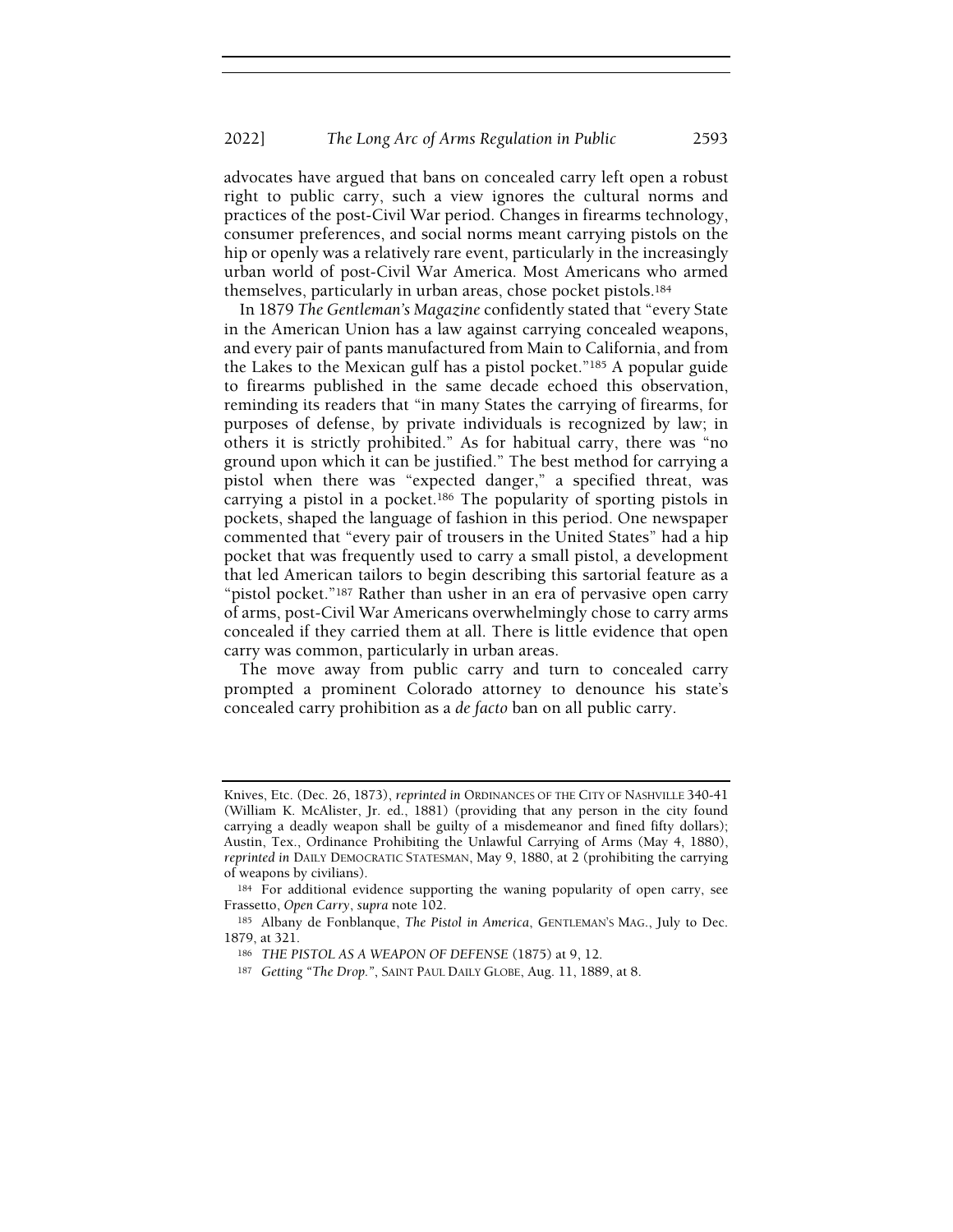advocates have argued that bans on concealed carry left open a robust right to public carry, such a view ignores the cultural norms and practices of the post-Civil War period. Changes in firearms technology, consumer preferences, and social norms meant carrying pistols on the hip or openly was a relatively rare event, particularly in the increasingly urban world of post-Civil War America. Most Americans who armed themselves, particularly in urban areas, chose pocket pistols.[184]

In 1879 *The Gentleman's Magazine* confidently stated that "every State in the American Union has a law against carrying concealed weapons, and every pair of pants manufactured from Main to California, and from the Lakes to the Mexican gulf has a pistol pocket."[185] A popular guide to firearms published in the same decade echoed this observation, reminding its readers that "in many States the carrying of firearms, for purposes of defense, by private individuals is recognized by law; in others it is strictly prohibited." As for habitual carry, there was "no ground upon which it can be justified." The best method for carrying a pistol when there was "expected danger," a specified threat, was carrying a pistol in a pocket.[186] The popularity of sporting pistols in pockets, shaped the language of fashion in this period. One newspaper commented that "every pair of trousers in the United States" had a hip pocket that was frequently used to carry a small pistol, a development that led American tailors to begin describing this sartorial feature as a "pistol pocket."[187] Rather than usher in an era of pervasive open carry of arms, post-Civil War Americans overwhelmingly chose to carry arms concealed if they carried them at all. There is little evidence that open carry was common, particularly in urban areas.

The move away from public carry and turn to concealed carry prompted a prominent Colorado attorney to denounce his state's concealed carry prohibition as a *de facto* ban on all public carry.

---

Knives, Etc. (Dec. 26, 1873), *reprinted in* ORDINANCES OF THE CITY OF NASHVILLE 340-41 (William K. McAlister, Jr. ed., 1881) (providing that any person in the city found carrying a deadly weapon shall be guilty of a misdemeanor and fined fifty dollars); Austin, Tex., Ordinance Prohibiting the Unlawful Carrying of Arms (May 4, 1880), *reprinted in* DAILY DEMOCRATIC STATESMAN, May 9, 1880, at 2 (prohibiting the carrying of weapons by civilians).

[184] For additional evidence supporting the waning popularity of open carry, see Frassetto, *Open Carry*, *supra* note 102.

[185] Albany de Fonblanque, *The Pistol in America*, GENTLEMAN'S MAG., July to Dec. 1879, at 321.

[186] *THE PISTOL AS A WEAPON OF DEFENSE* (1875) at 9, 12.

[187] *Getting "The Drop."*, SAINT PAUL DAILY GLOBE, Aug. 11, 1889, at 8.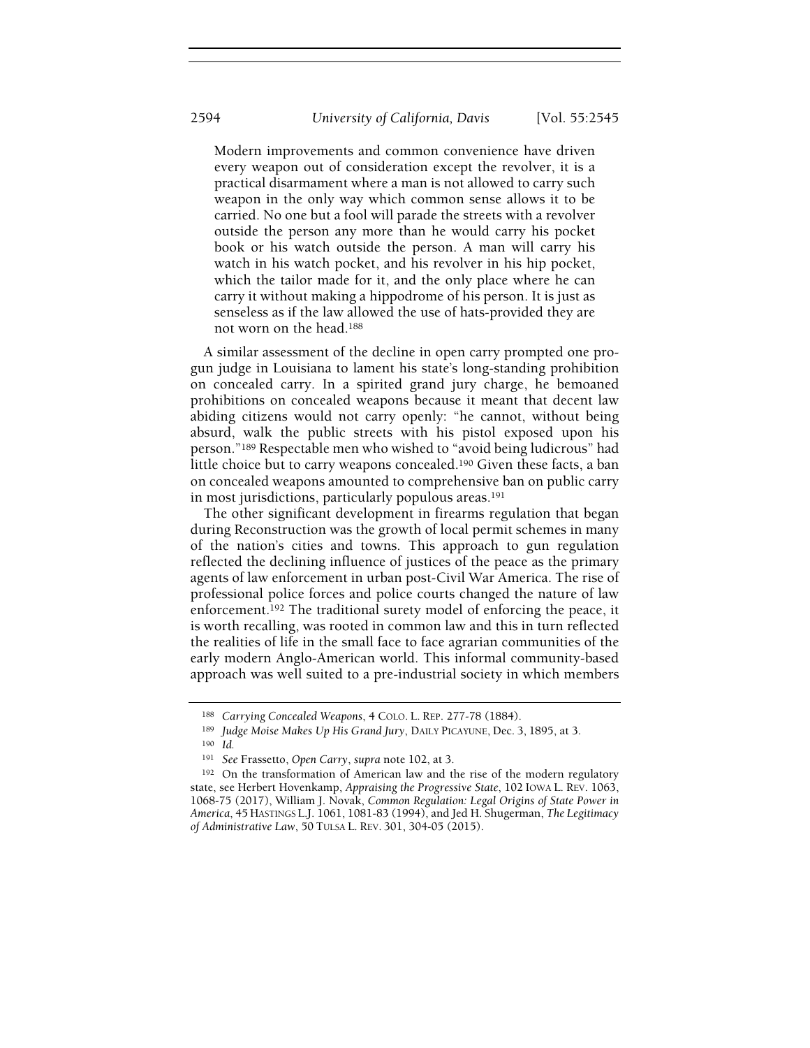> Modern improvements and common convenience have driven every weapon out of consideration except the revolver, it is a practical disarmament where a man is not allowed to carry such weapon in the only way which common sense allows it to be carried. No one but a fool will parade the streets with a revolver outside the person any more than he would carry his pocket book or his watch outside the person. A man will carry his watch in his watch pocket, and his revolver in his hip pocket, which the tailor made for it, and the only place where he can carry it without making a hippodrome of his person. It is just as senseless as if the law allowed the use of hats-provided they are not worn on the head.[188]

A similar assessment of the decline in open carry prompted one pro-gun judge in Louisiana to lament his state's long-standing prohibition on concealed carry. In a spirited grand jury charge, he bemoaned prohibitions on concealed weapons because it meant that decent law abiding citizens would not carry openly: "he cannot, without being absurd, walk the public streets with his pistol exposed upon his person."[189] Respectable men who wished to "avoid being ludicrous" had little choice but to carry weapons concealed.[190] Given these facts, a ban on concealed weapons amounted to comprehensive ban on public carry in most jurisdictions, particularly populous areas.[191]

The other significant development in firearms regulation that began during Reconstruction was the growth of local permit schemes in many of the nation's cities and towns. This approach to gun regulation reflected the declining influence of justices of the peace as the primary agents of law enforcement in urban post-Civil War America. The rise of professional police forces and police courts changed the nature of law enforcement.[192] The traditional surety model of enforcing the peace, it is worth recalling, was rooted in common law and this in turn reflected the realities of life in the small face to face agrarian communities of the early modern Anglo-American world. This informal community-based approach was well suited to a pre-industrial society in which members

---

[188] *Carrying Concealed Weapons*, 4 COLO. L. REP. 277-78 (1884).

[189] *Judge Moise Makes Up His Grand Jury*, DAILY PICAYUNE, Dec. 3, 1895, at 3.

[190] *Id.*

[191] *See* Frassetto, *Open Carry*, *supra* note 102, at 3.

[192] On the transformation of American law and the rise of the modern regulatory state, see Herbert Hovenkamp, *Appraising the Progressive State*, 102 IOWA L. REV. 1063, 1068-75 (2017), William J. Novak, *Common Regulation: Legal Origins of State Power in America*, 45 HASTINGS L.J. 1061, 1081-83 (1994), and Jed H. Shugerman, *The Legitimacy of Administrative Law*, 50 TULSA L. REV. 301, 304-05 (2015).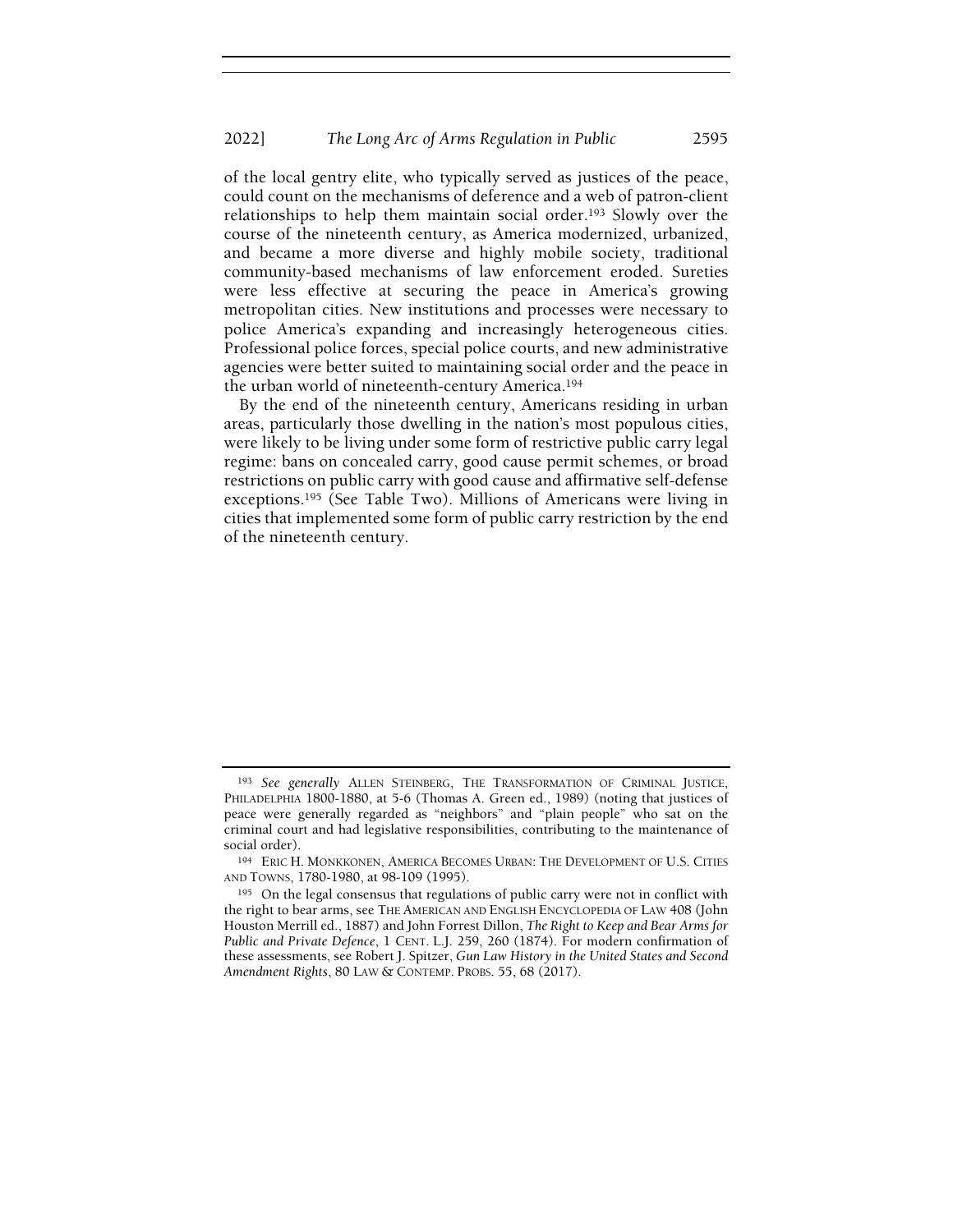of the local gentry elite, who typically served as justices of the peace, could count on the mechanisms of deference and a web of patron-client relationships to help them maintain social order.[193] Slowly over the course of the nineteenth century, as America modernized, urbanized, and became a more diverse and highly mobile society, traditional community-based mechanisms of law enforcement eroded. Sureties were less effective at securing the peace in America's growing metropolitan cities. New institutions and processes were necessary to police America's expanding and increasingly heterogeneous cities. Professional police forces, special police courts, and new administrative agencies were better suited to maintaining social order and the peace in the urban world of nineteenth-century America.[194]

By the end of the nineteenth century, Americans residing in urban areas, particularly those dwelling in the nation's most populous cities, were likely to be living under some form of restrictive public carry legal regime: bans on concealed carry, good cause permit schemes, or broad restrictions on public carry with good cause and affirmative self-defense exceptions.[195] (See Table Two). Millions of Americans were living in cities that implemented some form of public carry restriction by the end of the nineteenth century.

---

[193] *See generally* ALLEN STEINBERG, THE TRANSFORMATION OF CRIMINAL JUSTICE, PHILADELPHIA 1800-1880, at 5-6 (Thomas A. Green ed., 1989) (noting that justices of peace were generally regarded as "neighbors" and "plain people" who sat on the criminal court and had legislative responsibilities, contributing to the maintenance of social order).

[194] ERIC H. MONKKONEN, AMERICA BECOMES URBAN: THE DEVELOPMENT OF U.S. CITIES AND TOWNS, 1780-1980, at 98-109 (1995).

[195] On the legal consensus that regulations of public carry were not in conflict with the right to bear arms, see THE AMERICAN AND ENGLISH ENCYCLOPEDIA OF LAW 408 (John Houston Merrill ed., 1887) and John Forrest Dillon, *The Right to Keep and Bear Arms for Public and Private Defence*, 1 CENT. L.J. 259, 260 (1874). For modern confirmation of these assessments, see Robert J. Spitzer, *Gun Law History in the United States and Second Amendment Rights*, 80 LAW & CONTEMP. PROBS. 55, 68 (2017).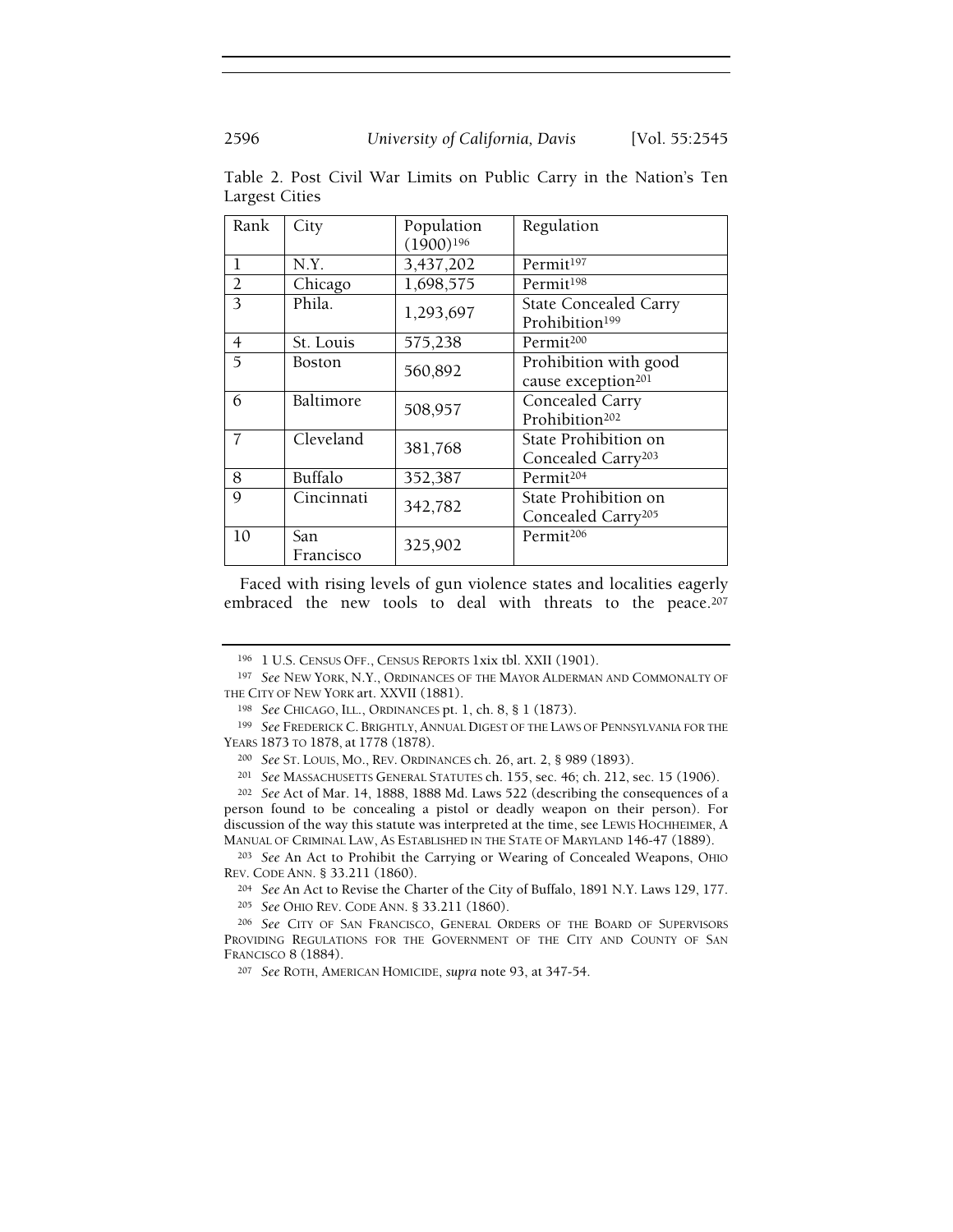Table 2. Post Civil War Limits on Public Carry in the Nation's Ten Largest Cities

| Rank | City | Population (1900)[196] | Regulation |
|---|---|---|---|
| 1 | N.Y. | 3,437,202 | Permit[197] |
| 2 | Chicago | 1,698,575 | Permit[198] |
| 3 | Phila. | 1,293,697 | State Concealed Carry Prohibition[199] |
| 4 | St. Louis | 575,238 | Permit[200] |
| 5 | Boston | 560,892 | Prohibition with good cause exception[201] |
| 6 | Baltimore | 508,957 | Concealed Carry Prohibition[202] |
| 7 | Cleveland | 381,768 | State Prohibition on Concealed Carry[203] |
| 8 | Buffalo | 352,387 | Permit[204] |
| 9 | Cincinnati | 342,782 | State Prohibition on Concealed Carry[205] |
| 10 | San Francisco | 325,902 | Permit[206] |

Faced with rising levels of gun violence states and localities eagerly embraced the new tools to deal with threats to the peace.[207]

---

[196] 1 U.S. CENSUS OFF., CENSUS REPORTS 1xix tbl. XXII (1901).

[197] *See* NEW YORK, N.Y., ORDINANCES OF THE MAYOR ALDERMAN AND COMMONALTY OF THE CITY OF NEW YORK art. XXVII (1881).

[198] *See* CHICAGO, ILL., ORDINANCES pt. 1, ch. 8, § 1 (1873).

[199] *See* FREDERICK C. BRIGHTLY, ANNUAL DIGEST OF THE LAWS OF PENNSYLVANIA FOR THE YEARS 1873 TO 1878, at 1778 (1878).

[200] *See* ST. LOUIS, MO., REV. ORDINANCES ch. 26, art. 2, § 989 (1893).

[201] *See* MASSACHUSETTS GENERAL STATUTES ch. 155, sec. 46; ch. 212, sec. 15 (1906).

[202] *See* Act of Mar. 14, 1888, 1888 Md. Laws 522 (describing the consequences of a person found to be concealing a pistol or deadly weapon on their person). For discussion of the way this statute was interpreted at the time, see LEWIS HOCHHEIMER, A MANUAL OF CRIMINAL LAW, AS ESTABLISHED IN THE STATE OF MARYLAND 146-47 (1889).

[203] *See* An Act to Prohibit the Carrying or Wearing of Concealed Weapons, OHIO REV. CODE ANN. § 33.211 (1860).

[204] *See* An Act to Revise the Charter of the City of Buffalo, 1891 N.Y. Laws 129, 177.

[205] *See* OHIO REV. CODE ANN. § 33.211 (1860).

[206] *See* CITY OF SAN FRANCISCO, GENERAL ORDERS OF THE BOARD OF SUPERVISORS PROVIDING REGULATIONS FOR THE GOVERNMENT OF THE CITY AND COUNTY OF SAN FRANCISCO 8 (1884).

[207] *See* ROTH, AMERICAN HOMICIDE, *supra* note 93, at 347-54.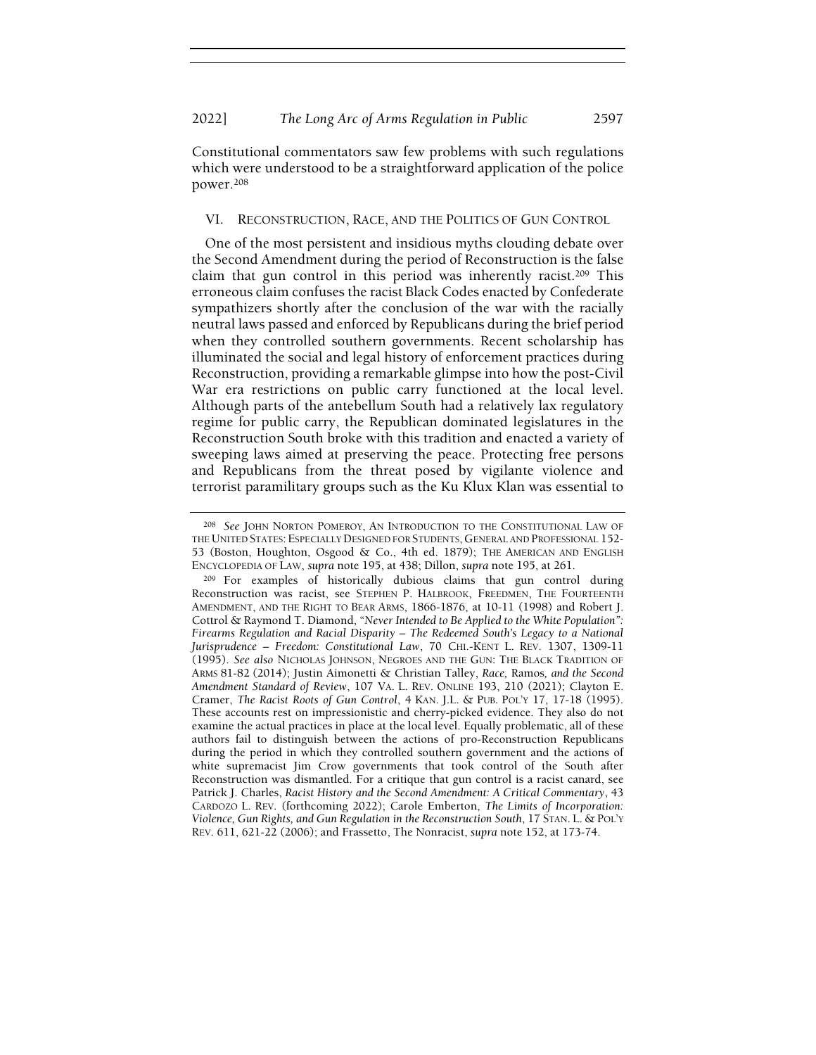Constitutional commentators saw few problems with such regulations which were understood to be a straightforward application of the police power.[208]

## VI. Reconstruction, Race, and the Politics of Gun Control

One of the most persistent and insidious myths clouding debate over the Second Amendment during the period of Reconstruction is the false claim that gun control in this period was inherently racist.[209] This erroneous claim confuses the racist Black Codes enacted by Confederate sympathizers shortly after the conclusion of the war with the racially neutral laws passed and enforced by Republicans during the brief period when they controlled southern governments. Recent scholarship has illuminated the social and legal history of enforcement practices during Reconstruction, providing a remarkable glimpse into how the post-Civil War era restrictions on public carry functioned at the local level. Although parts of the antebellum South had a relatively lax regulatory regime for public carry, the Republican dominated legislatures in the Reconstruction South broke with this tradition and enacted a variety of sweeping laws aimed at preserving the peace. Protecting free persons and Republicans from the threat posed by vigilante violence and terrorist paramilitary groups such as the Ku Klux Klan was essential to

---

[208] *See* John Norton Pomeroy, An Introduction to the Constitutional Law of the United States: Especially Designed for Students, General and Professional 152-53 (Boston, Houghton, Osgood & Co., 4th ed. 1879); The American and English Encyclopedia of Law, *supra* note 195, at 438; Dillon, *supra* note 195, at 261.

[209] For examples of historically dubious claims that gun control during Reconstruction was racist, see Stephen P. Halbrook, Freedmen, The Fourteenth Amendment, and the Right to Bear Arms, 1866-1876, at 10-11 (1998) and Robert J. Cottrol & Raymond T. Diamond, *"Never Intended to Be Applied to the White Population": Firearms Regulation and Racial Disparity – The Redeemed South's Legacy to a National Jurisprudence – Freedom: Constitutional Law*, 70 Chi.-Kent L. Rev. 1307, 1309-11 (1995). *See also* Nicholas Johnson, Negroes and the Gun: The Black Tradition of Arms 81-82 (2014); Justin Aimonetti & Christian Talley, *Race,* Ramos*, and the Second Amendment Standard of Review*, 107 Va. L. Rev. Online 193, 210 (2021); Clayton E. Cramer, *The Racist Roots of Gun Control*, 4 Kan. J.L. & Pub. Pol'y 17, 17-18 (1995). These accounts rest on impressionistic and cherry-picked evidence. They also do not examine the actual practices in place at the local level. Equally problematic, all of these authors fail to distinguish between the actions of pro-Reconstruction Republicans during the period in which they controlled southern government and the actions of white supremacist Jim Crow governments that took control of the South after Reconstruction was dismantled. For a critique that gun control is a racist canard, see Patrick J. Charles, *Racist History and the Second Amendment: A Critical Commentary*, 43 Cardozo L. Rev. (forthcoming 2022); Carole Emberton, *The Limits of Incorporation: Violence, Gun Rights, and Gun Regulation in the Reconstruction South*, 17 Stan. L. & Pol'y Rev. 611, 621-22 (2006); and Frassetto, The Nonracist, *supra* note 152, at 173-74.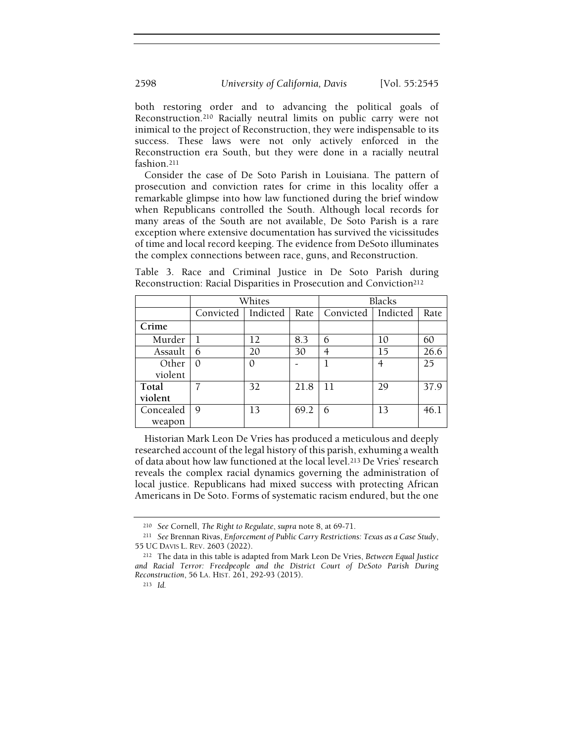both restoring order and to advancing the political goals of Reconstruction.[210] Racially neutral limits on public carry were not inimical to the project of Reconstruction, they were indispensable to its success. These laws were not only actively enforced in the Reconstruction era South, but they were done in a racially neutral fashion.[211]

Consider the case of De Soto Parish in Louisiana. The pattern of prosecution and conviction rates for crime in this locality offer a remarkable glimpse into how law functioned during the brief window when Republicans controlled the South. Although local records for many areas of the South are not available, De Soto Parish is a rare exception where extensive documentation has survived the vicissitudes of time and local record keeping. The evidence from DeSoto illuminates the complex connections between race, guns, and Reconstruction.

Table 3. Race and Criminal Justice in De Soto Parish during Reconstruction: Racial Disparities in Prosecution and Conviction[212]

| | Whites | | | Blacks | | |
|---|---|---|---|---|---|---|
| | Convicted | Indicted | Rate | Convicted | Indicted | Rate |
| **Crime** | | | | | | |
| Murder | 1 | 12 | 8.3 | 6 | 10 | 60 |
| Assault | 6 | 20 | 30 | 4 | 15 | 26.6 |
| Other violent | 0 | 0 | - | 1 | 4 | 25 |
| **Total violent** | 7 | 32 | 21.8 | 11 | 29 | 37.9 |
| Concealed weapon | 9 | 13 | 69.2 | 6 | 13 | 46.1 |

Historian Mark Leon De Vries has produced a meticulous and deeply researched account of the legal history of this parish, exhuming a wealth of data about how law functioned at the local level.[213] De Vries' research reveals the complex racial dynamics governing the administration of local justice. Republicans had mixed success with protecting African Americans in De Soto. Forms of systematic racism endured, but the one

[210] *See* Cornell, *The Right to Regulate*, *supra* note 8, at 69-71.

[211] *See* Brennan Rivas, *Enforcement of Public Carry Restrictions: Texas as a Case Study*, 55 UC DAVIS L. REV. 2603 (2022).

[212] The data in this table is adapted from Mark Leon De Vries, *Between Equal Justice and Racial Terror: Freedpeople and the District Court of DeSoto Parish During Reconstruction*, 56 LA. HIST. 261, 292-93 (2015).

[213] *Id.*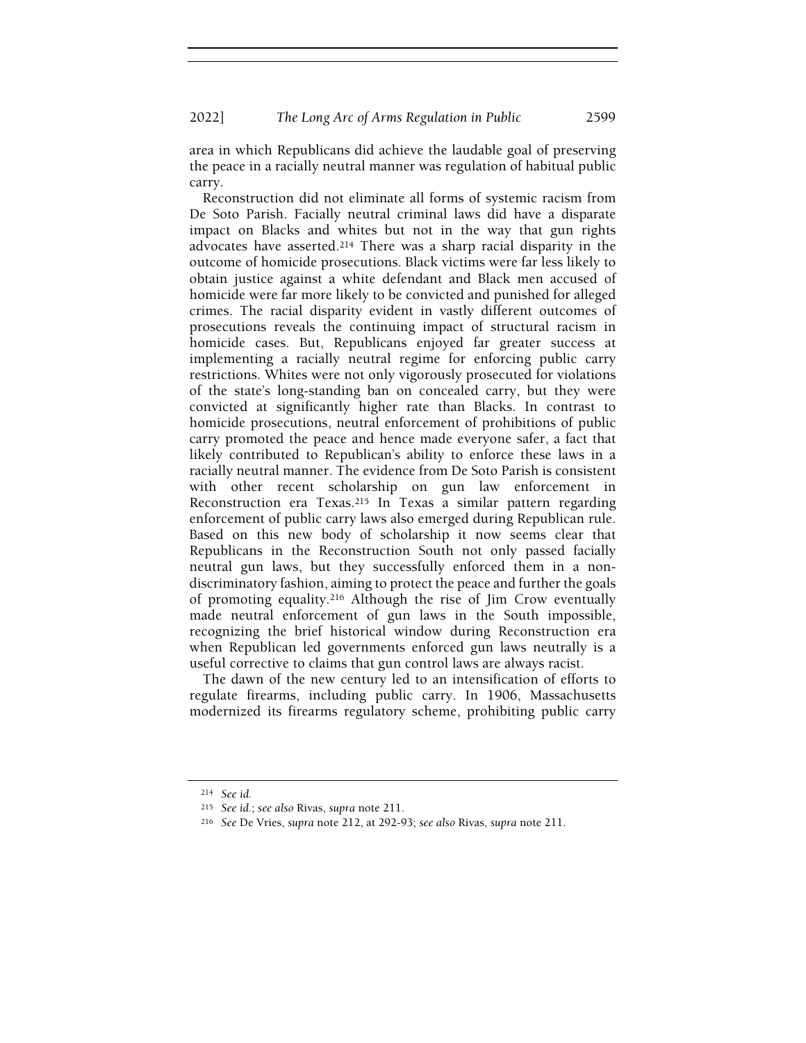area in which Republicans did achieve the laudable goal of preserving the peace in a racially neutral manner was regulation of habitual public carry.

Reconstruction did not eliminate all forms of systemic racism from De Soto Parish. Facially neutral criminal laws did have a disparate impact on Blacks and whites but not in the way that gun rights advocates have asserted.[214] There was a sharp racial disparity in the outcome of homicide prosecutions. Black victims were far less likely to obtain justice against a white defendant and Black men accused of homicide were far more likely to be convicted and punished for alleged crimes. The racial disparity evident in vastly different outcomes of prosecutions reveals the continuing impact of structural racism in homicide cases. But, Republicans enjoyed far greater success at implementing a racially neutral regime for enforcing public carry restrictions. Whites were not only vigorously prosecuted for violations of the state's long-standing ban on concealed carry, but they were convicted at significantly higher rate than Blacks. In contrast to homicide prosecutions, neutral enforcement of prohibitions of public carry promoted the peace and hence made everyone safer, a fact that likely contributed to Republican's ability to enforce these laws in a racially neutral manner. The evidence from De Soto Parish is consistent with other recent scholarship on gun law enforcement in Reconstruction era Texas.[215] In Texas a similar pattern regarding enforcement of public carry laws also emerged during Republican rule. Based on this new body of scholarship it now seems clear that Republicans in the Reconstruction South not only passed facially neutral gun laws, but they successfully enforced them in a non-discriminatory fashion, aiming to protect the peace and further the goals of promoting equality.[216] Although the rise of Jim Crow eventually made neutral enforcement of gun laws in the South impossible, recognizing the brief historical window during Reconstruction era when Republican led governments enforced gun laws neutrally is a useful corrective to claims that gun control laws are always racist.

The dawn of the new century led to an intensification of efforts to regulate firearms, including public carry. In 1906, Massachusetts modernized its firearms regulatory scheme, prohibiting public carry

[214] *See id.*

[215] *See id.*; *see also* Rivas, *supra* note 211.

[216] *See* De Vries, *supra* note 212, at 292-93; *see also* Rivas, *supra* note 211.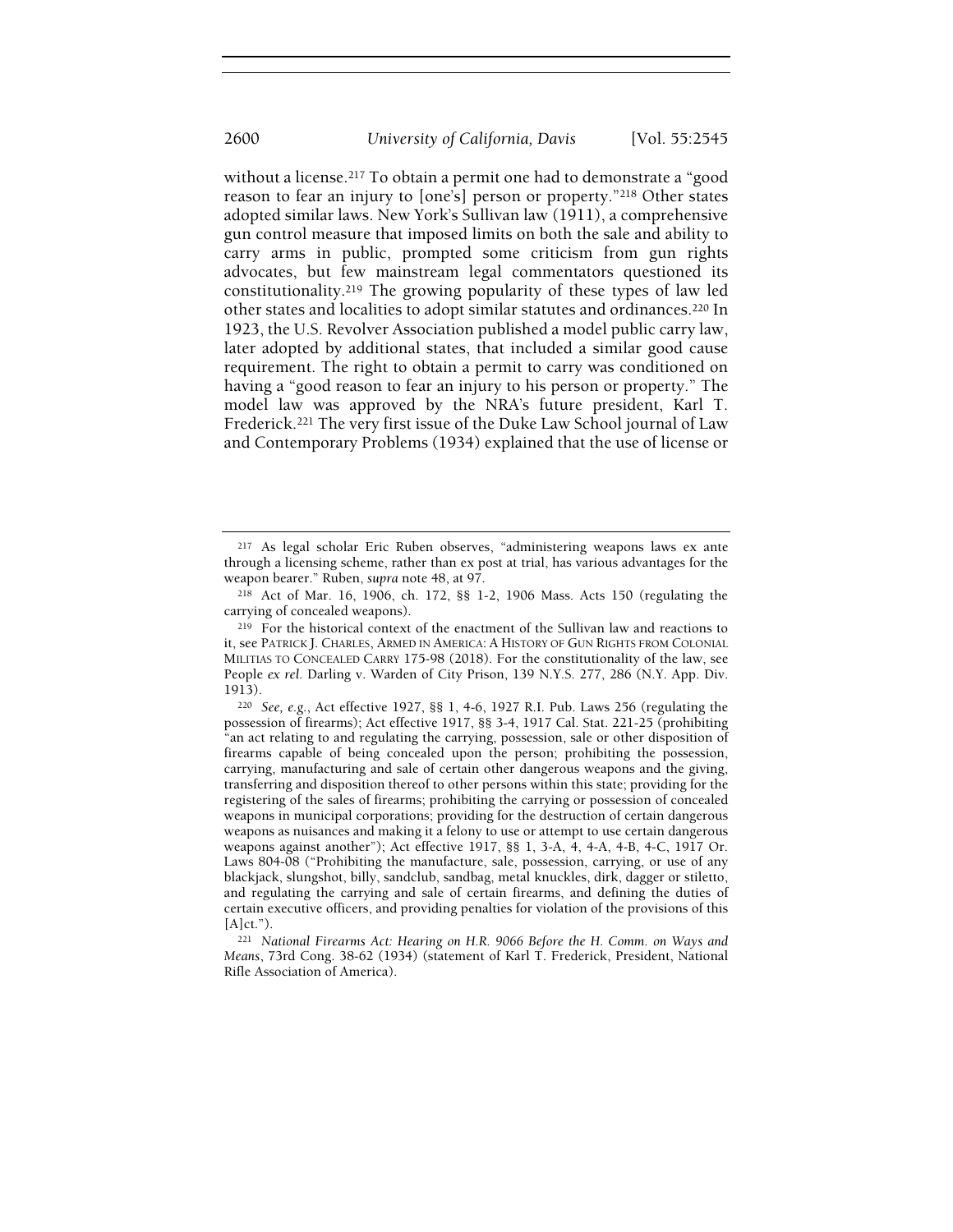without a license.[217] To obtain a permit one had to demonstrate a "good reason to fear an injury to [one's] person or property."[218] Other states adopted similar laws. New York's Sullivan law (1911), a comprehensive gun control measure that imposed limits on both the sale and ability to carry arms in public, prompted some criticism from gun rights advocates, but few mainstream legal commentators questioned its constitutionality.[219] The growing popularity of these types of law led other states and localities to adopt similar statutes and ordinances.[220] In 1923, the U.S. Revolver Association published a model public carry law, later adopted by additional states, that included a similar good cause requirement. The right to obtain a permit to carry was conditioned on having a "good reason to fear an injury to his person or property." The model law was approved by the NRA's future president, Karl T. Frederick.[221] The very first issue of the Duke Law School journal of Law and Contemporary Problems (1934) explained that the use of license or

---

[217] As legal scholar Eric Ruben observes, "administering weapons laws ex ante through a licensing scheme, rather than ex post at trial, has various advantages for the weapon bearer." Ruben, *supra* note 48, at 97.

[218] Act of Mar. 16, 1906, ch. 172, §§ 1-2, 1906 Mass. Acts 150 (regulating the carrying of concealed weapons).

[219] For the historical context of the enactment of the Sullivan law and reactions to it, see PATRICK J. CHARLES, ARMED IN AMERICA: A HISTORY OF GUN RIGHTS FROM COLONIAL MILITIAS TO CONCEALED CARRY 175-98 (2018). For the constitutionality of the law, see People *ex rel.* Darling v. Warden of City Prison, 139 N.Y.S. 277, 286 (N.Y. App. Div. 1913).

[220] *See, e.g.*, Act effective 1927, §§ 1, 4-6, 1927 R.I. Pub. Laws 256 (regulating the possession of firearms); Act effective 1917, §§ 3-4, 1917 Cal. Stat. 221-25 (prohibiting "an act relating to and regulating the carrying, possession, sale or other disposition of firearms capable of being concealed upon the person; prohibiting the possession, carrying, manufacturing and sale of certain other dangerous weapons and the giving, transferring and disposition thereof to other persons within this state; providing for the registering of the sales of firearms; prohibiting the carrying or possession of concealed weapons in municipal corporations; providing for the destruction of certain dangerous weapons as nuisances and making it a felony to use or attempt to use certain dangerous weapons against another"); Act effective 1917, §§ 1, 3-A, 4, 4-A, 4-B, 4-C, 1917 Or. Laws 804-08 ("Prohibiting the manufacture, sale, possession, carrying, or use of any blackjack, slungshot, billy, sandclub, sandbag, metal knuckles, dirk, dagger or stiletto, and regulating the carrying and sale of certain firearms, and defining the duties of certain executive officers, and providing penalties for violation of the provisions of this [A]ct.").

[221] *National Firearms Act: Hearing on H.R. 9066 Before the H. Comm. on Ways and Means*, 73rd Cong. 38-62 (1934) (statement of Karl T. Frederick, President, National Rifle Association of America).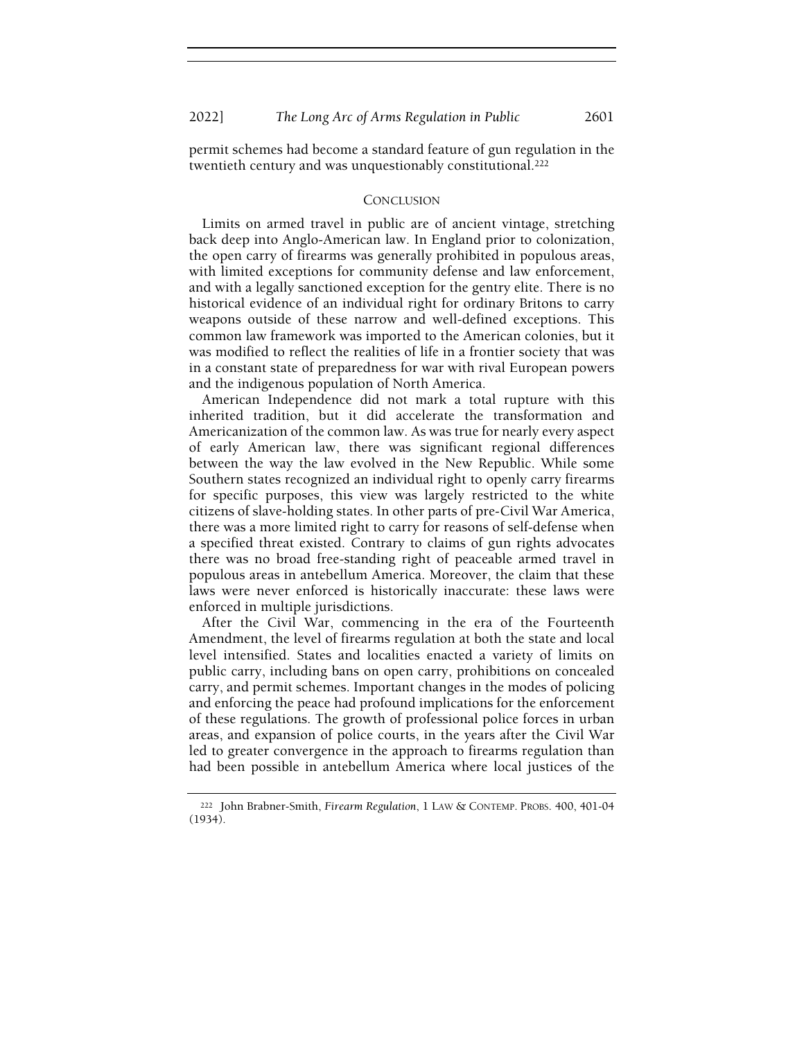permit schemes had become a standard feature of gun regulation in the twentieth century and was unquestionably constitutional.[222]

## CONCLUSION

Limits on armed travel in public are of ancient vintage, stretching back deep into Anglo-American law. In England prior to colonization, the open carry of firearms was generally prohibited in populous areas, with limited exceptions for community defense and law enforcement, and with a legally sanctioned exception for the gentry elite. There is no historical evidence of an individual right for ordinary Britons to carry weapons outside of these narrow and well-defined exceptions. This common law framework was imported to the American colonies, but it was modified to reflect the realities of life in a frontier society that was in a constant state of preparedness for war with rival European powers and the indigenous population of North America.

American Independence did not mark a total rupture with this inherited tradition, but it did accelerate the transformation and Americanization of the common law. As was true for nearly every aspect of early American law, there was significant regional differences between the way the law evolved in the New Republic. While some Southern states recognized an individual right to openly carry firearms for specific purposes, this view was largely restricted to the white citizens of slave-holding states. In other parts of pre-Civil War America, there was a more limited right to carry for reasons of self-defense when a specified threat existed. Contrary to claims of gun rights advocates there was no broad free-standing right of peaceable armed travel in populous areas in antebellum America. Moreover, the claim that these laws were never enforced is historically inaccurate: these laws were enforced in multiple jurisdictions.

After the Civil War, commencing in the era of the Fourteenth Amendment, the level of firearms regulation at both the state and local level intensified. States and localities enacted a variety of limits on public carry, including bans on open carry, prohibitions on concealed carry, and permit schemes. Important changes in the modes of policing and enforcing the peace had profound implications for the enforcement of these regulations. The growth of professional police forces in urban areas, and expansion of police courts, in the years after the Civil War led to greater convergence in the approach to firearms regulation than had been possible in antebellum America where local justices of the

---

[222] John Brabner-Smith, *Firearm Regulation*, 1 LAW & CONTEMP. PROBS. 400, 401-04 (1934).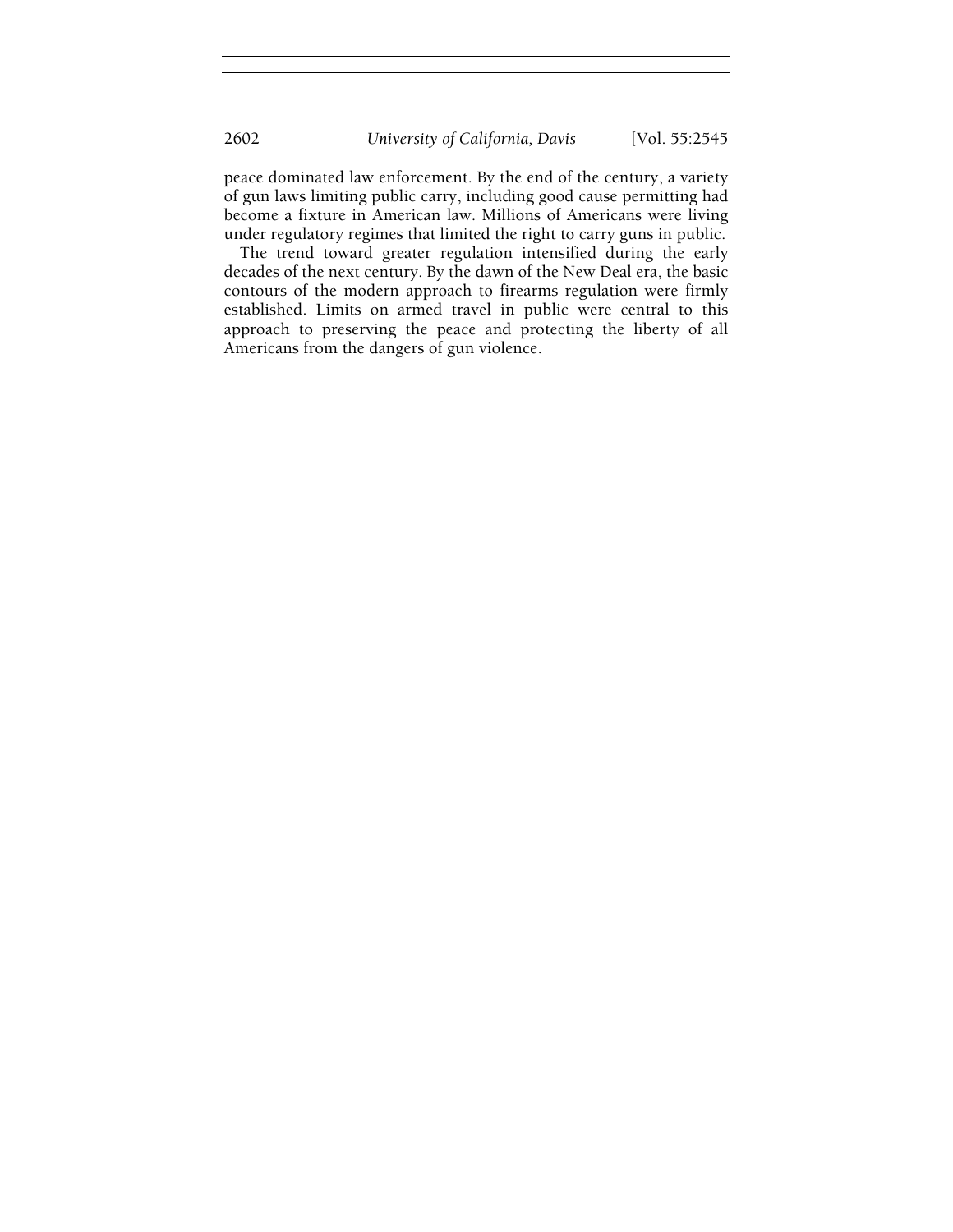peace dominated law enforcement. By the end of the century, a variety of gun laws limiting public carry, including good cause permitting had become a fixture in American law. Millions of Americans were living under regulatory regimes that limited the right to carry guns in public.

The trend toward greater regulation intensified during the early decades of the next century. By the dawn of the New Deal era, the basic contours of the modern approach to firearms regulation were firmly established. Limits on armed travel in public were central to this approach to preserving the peace and protecting the liberty of all Americans from the dangers of gun violence.